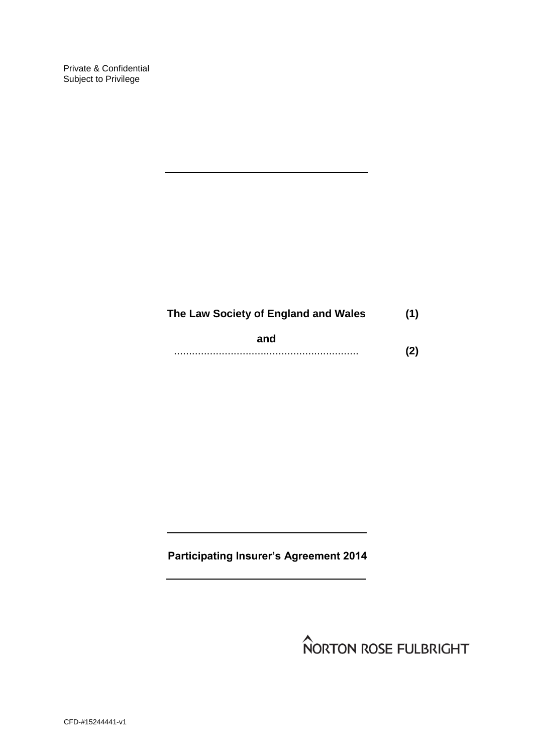Private & Confidential
Subject to Privilege

---

**The Law Society of England and Wales** **(1)**

**and**

............................................................. **(2)**

---

**Participating Insurer's Agreement 2014**

---

NORTON ROSE FULBRIGHT

CFD-#15244441-v1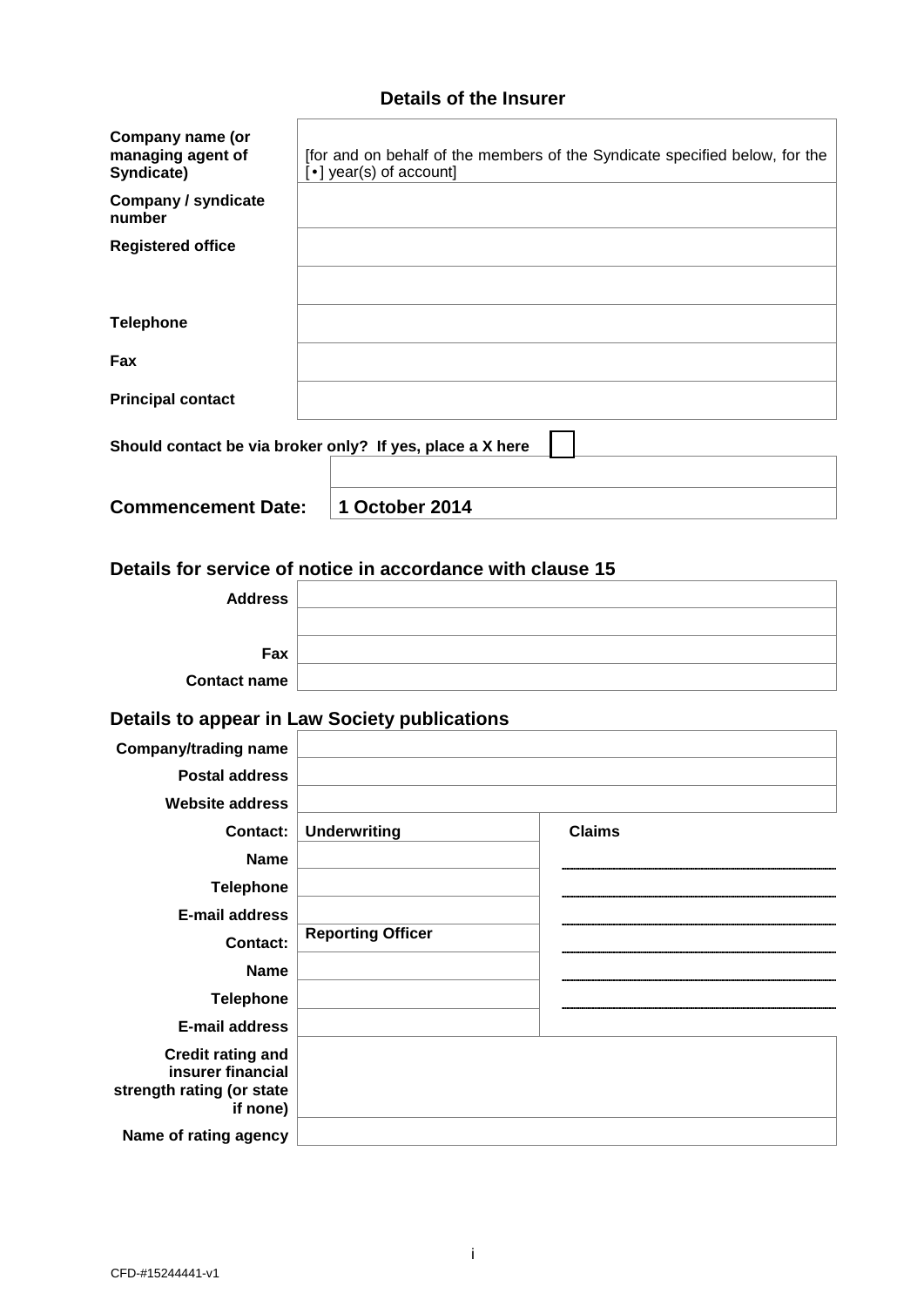## Details of the Insurer

| | |
|---|---|
| **Company name (or managing agent of Syndicate)** | [for and on behalf of the members of the Syndicate specified below, for the [•] year(s) of account] |
| **Company / syndicate number** | |
| **Registered office** | |
| | |
| **Telephone** | |
| **Fax** | |
| **Principal contact** | |

**Should contact be via broker only? If yes, place a X here** ☐

| | |
|---|---|
| | |
| **Commencement Date:** | **1 October 2014** |

## Details for service of notice in accordance with clause 15

| | |
|---|---|
| **Address** | |
| | |
| **Fax** | |
| **Contact name** | |

## Details to appear in Law Society publications

| | | |
|---|---|---|
| **Company/trading name** | | |
| **Postal address** | | |
| **Website address** | | |
| **Contact:** | **Underwriting** | **Claims** |
| **Name** | | |
| **Telephone** | | |
| **E-mail address** | | |
| **Contact:** | **Reporting Officer** | |
| **Name** | | |
| **Telephone** | | |
| **E-mail address** | | |
| **Credit rating and insurer financial strength rating (or state if none)** | | |
| **Name of rating agency** | | |

CFD-#15244441-v1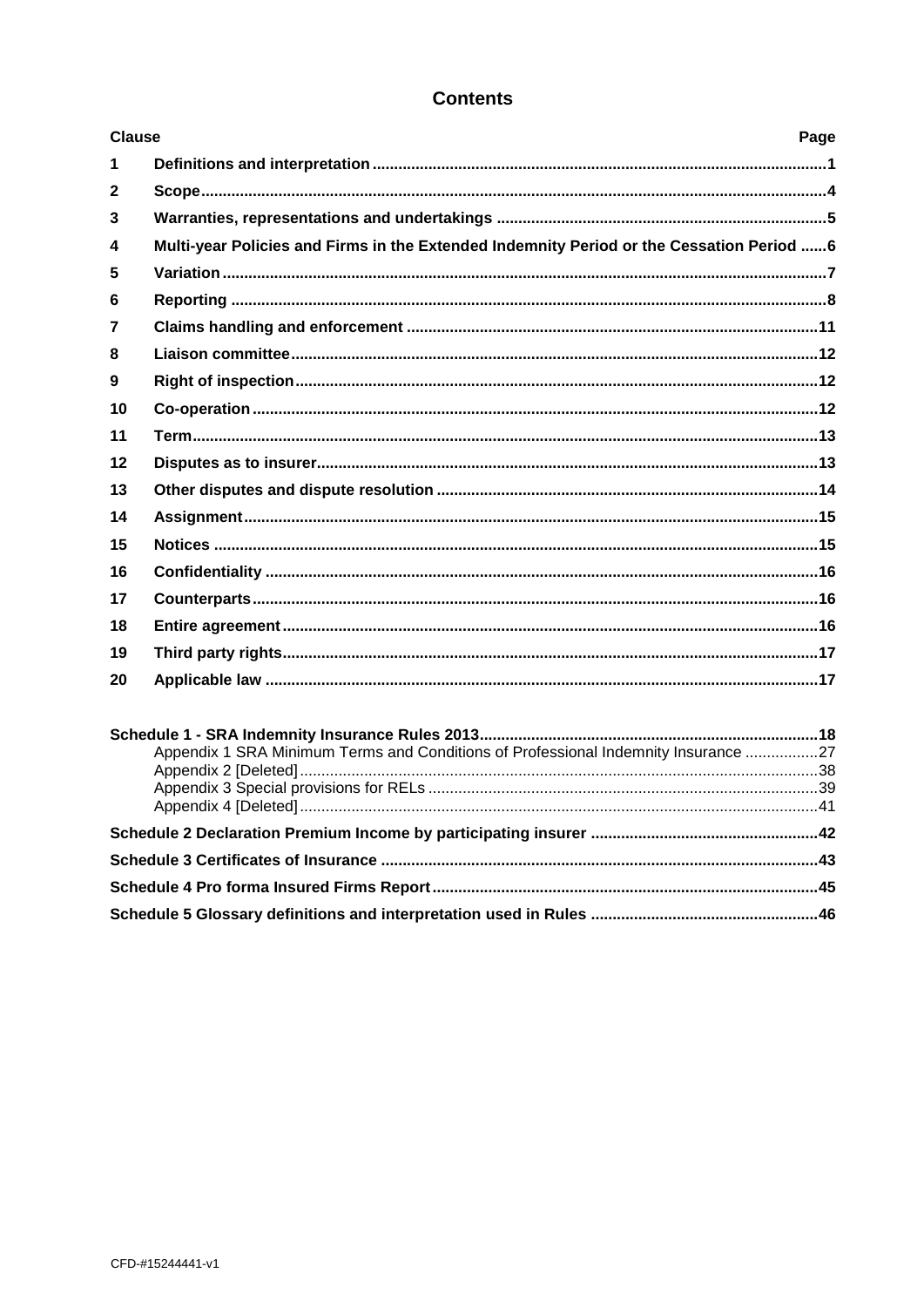# Contents

| Clause | | Page |
|---|---|---|
| 1 | **Definitions and interpretation** | 1 |
| 2 | **Scope** | 4 |
| 3 | **Warranties, representations and undertakings** | 5 |
| 4 | **Multi-year Policies and Firms in the Extended Indemnity Period or the Cessation Period** | 6 |
| 5 | **Variation** | 7 |
| 6 | **Reporting** | 8 |
| 7 | **Claims handling and enforcement** | 11 |
| 8 | **Liaison committee** | 12 |
| 9 | **Right of inspection** | 12 |
| 10 | **Co-operation** | 12 |
| 11 | **Term** | 13 |
| 12 | **Disputes as to insurer** | 13 |
| 13 | **Other disputes and dispute resolution** | 14 |
| 14 | **Assignment** | 15 |
| 15 | **Notices** | 15 |
| 16 | **Confidentiality** | 16 |
| 17 | **Counterparts** | 16 |
| 18 | **Entire agreement** | 16 |
| 19 | **Third party rights** | 17 |
| 20 | **Applicable law** | 17 |

| | Page |
|---|---|
| **Schedule 1 - SRA Indemnity Insurance Rules 2013** | 18 |
| Appendix 1 SRA Minimum Terms and Conditions of Professional Indemnity Insurance | 27 |
| Appendix 2 [Deleted] | 38 |
| Appendix 3 Special provisions for RELs | 39 |
| Appendix 4 [Deleted] | 41 |
| **Schedule 2 Declaration Premium Income by participating insurer** | 42 |
| **Schedule 3 Certificates of Insurance** | 43 |
| **Schedule 4 Pro forma Insured Firms Report** | 45 |
| **Schedule 5 Glossary definitions and interpretation used in Rules** | 46 |

CFD-#15244441-v1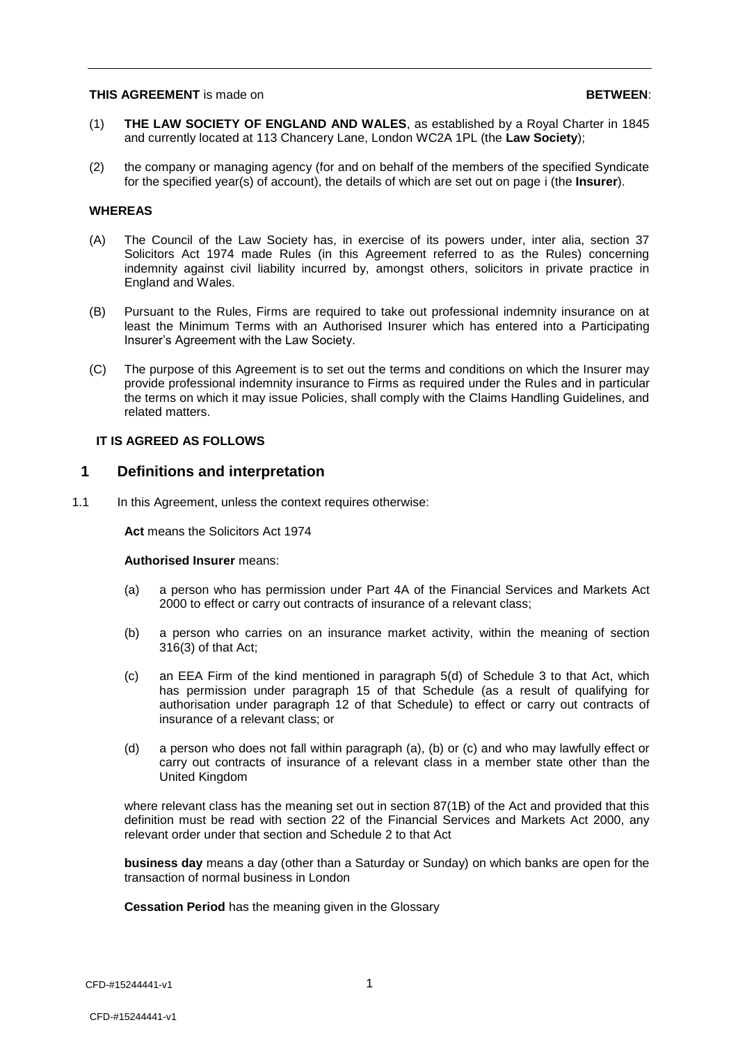**THIS AGREEMENT** is made on **BETWEEN**:

(1) **THE LAW SOCIETY OF ENGLAND AND WALES**, as established by a Royal Charter in 1845 and currently located at 113 Chancery Lane, London WC2A 1PL (the **Law Society**);

(2) the company or managing agency (for and on behalf of the members of the specified Syndicate for the specified year(s) of account), the details of which are set out on page i (the **Insurer**).

**WHEREAS**

(A) The Council of the Law Society has, in exercise of its powers under, inter alia, section 37 Solicitors Act 1974 made Rules (in this Agreement referred to as the Rules) concerning indemnity against civil liability incurred by, amongst others, solicitors in private practice in England and Wales.

(B) Pursuant to the Rules, Firms are required to take out professional indemnity insurance on at least the Minimum Terms with an Authorised Insurer which has entered into a Participating Insurer's Agreement with the Law Society.

(C) The purpose of this Agreement is to set out the terms and conditions on which the Insurer may provide professional indemnity insurance to Firms as required under the Rules and in particular the terms on which it may issue Policies, shall comply with the Claims Handling Guidelines, and related matters.

**IT IS AGREED AS FOLLOWS**

## 1 Definitions and interpretation

1.1 In this Agreement, unless the context requires otherwise:

**Act** means the Solicitors Act 1974

**Authorised Insurer** means:

(a) a person who has permission under Part 4A of the Financial Services and Markets Act 2000 to effect or carry out contracts of insurance of a relevant class;

(b) a person who carries on an insurance market activity, within the meaning of section 316(3) of that Act;

(c) an EEA Firm of the kind mentioned in paragraph 5(d) of Schedule 3 to that Act, which has permission under paragraph 15 of that Schedule (as a result of qualifying for authorisation under paragraph 12 of that Schedule) to effect or carry out contracts of insurance of a relevant class; or

(d) a person who does not fall within paragraph (a), (b) or (c) and who may lawfully effect or carry out contracts of insurance of a relevant class in a member state other than the United Kingdom

where relevant class has the meaning set out in section 87(1B) of the Act and provided that this definition must be read with section 22 of the Financial Services and Markets Act 2000, any relevant order under that section and Schedule 2 to that Act

**business day** means a day (other than a Saturday or Sunday) on which banks are open for the transaction of normal business in London

**Cessation Period** has the meaning given in the Glossary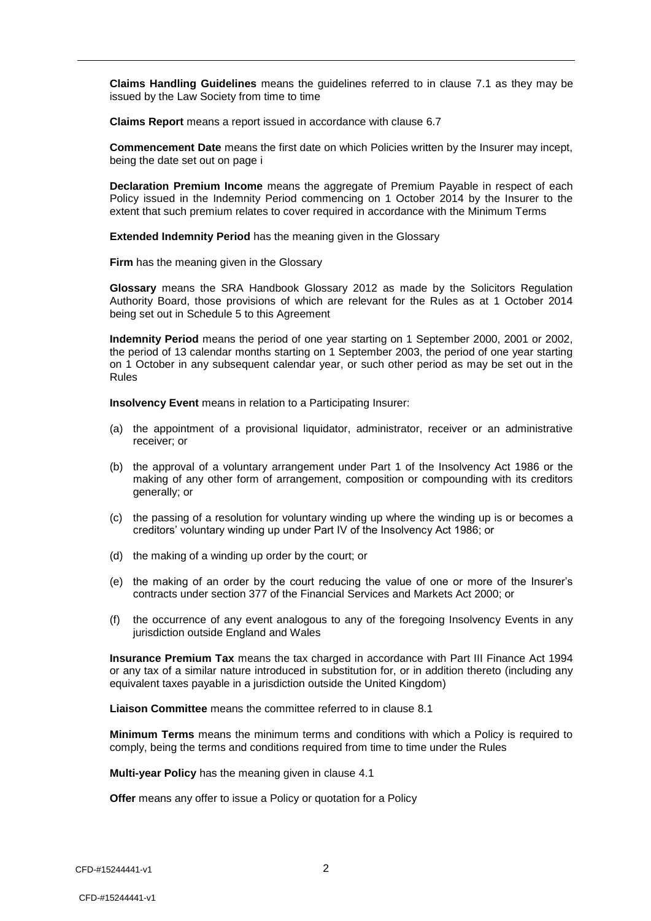**Claims Handling Guidelines** means the guidelines referred to in clause 7.1 as they may be issued by the Law Society from time to time

**Claims Report** means a report issued in accordance with clause 6.7

**Commencement Date** means the first date on which Policies written by the Insurer may incept, being the date set out on page i

**Declaration Premium Income** means the aggregate of Premium Payable in respect of each Policy issued in the Indemnity Period commencing on 1 October 2014 by the Insurer to the extent that such premium relates to cover required in accordance with the Minimum Terms

**Extended Indemnity Period** has the meaning given in the Glossary

**Firm** has the meaning given in the Glossary

**Glossary** means the SRA Handbook Glossary 2012 as made by the Solicitors Regulation Authority Board, those provisions of which are relevant for the Rules as at 1 October 2014 being set out in Schedule 5 to this Agreement

**Indemnity Period** means the period of one year starting on 1 September 2000, 2001 or 2002, the period of 13 calendar months starting on 1 September 2003, the period of one year starting on 1 October in any subsequent calendar year, or such other period as may be set out in the Rules

**Insolvency Event** means in relation to a Participating Insurer:

(a) the appointment of a provisional liquidator, administrator, receiver or an administrative receiver; or

(b) the approval of a voluntary arrangement under Part 1 of the Insolvency Act 1986 or the making of any other form of arrangement, composition or compounding with its creditors generally; or

(c) the passing of a resolution for voluntary winding up where the winding up is or becomes a creditors' voluntary winding up under Part IV of the Insolvency Act 1986; or

(d) the making of a winding up order by the court; or

(e) the making of an order by the court reducing the value of one or more of the Insurer's contracts under section 377 of the Financial Services and Markets Act 2000; or

(f) the occurrence of any event analogous to any of the foregoing Insolvency Events in any jurisdiction outside England and Wales

**Insurance Premium Tax** means the tax charged in accordance with Part III Finance Act 1994 or any tax of a similar nature introduced in substitution for, or in addition thereto (including any equivalent taxes payable in a jurisdiction outside the United Kingdom)

**Liaison Committee** means the committee referred to in clause 8.1

**Minimum Terms** means the minimum terms and conditions with which a Policy is required to comply, being the terms and conditions required from time to time under the Rules

**Multi-year Policy** has the meaning given in clause 4.1

**Offer** means any offer to issue a Policy or quotation for a Policy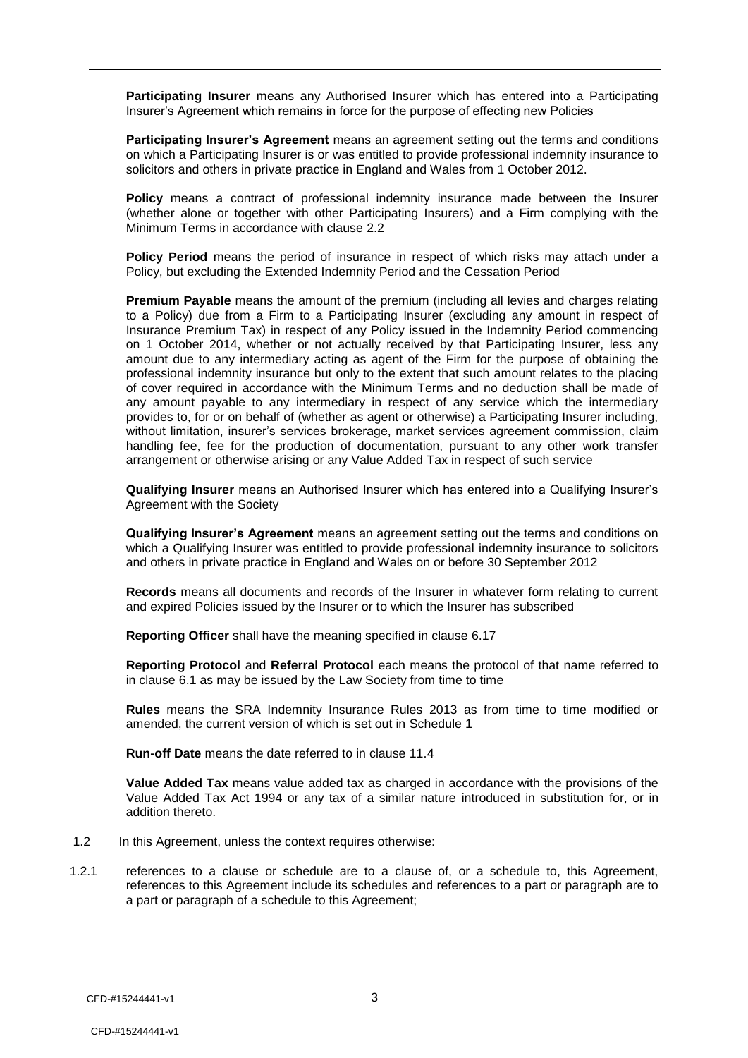**Participating Insurer** means any Authorised Insurer which has entered into a Participating Insurer's Agreement which remains in force for the purpose of effecting new Policies

**Participating Insurer's Agreement** means an agreement setting out the terms and conditions on which a Participating Insurer is or was entitled to provide professional indemnity insurance to solicitors and others in private practice in England and Wales from 1 October 2012.

**Policy** means a contract of professional indemnity insurance made between the Insurer (whether alone or together with other Participating Insurers) and a Firm complying with the Minimum Terms in accordance with clause 2.2

**Policy Period** means the period of insurance in respect of which risks may attach under a Policy, but excluding the Extended Indemnity Period and the Cessation Period

**Premium Payable** means the amount of the premium (including all levies and charges relating to a Policy) due from a Firm to a Participating Insurer (excluding any amount in respect of Insurance Premium Tax) in respect of any Policy issued in the Indemnity Period commencing on 1 October 2014, whether or not actually received by that Participating Insurer, less any amount due to any intermediary acting as agent of the Firm for the purpose of obtaining the professional indemnity insurance but only to the extent that such amount relates to the placing of cover required in accordance with the Minimum Terms and no deduction shall be made of any amount payable to any intermediary in respect of any service which the intermediary provides to, for or on behalf of (whether as agent or otherwise) a Participating Insurer including, without limitation, insurer's services brokerage, market services agreement commission, claim handling fee, fee for the production of documentation, pursuant to any other work transfer arrangement or otherwise arising or any Value Added Tax in respect of such service

**Qualifying Insurer** means an Authorised Insurer which has entered into a Qualifying Insurer's Agreement with the Society

**Qualifying Insurer's Agreement** means an agreement setting out the terms and conditions on which a Qualifying Insurer was entitled to provide professional indemnity insurance to solicitors and others in private practice in England and Wales on or before 30 September 2012

**Records** means all documents and records of the Insurer in whatever form relating to current and expired Policies issued by the Insurer or to which the Insurer has subscribed

**Reporting Officer** shall have the meaning specified in clause 6.17

**Reporting Protocol** and **Referral Protocol** each means the protocol of that name referred to in clause 6.1 as may be issued by the Law Society from time to time

**Rules** means the SRA Indemnity Insurance Rules 2013 as from time to time modified or amended, the current version of which is set out in Schedule 1

**Run-off Date** means the date referred to in clause 11.4

**Value Added Tax** means value added tax as charged in accordance with the provisions of the Value Added Tax Act 1994 or any tax of a similar nature introduced in substitution for, or in addition thereto.

1.2 In this Agreement, unless the context requires otherwise:

1.2.1 references to a clause or schedule are to a clause of, or a schedule to, this Agreement, references to this Agreement include its schedules and references to a part or paragraph are to a part or paragraph of a schedule to this Agreement;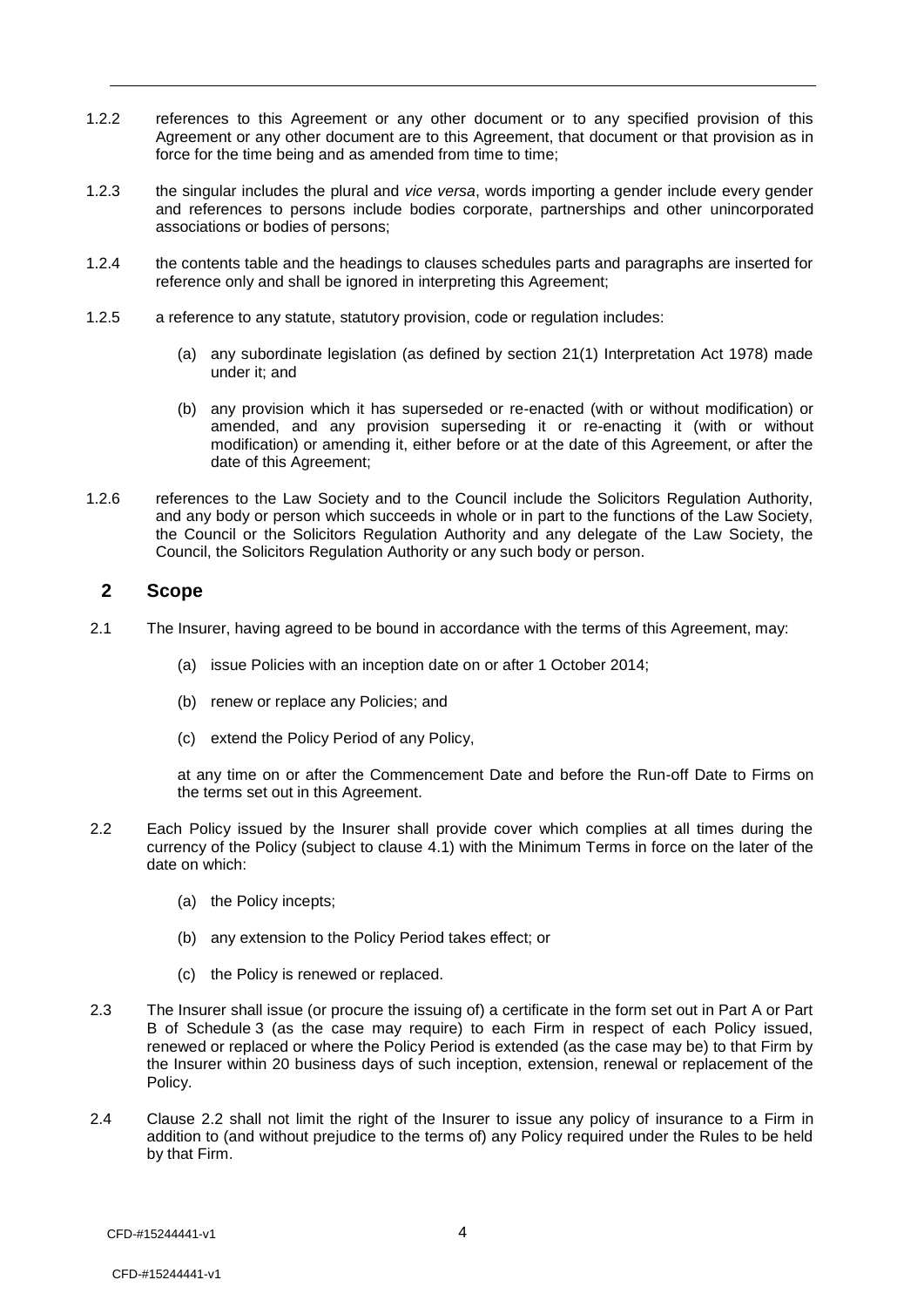1.2.2 references to this Agreement or any other document or to any specified provision of this Agreement or any other document are to this Agreement, that document or that provision as in force for the time being and as amended from time to time;

1.2.3 the singular includes the plural and *vice versa*, words importing a gender include every gender and references to persons include bodies corporate, partnerships and other unincorporated associations or bodies of persons;

1.2.4 the contents table and the headings to clauses schedules parts and paragraphs are inserted for reference only and shall be ignored in interpreting this Agreement;

1.2.5 a reference to any statute, statutory provision, code or regulation includes:

(a) any subordinate legislation (as defined by section 21(1) Interpretation Act 1978) made under it; and

(b) any provision which it has superseded or re-enacted (with or without modification) or amended, and any provision superseding it or re-enacting it (with or without modification) or amending it, either before or at the date of this Agreement, or after the date of this Agreement;

1.2.6 references to the Law Society and to the Council include the Solicitors Regulation Authority, and any body or person which succeeds in whole or in part to the functions of the Law Society, the Council or the Solicitors Regulation Authority and any delegate of the Law Society, the Council, the Solicitors Regulation Authority or any such body or person.

## 2 Scope

2.1 The Insurer, having agreed to be bound in accordance with the terms of this Agreement, may:

(a) issue Policies with an inception date on or after 1 October 2014;

(b) renew or replace any Policies; and

(c) extend the Policy Period of any Policy,

at any time on or after the Commencement Date and before the Run-off Date to Firms on the terms set out in this Agreement.

2.2 Each Policy issued by the Insurer shall provide cover which complies at all times during the currency of the Policy (subject to clause 4.1) with the Minimum Terms in force on the later of the date on which:

(a) the Policy incepts;

(b) any extension to the Policy Period takes effect; or

(c) the Policy is renewed or replaced.

2.3 The Insurer shall issue (or procure the issuing of) a certificate in the form set out in Part A or Part B of Schedule 3 (as the case may require) to each Firm in respect of each Policy issued, renewed or replaced or where the Policy Period is extended (as the case may be) to that Firm by the Insurer within 20 business days of such inception, extension, renewal or replacement of the Policy.

2.4 Clause 2.2 shall not limit the right of the Insurer to issue any policy of insurance to a Firm in addition to (and without prejudice to the terms of) any Policy required under the Rules to be held by that Firm.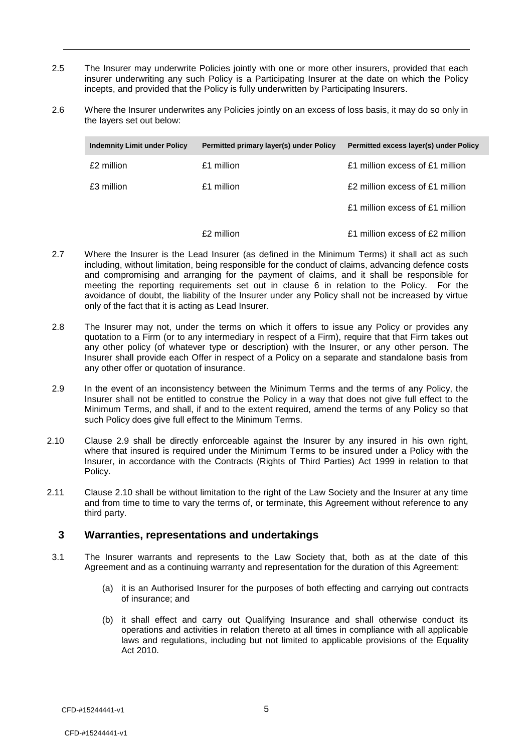2.5 The Insurer may underwrite Policies jointly with one or more other insurers, provided that each insurer underwriting any such Policy is a Participating Insurer at the date on which the Policy incepts, and provided that the Policy is fully underwritten by Participating Insurers.

2.6 Where the Insurer underwrites any Policies jointly on an excess of loss basis, it may do so only in the layers set out below:

| Indemnity Limit under Policy | Permitted primary layer(s) under Policy | Permitted excess layer(s) under Policy |
|---|---|---|
| £2 million | £1 million | £1 million excess of £1 million |
| £3 million | £1 million | £2 million excess of £1 million |
| | | £1 million excess of £1 million |
| | £2 million | £1 million excess of £2 million |

2.7 Where the Insurer is the Lead Insurer (as defined in the Minimum Terms) it shall act as such including, without limitation, being responsible for the conduct of claims, advancing defence costs and compromising and arranging for the payment of claims, and it shall be responsible for meeting the reporting requirements set out in clause 6 in relation to the Policy. For the avoidance of doubt, the liability of the Insurer under any Policy shall not be increased by virtue only of the fact that it is acting as Lead Insurer.

2.8 The Insurer may not, under the terms on which it offers to issue any Policy or provides any quotation to a Firm (or to any intermediary in respect of a Firm), require that that Firm takes out any other policy (of whatever type or description) with the Insurer, or any other person. The Insurer shall provide each Offer in respect of a Policy on a separate and standalone basis from any other offer or quotation of insurance.

2.9 In the event of an inconsistency between the Minimum Terms and the terms of any Policy, the Insurer shall not be entitled to construe the Policy in a way that does not give full effect to the Minimum Terms, and shall, if and to the extent required, amend the terms of any Policy so that such Policy does give full effect to the Minimum Terms.

2.10 Clause 2.9 shall be directly enforceable against the Insurer by any insured in his own right, where that insured is required under the Minimum Terms to be insured under a Policy with the Insurer, in accordance with the Contracts (Rights of Third Parties) Act 1999 in relation to that Policy.

2.11 Clause 2.10 shall be without limitation to the right of the Law Society and the Insurer at any time and from time to time to vary the terms of, or terminate, this Agreement without reference to any third party.

## 3 Warranties, representations and undertakings

3.1 The Insurer warrants and represents to the Law Society that, both as at the date of this Agreement and as a continuing warranty and representation for the duration of this Agreement:

(a) it is an Authorised Insurer for the purposes of both effecting and carrying out contracts of insurance; and

(b) it shall effect and carry out Qualifying Insurance and shall otherwise conduct its operations and activities in relation thereto at all times in compliance with all applicable laws and regulations, including but not limited to applicable provisions of the Equality Act 2010.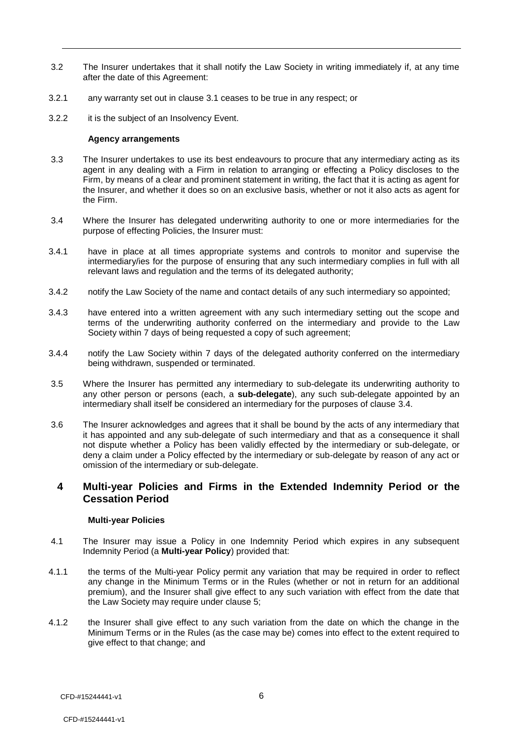3.2 The Insurer undertakes that it shall notify the Law Society in writing immediately if, at any time after the date of this Agreement:

3.2.1 any warranty set out in clause 3.1 ceases to be true in any respect; or

3.2.2 it is the subject of an Insolvency Event.

**Agency arrangements**

3.3 The Insurer undertakes to use its best endeavours to procure that any intermediary acting as its agent in any dealing with a Firm in relation to arranging or effecting a Policy discloses to the Firm, by means of a clear and prominent statement in writing, the fact that it is acting as agent for the Insurer, and whether it does so on an exclusive basis, whether or not it also acts as agent for the Firm.

3.4 Where the Insurer has delegated underwriting authority to one or more intermediaries for the purpose of effecting Policies, the Insurer must:

3.4.1 have in place at all times appropriate systems and controls to monitor and supervise the intermediary/ies for the purpose of ensuring that any such intermediary complies in full with all relevant laws and regulation and the terms of its delegated authority;

3.4.2 notify the Law Society of the name and contact details of any such intermediary so appointed;

3.4.3 have entered into a written agreement with any such intermediary setting out the scope and terms of the underwriting authority conferred on the intermediary and provide to the Law Society within 7 days of being requested a copy of such agreement;

3.4.4 notify the Law Society within 7 days of the delegated authority conferred on the intermediary being withdrawn, suspended or terminated.

3.5 Where the Insurer has permitted any intermediary to sub-delegate its underwriting authority to any other person or persons (each, a **sub-delegate**), any such sub-delegate appointed by an intermediary shall itself be considered an intermediary for the purposes of clause 3.4.

3.6 The Insurer acknowledges and agrees that it shall be bound by the acts of any intermediary that it has appointed and any sub-delegate of such intermediary and that as a consequence it shall not dispute whether a Policy has been validly effected by the intermediary or sub-delegate, or deny a claim under a Policy effected by the intermediary or sub-delegate by reason of any act or omission of the intermediary or sub-delegate.

## 4 Multi-year Policies and Firms in the Extended Indemnity Period or the Cessation Period

**Multi-year Policies**

4.1 The Insurer may issue a Policy in one Indemnity Period which expires in any subsequent Indemnity Period (a **Multi-year Policy**) provided that:

4.1.1 the terms of the Multi-year Policy permit any variation that may be required in order to reflect any change in the Minimum Terms or in the Rules (whether or not in return for an additional premium), and the Insurer shall give effect to any such variation with effect from the date that the Law Society may require under clause 5;

4.1.2 the Insurer shall give effect to any such variation from the date on which the change in the Minimum Terms or in the Rules (as the case may be) comes into effect to the extent required to give effect to that change; and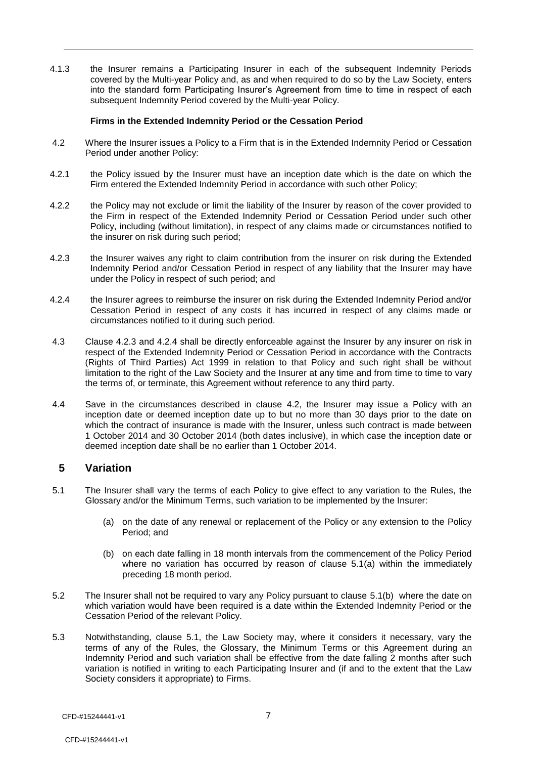4.1.3 the Insurer remains a Participating Insurer in each of the subsequent Indemnity Periods covered by the Multi-year Policy and, as and when required to do so by the Law Society, enters into the standard form Participating Insurer's Agreement from time to time in respect of each subsequent Indemnity Period covered by the Multi-year Policy.

**Firms in the Extended Indemnity Period or the Cessation Period**

4.2 Where the Insurer issues a Policy to a Firm that is in the Extended Indemnity Period or Cessation Period under another Policy:

4.2.1 the Policy issued by the Insurer must have an inception date which is the date on which the Firm entered the Extended Indemnity Period in accordance with such other Policy;

4.2.2 the Policy may not exclude or limit the liability of the Insurer by reason of the cover provided to the Firm in respect of the Extended Indemnity Period or Cessation Period under such other Policy, including (without limitation), in respect of any claims made or circumstances notified to the insurer on risk during such period;

4.2.3 the Insurer waives any right to claim contribution from the insurer on risk during the Extended Indemnity Period and/or Cessation Period in respect of any liability that the Insurer may have under the Policy in respect of such period; and

4.2.4 the Insurer agrees to reimburse the insurer on risk during the Extended Indemnity Period and/or Cessation Period in respect of any costs it has incurred in respect of any claims made or circumstances notified to it during such period.

4.3 Clause 4.2.3 and 4.2.4 shall be directly enforceable against the Insurer by any insurer on risk in respect of the Extended Indemnity Period or Cessation Period in accordance with the Contracts (Rights of Third Parties) Act 1999 in relation to that Policy and such right shall be without limitation to the right of the Law Society and the Insurer at any time and from time to time to vary the terms of, or terminate, this Agreement without reference to any third party.

4.4 Save in the circumstances described in clause 4.2, the Insurer may issue a Policy with an inception date or deemed inception date up to but no more than 30 days prior to the date on which the contract of insurance is made with the Insurer, unless such contract is made between 1 October 2014 and 30 October 2014 (both dates inclusive), in which case the inception date or deemed inception date shall be no earlier than 1 October 2014.

## 5 Variation

5.1 The Insurer shall vary the terms of each Policy to give effect to any variation to the Rules, the Glossary and/or the Minimum Terms, such variation to be implemented by the Insurer:

(a) on the date of any renewal or replacement of the Policy or any extension to the Policy Period; and

(b) on each date falling in 18 month intervals from the commencement of the Policy Period where no variation has occurred by reason of clause 5.1(a) within the immediately preceding 18 month period.

5.2 The Insurer shall not be required to vary any Policy pursuant to clause 5.1(b) where the date on which variation would have been required is a date within the Extended Indemnity Period or the Cessation Period of the relevant Policy.

5.3 Notwithstanding, clause 5.1, the Law Society may, where it considers it necessary, vary the terms of any of the Rules, the Glossary, the Minimum Terms or this Agreement during an Indemnity Period and such variation shall be effective from the date falling 2 months after such variation is notified in writing to each Participating Insurer and (if and to the extent that the Law Society considers it appropriate) to Firms.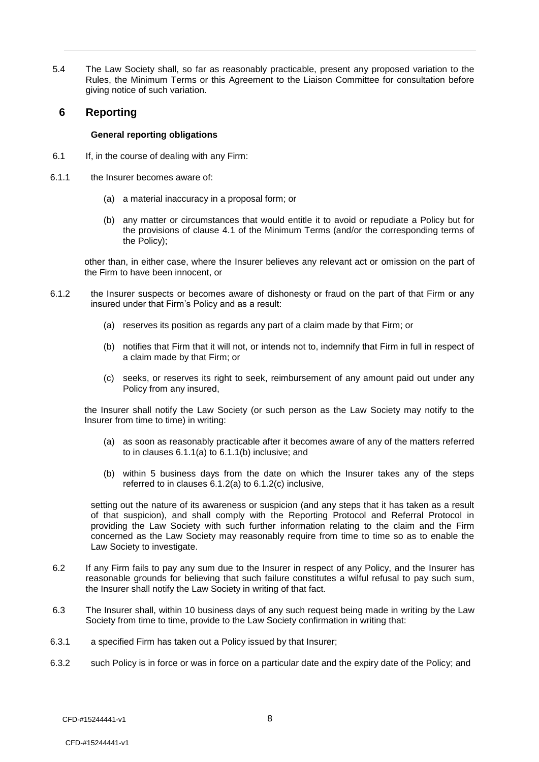5.4 The Law Society shall, so far as reasonably practicable, present any proposed variation to the Rules, the Minimum Terms or this Agreement to the Liaison Committee for consultation before giving notice of such variation.

## 6 Reporting

**General reporting obligations**

6.1 If, in the course of dealing with any Firm:

6.1.1 the Insurer becomes aware of:

(a) a material inaccuracy in a proposal form; or

(b) any matter or circumstances that would entitle it to avoid or repudiate a Policy but for the provisions of clause 4.1 of the Minimum Terms (and/or the corresponding terms of the Policy);

other than, in either case, where the Insurer believes any relevant act or omission on the part of the Firm to have been innocent, or

6.1.2 the Insurer suspects or becomes aware of dishonesty or fraud on the part of that Firm or any insured under that Firm's Policy and as a result:

(a) reserves its position as regards any part of a claim made by that Firm; or

(b) notifies that Firm that it will not, or intends not to, indemnify that Firm in full in respect of a claim made by that Firm; or

(c) seeks, or reserves its right to seek, reimbursement of any amount paid out under any Policy from any insured,

the Insurer shall notify the Law Society (or such person as the Law Society may notify to the Insurer from time to time) in writing:

(a) as soon as reasonably practicable after it becomes aware of any of the matters referred to in clauses 6.1.1(a) to 6.1.1(b) inclusive; and

(b) within 5 business days from the date on which the Insurer takes any of the steps referred to in clauses 6.1.2(a) to 6.1.2(c) inclusive,

setting out the nature of its awareness or suspicion (and any steps that it has taken as a result of that suspicion), and shall comply with the Reporting Protocol and Referral Protocol in providing the Law Society with such further information relating to the claim and the Firm concerned as the Law Society may reasonably require from time to time so as to enable the Law Society to investigate.

6.2 If any Firm fails to pay any sum due to the Insurer in respect of any Policy, and the Insurer has reasonable grounds for believing that such failure constitutes a wilful refusal to pay such sum, the Insurer shall notify the Law Society in writing of that fact.

6.3 The Insurer shall, within 10 business days of any such request being made in writing by the Law Society from time to time, provide to the Law Society confirmation in writing that:

6.3.1 a specified Firm has taken out a Policy issued by that Insurer;

6.3.2 such Policy is in force or was in force on a particular date and the expiry date of the Policy; and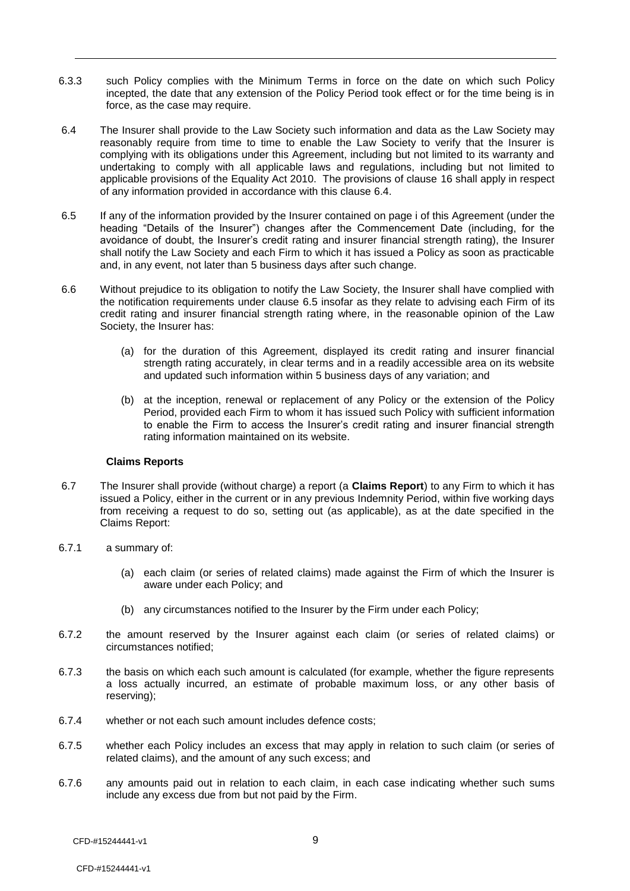6.3.3 such Policy complies with the Minimum Terms in force on the date on which such Policy incepted, the date that any extension of the Policy Period took effect or for the time being is in force, as the case may require.

6.4 The Insurer shall provide to the Law Society such information and data as the Law Society may reasonably require from time to time to enable the Law Society to verify that the Insurer is complying with its obligations under this Agreement, including but not limited to its warranty and undertaking to comply with all applicable laws and regulations, including but not limited to applicable provisions of the Equality Act 2010. The provisions of clause 16 shall apply in respect of any information provided in accordance with this clause 6.4.

6.5 If any of the information provided by the Insurer contained on page i of this Agreement (under the heading "Details of the Insurer") changes after the Commencement Date (including, for the avoidance of doubt, the Insurer's credit rating and insurer financial strength rating), the Insurer shall notify the Law Society and each Firm to which it has issued a Policy as soon as practicable and, in any event, not later than 5 business days after such change.

6.6 Without prejudice to its obligation to notify the Law Society, the Insurer shall have complied with the notification requirements under clause 6.5 insofar as they relate to advising each Firm of its credit rating and insurer financial strength rating where, in the reasonable opinion of the Law Society, the Insurer has:

(a) for the duration of this Agreement, displayed its credit rating and insurer financial strength rating accurately, in clear terms and in a readily accessible area on its website and updated such information within 5 business days of any variation; and

(b) at the inception, renewal or replacement of any Policy or the extension of the Policy Period, provided each Firm to whom it has issued such Policy with sufficient information to enable the Firm to access the Insurer's credit rating and insurer financial strength rating information maintained on its website.

**Claims Reports**

6.7 The Insurer shall provide (without charge) a report (a **Claims Report**) to any Firm to which it has issued a Policy, either in the current or in any previous Indemnity Period, within five working days from receiving a request to do so, setting out (as applicable), as at the date specified in the Claims Report:

6.7.1 a summary of:

(a) each claim (or series of related claims) made against the Firm of which the Insurer is aware under each Policy; and

(b) any circumstances notified to the Insurer by the Firm under each Policy;

6.7.2 the amount reserved by the Insurer against each claim (or series of related claims) or circumstances notified;

6.7.3 the basis on which each such amount is calculated (for example, whether the figure represents a loss actually incurred, an estimate of probable maximum loss, or any other basis of reserving);

6.7.4 whether or not each such amount includes defence costs;

6.7.5 whether each Policy includes an excess that may apply in relation to such claim (or series of related claims), and the amount of any such excess; and

6.7.6 any amounts paid out in relation to each claim, in each case indicating whether such sums include any excess due from but not paid by the Firm.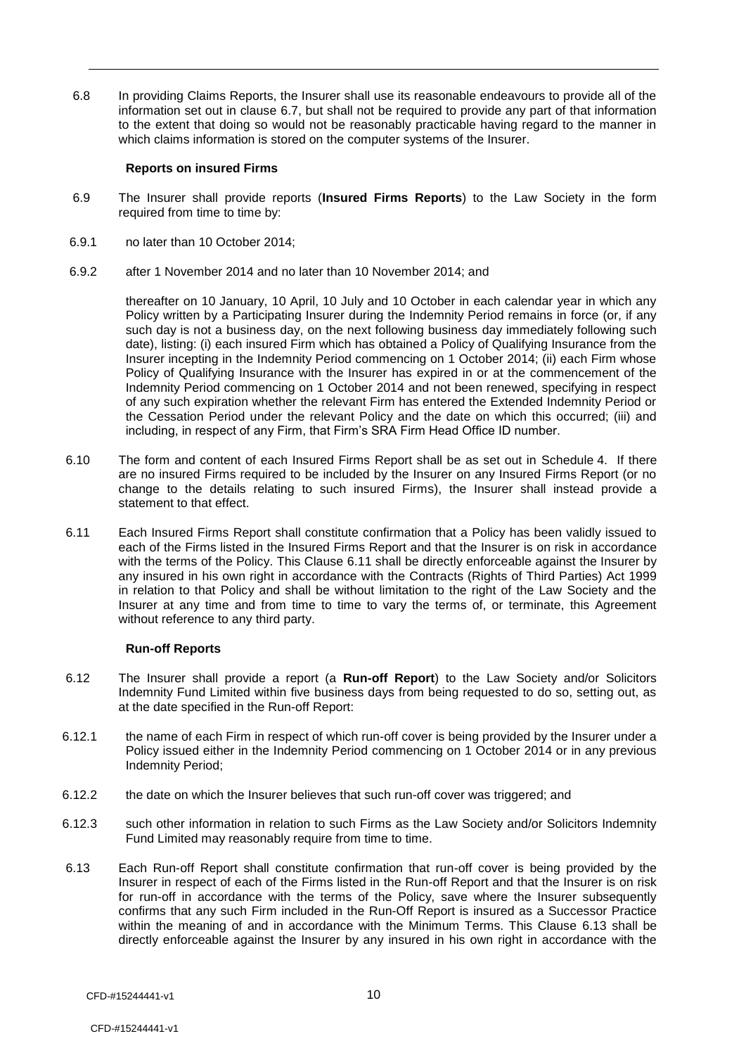6.8 In providing Claims Reports, the Insurer shall use its reasonable endeavours to provide all of the information set out in clause 6.7, but shall not be required to provide any part of that information to the extent that doing so would not be reasonably practicable having regard to the manner in which claims information is stored on the computer systems of the Insurer.

**Reports on insured Firms**

6.9 The Insurer shall provide reports (**Insured Firms Reports**) to the Law Society in the form required from time to time by:

6.9.1 no later than 10 October 2014;

6.9.2 after 1 November 2014 and no later than 10 November 2014; and

thereafter on 10 January, 10 April, 10 July and 10 October in each calendar year in which any Policy written by a Participating Insurer during the Indemnity Period remains in force (or, if any such day is not a business day, on the next following business day immediately following such date), listing: (i) each insured Firm which has obtained a Policy of Qualifying Insurance from the Insurer incepting in the Indemnity Period commencing on 1 October 2014; (ii) each Firm whose Policy of Qualifying Insurance with the Insurer has expired in or at the commencement of the Indemnity Period commencing on 1 October 2014 and not been renewed, specifying in respect of any such expiration whether the relevant Firm has entered the Extended Indemnity Period or the Cessation Period under the relevant Policy and the date on which this occurred; (iii) and including, in respect of any Firm, that Firm's SRA Firm Head Office ID number.

6.10 The form and content of each Insured Firms Report shall be as set out in Schedule 4. If there are no insured Firms required to be included by the Insurer on any Insured Firms Report (or no change to the details relating to such insured Firms), the Insurer shall instead provide a statement to that effect.

6.11 Each Insured Firms Report shall constitute confirmation that a Policy has been validly issued to each of the Firms listed in the Insured Firms Report and that the Insurer is on risk in accordance with the terms of the Policy. This Clause 6.11 shall be directly enforceable against the Insurer by any insured in his own right in accordance with the Contracts (Rights of Third Parties) Act 1999 in relation to that Policy and shall be without limitation to the right of the Law Society and the Insurer at any time and from time to time to vary the terms of, or terminate, this Agreement without reference to any third party.

**Run-off Reports**

6.12 The Insurer shall provide a report (a **Run-off Report**) to the Law Society and/or Solicitors Indemnity Fund Limited within five business days from being requested to do so, setting out, as at the date specified in the Run-off Report:

6.12.1 the name of each Firm in respect of which run-off cover is being provided by the Insurer under a Policy issued either in the Indemnity Period commencing on 1 October 2014 or in any previous Indemnity Period;

6.12.2 the date on which the Insurer believes that such run-off cover was triggered; and

6.12.3 such other information in relation to such Firms as the Law Society and/or Solicitors Indemnity Fund Limited may reasonably require from time to time.

6.13 Each Run-off Report shall constitute confirmation that run-off cover is being provided by the Insurer in respect of each of the Firms listed in the Run-off Report and that the Insurer is on risk for run-off in accordance with the terms of the Policy, save where the Insurer subsequently confirms that any such Firm included in the Run-Off Report is insured as a Successor Practice within the meaning of and in accordance with the Minimum Terms. This Clause 6.13 shall be directly enforceable against the Insurer by any insured in his own right in accordance with the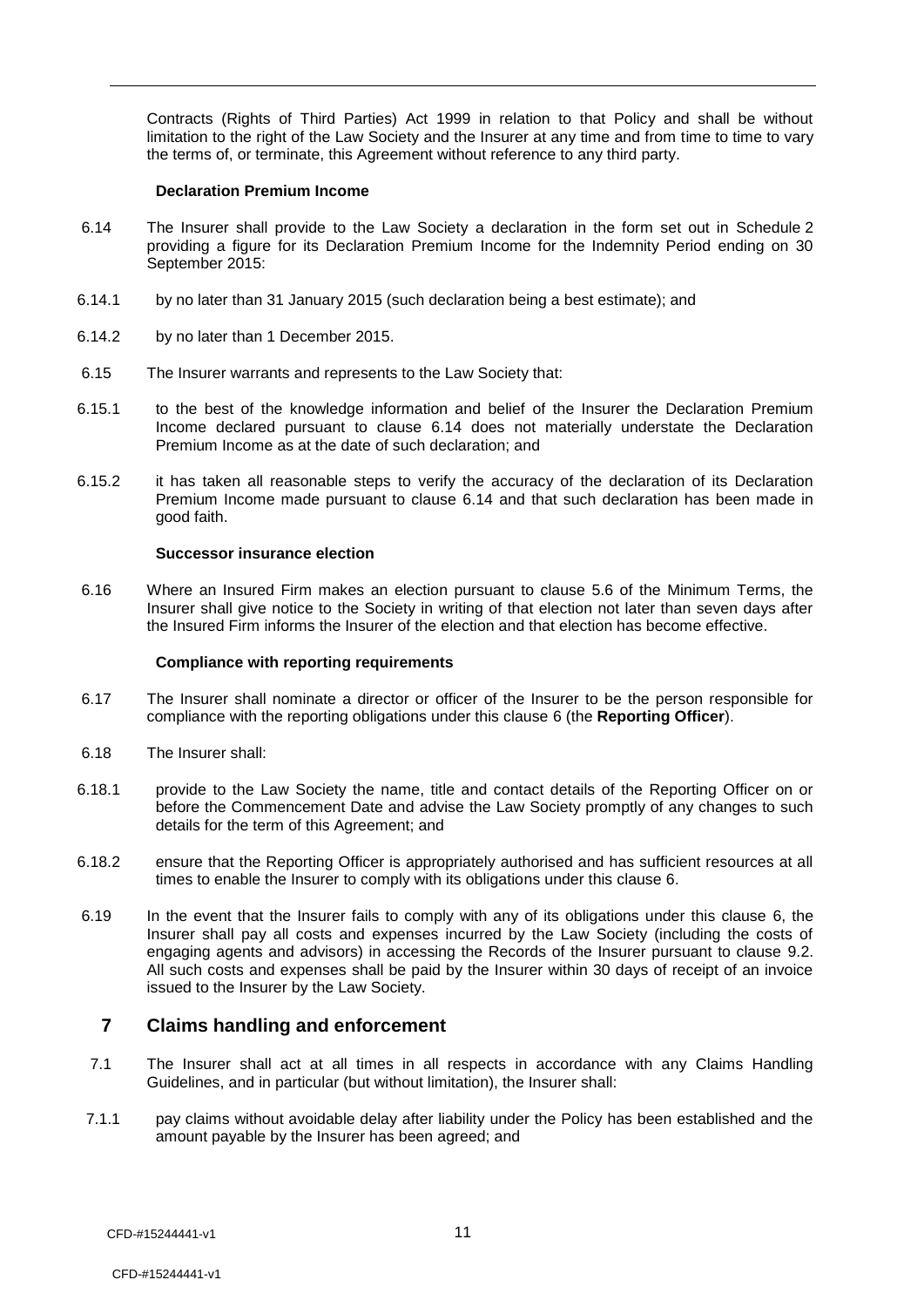Contracts (Rights of Third Parties) Act 1999 in relation to that Policy and shall be without limitation to the right of the Law Society and the Insurer at any time and from time to time to vary the terms of, or terminate, this Agreement without reference to any third party.

**Declaration Premium Income**

6.14 The Insurer shall provide to the Law Society a declaration in the form set out in Schedule 2 providing a figure for its Declaration Premium Income for the Indemnity Period ending on 30 September 2015:

6.14.1 by no later than 31 January 2015 (such declaration being a best estimate); and

6.14.2 by no later than 1 December 2015.

6.15 The Insurer warrants and represents to the Law Society that:

6.15.1 to the best of the knowledge information and belief of the Insurer the Declaration Premium Income declared pursuant to clause 6.14 does not materially understate the Declaration Premium Income as at the date of such declaration; and

6.15.2 it has taken all reasonable steps to verify the accuracy of the declaration of its Declaration Premium Income made pursuant to clause 6.14 and that such declaration has been made in good faith.

**Successor insurance election**

6.16 Where an Insured Firm makes an election pursuant to clause 5.6 of the Minimum Terms, the Insurer shall give notice to the Society in writing of that election not later than seven days after the Insured Firm informs the Insurer of the election and that election has become effective.

**Compliance with reporting requirements**

6.17 The Insurer shall nominate a director or officer of the Insurer to be the person responsible for compliance with the reporting obligations under this clause 6 (the **Reporting Officer**).

6.18 The Insurer shall:

6.18.1 provide to the Law Society the name, title and contact details of the Reporting Officer on or before the Commencement Date and advise the Law Society promptly of any changes to such details for the term of this Agreement; and

6.18.2 ensure that the Reporting Officer is appropriately authorised and has sufficient resources at all times to enable the Insurer to comply with its obligations under this clause 6.

6.19 In the event that the Insurer fails to comply with any of its obligations under this clause 6, the Insurer shall pay all costs and expenses incurred by the Law Society (including the costs of engaging agents and advisors) in accessing the Records of the Insurer pursuant to clause 9.2. All such costs and expenses shall be paid by the Insurer within 30 days of receipt of an invoice issued to the Insurer by the Law Society.

## 7 Claims handling and enforcement

7.1 The Insurer shall act at all times in all respects in accordance with any Claims Handling Guidelines, and in particular (but without limitation), the Insurer shall:

7.1.1 pay claims without avoidable delay after liability under the Policy has been established and the amount payable by the Insurer has been agreed; and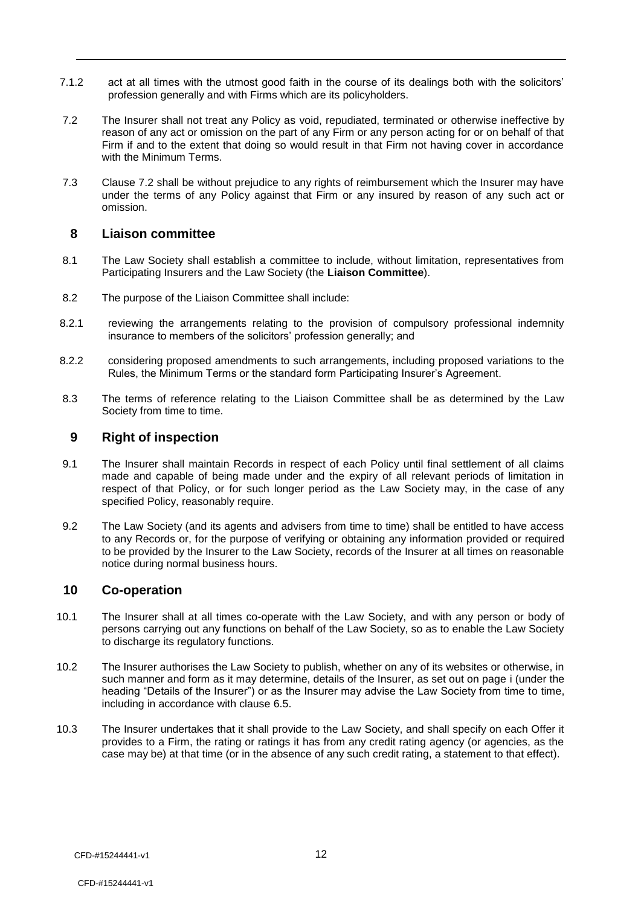7.1.2 act at all times with the utmost good faith in the course of its dealings both with the solicitors' profession generally and with Firms which are its policyholders.

7.2 The Insurer shall not treat any Policy as void, repudiated, terminated or otherwise ineffective by reason of any act or omission on the part of any Firm or any person acting for or on behalf of that Firm if and to the extent that doing so would result in that Firm not having cover in accordance with the Minimum Terms.

7.3 Clause 7.2 shall be without prejudice to any rights of reimbursement which the Insurer may have under the terms of any Policy against that Firm or any insured by reason of any such act or omission.

## 8 Liaison committee

8.1 The Law Society shall establish a committee to include, without limitation, representatives from Participating Insurers and the Law Society (the **Liaison Committee**).

8.2 The purpose of the Liaison Committee shall include:

8.2.1 reviewing the arrangements relating to the provision of compulsory professional indemnity insurance to members of the solicitors' profession generally; and

8.2.2 considering proposed amendments to such arrangements, including proposed variations to the Rules, the Minimum Terms or the standard form Participating Insurer's Agreement.

8.3 The terms of reference relating to the Liaison Committee shall be as determined by the Law Society from time to time.

## 9 Right of inspection

9.1 The Insurer shall maintain Records in respect of each Policy until final settlement of all claims made and capable of being made under and the expiry of all relevant periods of limitation in respect of that Policy, or for such longer period as the Law Society may, in the case of any specified Policy, reasonably require.

9.2 The Law Society (and its agents and advisers from time to time) shall be entitled to have access to any Records or, for the purpose of verifying or obtaining any information provided or required to be provided by the Insurer to the Law Society, records of the Insurer at all times on reasonable notice during normal business hours.

## 10 Co-operation

10.1 The Insurer shall at all times co-operate with the Law Society, and with any person or body of persons carrying out any functions on behalf of the Law Society, so as to enable the Law Society to discharge its regulatory functions.

10.2 The Insurer authorises the Law Society to publish, whether on any of its websites or otherwise, in such manner and form as it may determine, details of the Insurer, as set out on page i (under the heading "Details of the Insurer") or as the Insurer may advise the Law Society from time to time, including in accordance with clause 6.5.

10.3 The Insurer undertakes that it shall provide to the Law Society, and shall specify on each Offer it provides to a Firm, the rating or ratings it has from any credit rating agency (or agencies, as the case may be) at that time (or in the absence of any such credit rating, a statement to that effect).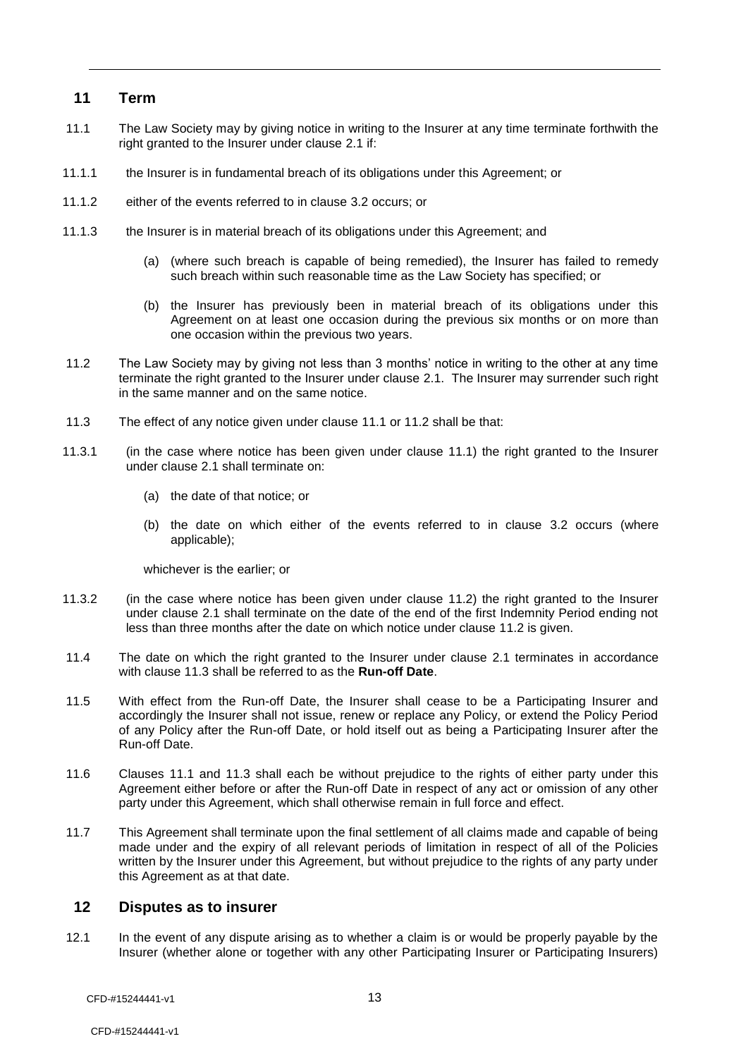## 11 Term

11.1 The Law Society may by giving notice in writing to the Insurer at any time terminate forthwith the right granted to the Insurer under clause 2.1 if:

11.1.1 the Insurer is in fundamental breach of its obligations under this Agreement; or

11.1.2 either of the events referred to in clause 3.2 occurs; or

11.1.3 the Insurer is in material breach of its obligations under this Agreement; and

(a) (where such breach is capable of being remedied), the Insurer has failed to remedy such breach within such reasonable time as the Law Society has specified; or

(b) the Insurer has previously been in material breach of its obligations under this Agreement on at least one occasion during the previous six months or on more than one occasion within the previous two years.

11.2 The Law Society may by giving not less than 3 months' notice in writing to the other at any time terminate the right granted to the Insurer under clause 2.1. The Insurer may surrender such right in the same manner and on the same notice.

11.3 The effect of any notice given under clause 11.1 or 11.2 shall be that:

11.3.1 (in the case where notice has been given under clause 11.1) the right granted to the Insurer under clause 2.1 shall terminate on:

(a) the date of that notice; or

(b) the date on which either of the events referred to in clause 3.2 occurs (where applicable);

whichever is the earlier; or

11.3.2 (in the case where notice has been given under clause 11.2) the right granted to the Insurer under clause 2.1 shall terminate on the date of the end of the first Indemnity Period ending not less than three months after the date on which notice under clause 11.2 is given.

11.4 The date on which the right granted to the Insurer under clause 2.1 terminates in accordance with clause 11.3 shall be referred to as the **Run-off Date**.

11.5 With effect from the Run-off Date, the Insurer shall cease to be a Participating Insurer and accordingly the Insurer shall not issue, renew or replace any Policy, or extend the Policy Period of any Policy after the Run-off Date, or hold itself out as being a Participating Insurer after the Run-off Date.

11.6 Clauses 11.1 and 11.3 shall each be without prejudice to the rights of either party under this Agreement either before or after the Run-off Date in respect of any act or omission of any other party under this Agreement, which shall otherwise remain in full force and effect.

11.7 This Agreement shall terminate upon the final settlement of all claims made and capable of being made under and the expiry of all relevant periods of limitation in respect of all of the Policies written by the Insurer under this Agreement, but without prejudice to the rights of any party under this Agreement as at that date.

## 12 Disputes as to insurer

12.1 In the event of any dispute arising as to whether a claim is or would be properly payable by the Insurer (whether alone or together with any other Participating Insurer or Participating Insurers)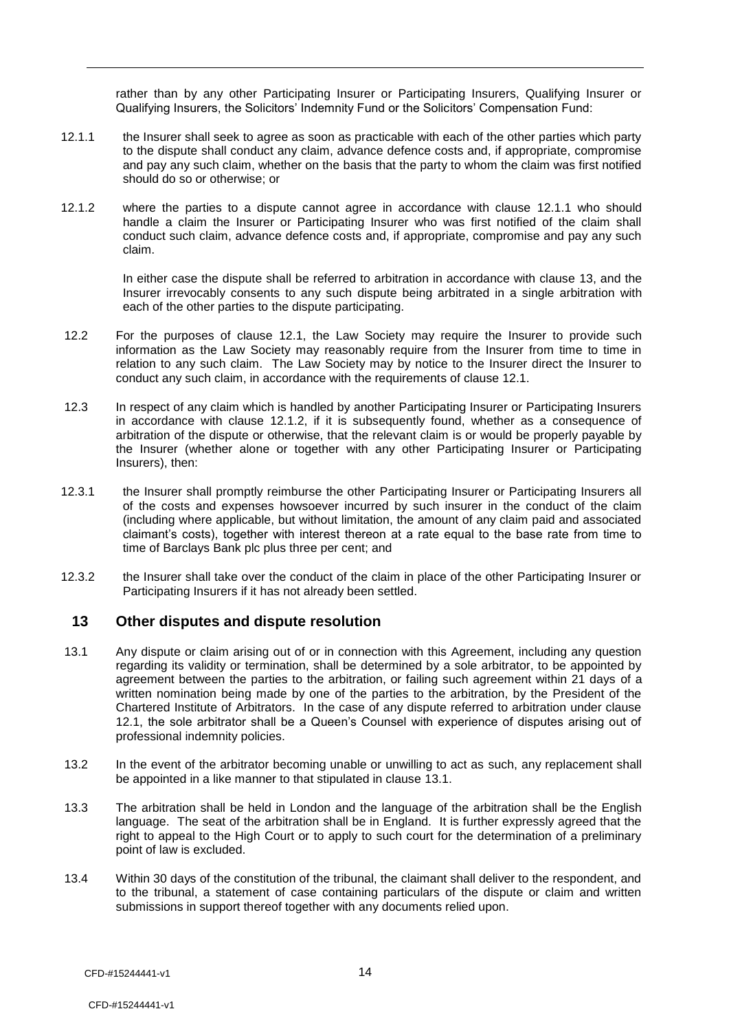rather than by any other Participating Insurer or Participating Insurers, Qualifying Insurer or Qualifying Insurers, the Solicitors' Indemnity Fund or the Solicitors' Compensation Fund:

12.1.1 the Insurer shall seek to agree as soon as practicable with each of the other parties which party to the dispute shall conduct any claim, advance defence costs and, if appropriate, compromise and pay any such claim, whether on the basis that the party to whom the claim was first notified should do so or otherwise; or

12.1.2 where the parties to a dispute cannot agree in accordance with clause 12.1.1 who should handle a claim the Insurer or Participating Insurer who was first notified of the claim shall conduct such claim, advance defence costs and, if appropriate, compromise and pay any such claim.

In either case the dispute shall be referred to arbitration in accordance with clause 13, and the Insurer irrevocably consents to any such dispute being arbitrated in a single arbitration with each of the other parties to the dispute participating.

12.2 For the purposes of clause 12.1, the Law Society may require the Insurer to provide such information as the Law Society may reasonably require from the Insurer from time to time in relation to any such claim. The Law Society may by notice to the Insurer direct the Insurer to conduct any such claim, in accordance with the requirements of clause 12.1.

12.3 In respect of any claim which is handled by another Participating Insurer or Participating Insurers in accordance with clause 12.1.2, if it is subsequently found, whether as a consequence of arbitration of the dispute or otherwise, that the relevant claim is or would be properly payable by the Insurer (whether alone or together with any other Participating Insurer or Participating Insurers), then:

12.3.1 the Insurer shall promptly reimburse the other Participating Insurer or Participating Insurers all of the costs and expenses howsoever incurred by such insurer in the conduct of the claim (including where applicable, but without limitation, the amount of any claim paid and associated claimant's costs), together with interest thereon at a rate equal to the base rate from time to time of Barclays Bank plc plus three per cent; and

12.3.2 the Insurer shall take over the conduct of the claim in place of the other Participating Insurer or Participating Insurers if it has not already been settled.

## 13 Other disputes and dispute resolution

13.1 Any dispute or claim arising out of or in connection with this Agreement, including any question regarding its validity or termination, shall be determined by a sole arbitrator, to be appointed by agreement between the parties to the arbitration, or failing such agreement within 21 days of a written nomination being made by one of the parties to the arbitration, by the President of the Chartered Institute of Arbitrators. In the case of any dispute referred to arbitration under clause 12.1, the sole arbitrator shall be a Queen's Counsel with experience of disputes arising out of professional indemnity policies.

13.2 In the event of the arbitrator becoming unable or unwilling to act as such, any replacement shall be appointed in a like manner to that stipulated in clause 13.1.

13.3 The arbitration shall be held in London and the language of the arbitration shall be the English language. The seat of the arbitration shall be in England. It is further expressly agreed that the right to appeal to the High Court or to apply to such court for the determination of a preliminary point of law is excluded.

13.4 Within 30 days of the constitution of the tribunal, the claimant shall deliver to the respondent, and to the tribunal, a statement of case containing particulars of the dispute or claim and written submissions in support thereof together with any documents relied upon.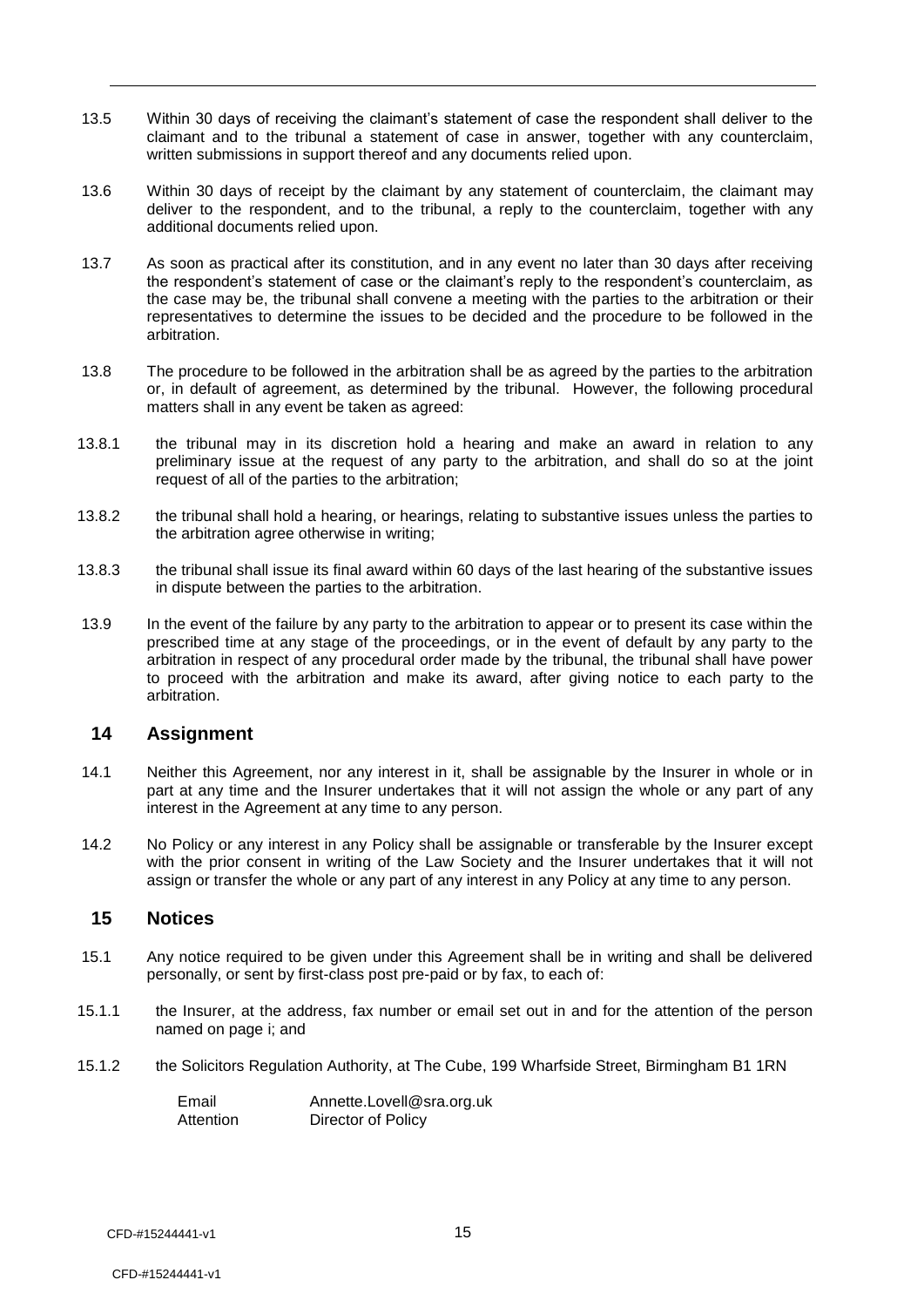13.5 Within 30 days of receiving the claimant's statement of case the respondent shall deliver to the claimant and to the tribunal a statement of case in answer, together with any counterclaim, written submissions in support thereof and any documents relied upon.

13.6 Within 30 days of receipt by the claimant by any statement of counterclaim, the claimant may deliver to the respondent, and to the tribunal, a reply to the counterclaim, together with any additional documents relied upon.

13.7 As soon as practical after its constitution, and in any event no later than 30 days after receiving the respondent's statement of case or the claimant's reply to the respondent's counterclaim, as the case may be, the tribunal shall convene a meeting with the parties to the arbitration or their representatives to determine the issues to be decided and the procedure to be followed in the arbitration.

13.8 The procedure to be followed in the arbitration shall be as agreed by the parties to the arbitration or, in default of agreement, as determined by the tribunal. However, the following procedural matters shall in any event be taken as agreed:

13.8.1 the tribunal may in its discretion hold a hearing and make an award in relation to any preliminary issue at the request of any party to the arbitration, and shall do so at the joint request of all of the parties to the arbitration;

13.8.2 the tribunal shall hold a hearing, or hearings, relating to substantive issues unless the parties to the arbitration agree otherwise in writing;

13.8.3 the tribunal shall issue its final award within 60 days of the last hearing of the substantive issues in dispute between the parties to the arbitration.

13.9 In the event of the failure by any party to the arbitration to appear or to present its case within the prescribed time at any stage of the proceedings, or in the event of default by any party to the arbitration in respect of any procedural order made by the tribunal, the tribunal shall have power to proceed with the arbitration and make its award, after giving notice to each party to the arbitration.

## 14 Assignment

14.1 Neither this Agreement, nor any interest in it, shall be assignable by the Insurer in whole or in part at any time and the Insurer undertakes that it will not assign the whole or any part of any interest in the Agreement at any time to any person.

14.2 No Policy or any interest in any Policy shall be assignable or transferable by the Insurer except with the prior consent in writing of the Law Society and the Insurer undertakes that it will not assign or transfer the whole or any part of any interest in any Policy at any time to any person.

## 15 Notices

15.1 Any notice required to be given under this Agreement shall be in writing and shall be delivered personally, or sent by first-class post pre-paid or by fax, to each of:

15.1.1 the Insurer, at the address, fax number or email set out in and for the attention of the person named on page i; and

15.1.2 the Solicitors Regulation Authority, at The Cube, 199 Wharfside Street, Birmingham B1 1RN

| | |
|---|---|
| Email | Annette.Lovell@sra.org.uk |
| Attention | Director of Policy |

CFD-#15244441-v1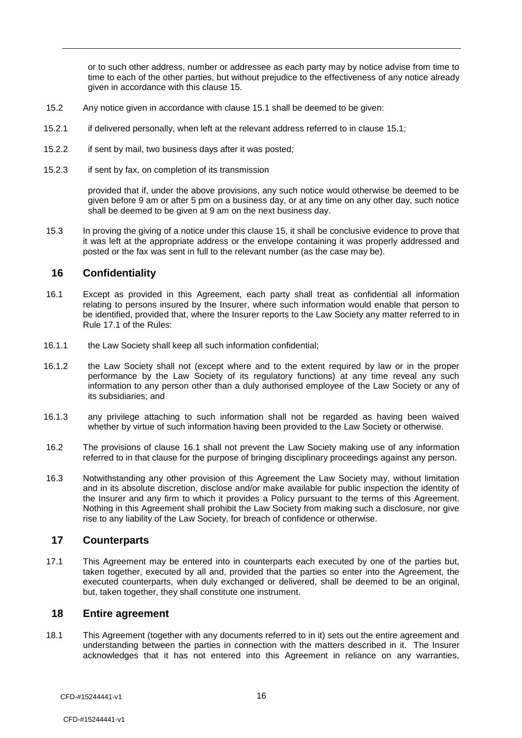or to such other address, number or addressee as each party may by notice advise from time to time to each of the other parties, but without prejudice to the effectiveness of any notice already given in accordance with this clause 15.

15.2 Any notice given in accordance with clause 15.1 shall be deemed to be given:

15.2.1 if delivered personally, when left at the relevant address referred to in clause 15.1;

15.2.2 if sent by mail, two business days after it was posted;

15.2.3 if sent by fax, on completion of its transmission

provided that if, under the above provisions, any such notice would otherwise be deemed to be given before 9 am or after 5 pm on a business day, or at any time on any other day, such notice shall be deemed to be given at 9 am on the next business day.

15.3 In proving the giving of a notice under this clause 15, it shall be conclusive evidence to prove that it was left at the appropriate address or the envelope containing it was properly addressed and posted or the fax was sent in full to the relevant number (as the case may be).

## 16 Confidentiality

16.1 Except as provided in this Agreement, each party shall treat as confidential all information relating to persons insured by the Insurer, where such information would enable that person to be identified, provided that, where the Insurer reports to the Law Society any matter referred to in Rule 17.1 of the Rules:

16.1.1 the Law Society shall keep all such information confidential;

16.1.2 the Law Society shall not (except where and to the extent required by law or in the proper performance by the Law Society of its regulatory functions) at any time reveal any such information to any person other than a duly authorised employee of the Law Society or any of its subsidiaries; and

16.1.3 any privilege attaching to such information shall not be regarded as having been waived whether by virtue of such information having been provided to the Law Society or otherwise.

16.2 The provisions of clause 16.1 shall not prevent the Law Society making use of any information referred to in that clause for the purpose of bringing disciplinary proceedings against any person.

16.3 Notwithstanding any other provision of this Agreement the Law Society may, without limitation and in its absolute discretion, disclose and/or make available for public inspection the identity of the Insurer and any firm to which it provides a Policy pursuant to the terms of this Agreement. Nothing in this Agreement shall prohibit the Law Society from making such a disclosure, nor give rise to any liability of the Law Society, for breach of confidence or otherwise.

## 17 Counterparts

17.1 This Agreement may be entered into in counterparts each executed by one of the parties but, taken together, executed by all and, provided that the parties so enter into the Agreement, the executed counterparts, when duly exchanged or delivered, shall be deemed to be an original, but, taken together, they shall constitute one instrument.

## 18 Entire agreement

18.1 This Agreement (together with any documents referred to in it) sets out the entire agreement and understanding between the parties in connection with the matters described in it. The Insurer acknowledges that it has not entered into this Agreement in reliance on any warranties,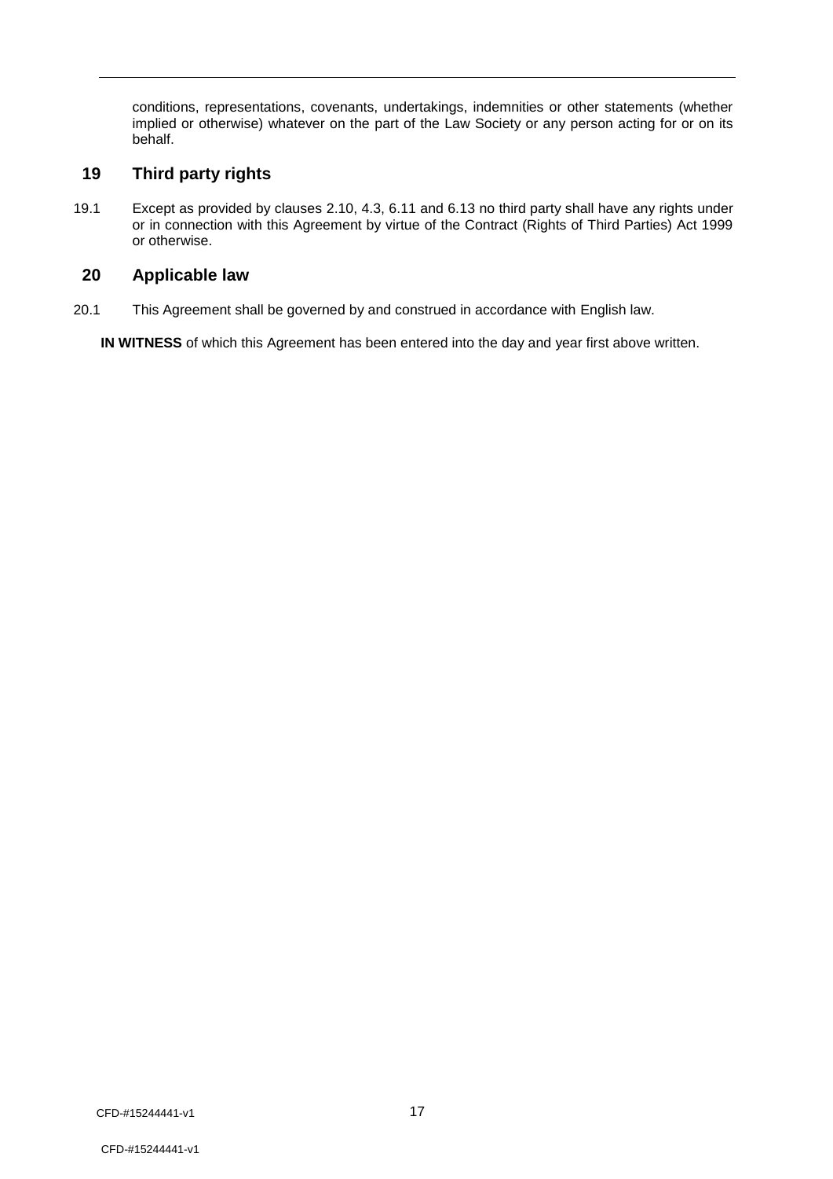conditions, representations, covenants, undertakings, indemnities or other statements (whether implied or otherwise) whatever on the part of the Law Society or any person acting for or on its behalf.

## 19 Third party rights

19.1 Except as provided by clauses 2.10, 4.3, 6.11 and 6.13 no third party shall have any rights under or in connection with this Agreement by virtue of the Contract (Rights of Third Parties) Act 1999 or otherwise.

## 20 Applicable law

20.1 This Agreement shall be governed by and construed in accordance with English law.

**IN WITNESS** of which this Agreement has been entered into the day and year first above written.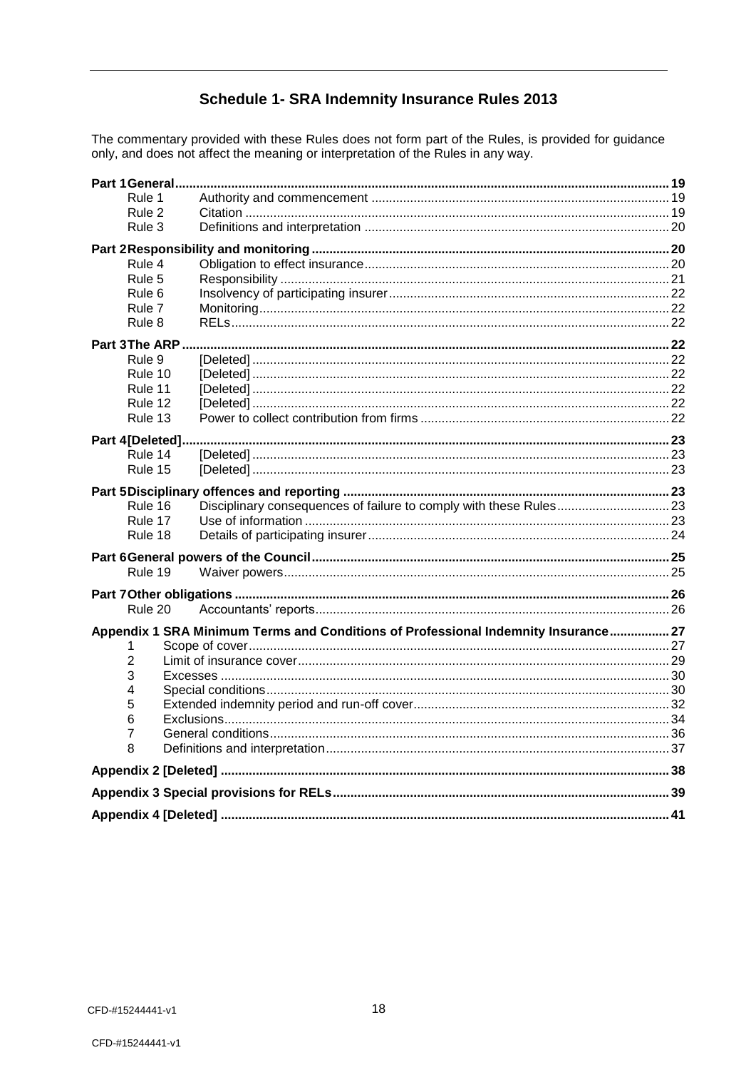# Schedule 1- SRA Indemnity Insurance Rules 2013

The commentary provided with these Rules does not form part of the Rules, is provided for guidance only, and does not affect the meaning or interpretation of the Rules in any way.

| | | |
|---|---|---|
| **Part 1 General** | | **19** |
| Rule 1 | Authority and commencement | 19 |
| Rule 2 | Citation | 19 |
| Rule 3 | Definitions and interpretation | 20 |
| **Part 2 Responsibility and monitoring** | | **20** |
| Rule 4 | Obligation to effect insurance | 20 |
| Rule 5 | Responsibility | 21 |
| Rule 6 | Insolvency of participating insurer | 22 |
| Rule 7 | Monitoring | 22 |
| Rule 8 | RELs | 22 |
| **Part 3 The ARP** | | **22** |
| Rule 9 | [Deleted] | 22 |
| Rule 10 | [Deleted] | 22 |
| Rule 11 | [Deleted] | 22 |
| Rule 12 | [Deleted] | 22 |
| Rule 13 | Power to collect contribution from firms | 22 |
| **Part 4 [Deleted]** | | **23** |
| Rule 14 | [Deleted] | 23 |
| Rule 15 | [Deleted] | 23 |
| **Part 5 Disciplinary offences and reporting** | | **23** |
| Rule 16 | Disciplinary consequences of failure to comply with these Rules | 23 |
| Rule 17 | Use of information | 23 |
| Rule 18 | Details of participating insurer | 24 |
| **Part 6 General powers of the Council** | | **25** |
| Rule 19 | Waiver powers | 25 |
| **Part 7 Other obligations** | | **26** |
| Rule 20 | Accountants' reports | 26 |
| **Appendix 1 SRA Minimum Terms and Conditions of Professional Indemnity Insurance** | | **27** |
| 1 | Scope of cover | 27 |
| 2 | Limit of insurance cover | 29 |
| 3 | Excesses | 30 |
| 4 | Special conditions | 30 |
| 5 | Extended indemnity period and run-off cover | 32 |
| 6 | Exclusions | 34 |
| 7 | General conditions | 36 |
| 8 | Definitions and interpretation | 37 |
| **Appendix 2 [Deleted]** | | **38** |
| **Appendix 3 Special provisions for RELs** | | **39** |
| **Appendix 4 [Deleted]** | | **41** |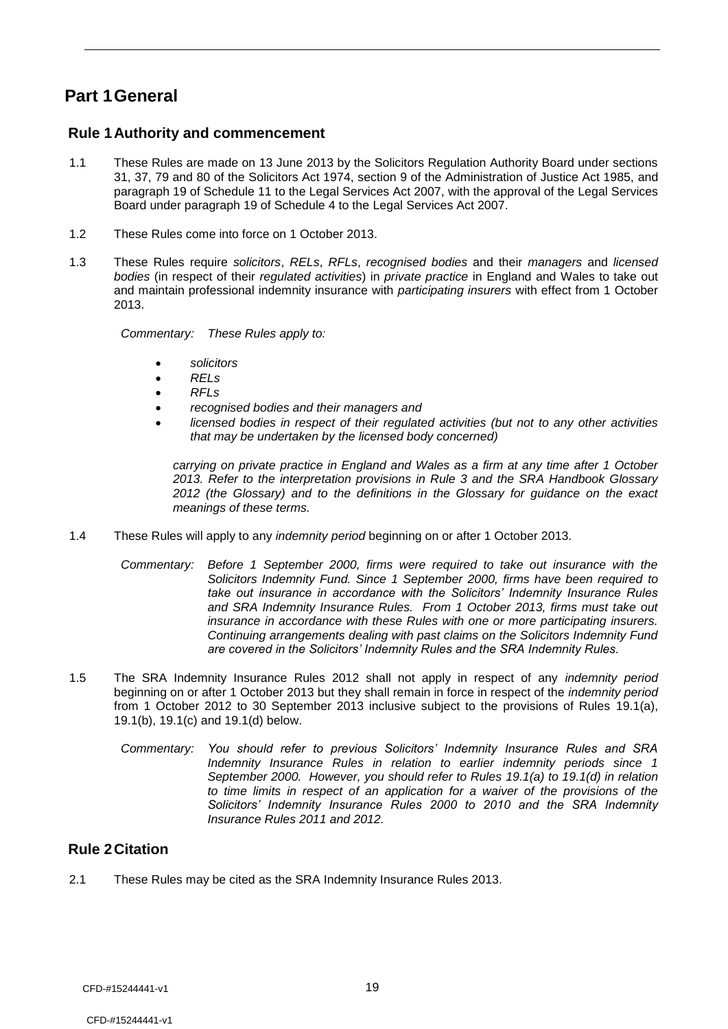# Part 1 General

## Rule 1 Authority and commencement

1.1 These Rules are made on 13 June 2013 by the Solicitors Regulation Authority Board under sections 31, 37, 79 and 80 of the Solicitors Act 1974, section 9 of the Administration of Justice Act 1985, and paragraph 19 of Schedule 11 to the Legal Services Act 2007, with the approval of the Legal Services Board under paragraph 19 of Schedule 4 to the Legal Services Act 2007.

1.2 These Rules come into force on 1 October 2013.

1.3 These Rules require *solicitors*, *RELs*, *RFLs*, *recognised bodies* and their *managers* and *licensed bodies* (in respect of their *regulated activities*) in *private practice* in England and Wales to take out and maintain professional indemnity insurance with *participating insurers* with effect from 1 October 2013.

*Commentary: These Rules apply to:*

- *solicitors*
- *RELs*
- *RFLs*
- *recognised bodies and their managers and*
- *licensed bodies in respect of their regulated activities (but not to any other activities that may be undertaken by the licensed body concerned)*

*carrying on private practice in England and Wales as a firm at any time after 1 October 2013. Refer to the interpretation provisions in Rule 3 and the SRA Handbook Glossary 2012 (the Glossary) and to the definitions in the Glossary for guidance on the exact meanings of these terms.*

1.4 These Rules will apply to any *indemnity period* beginning on or after 1 October 2013.

*Commentary: Before 1 September 2000, firms were required to take out insurance with the Solicitors Indemnity Fund. Since 1 September 2000, firms have been required to take out insurance in accordance with the Solicitors' Indemnity Insurance Rules and SRA Indemnity Insurance Rules. From 1 October 2013, firms must take out insurance in accordance with these Rules with one or more participating insurers. Continuing arrangements dealing with past claims on the Solicitors Indemnity Fund are covered in the Solicitors' Indemnity Rules and the SRA Indemnity Rules.*

1.5 The SRA Indemnity Insurance Rules 2012 shall not apply in respect of any *indemnity period* beginning on or after 1 October 2013 but they shall remain in force in respect of the *indemnity period* from 1 October 2012 to 30 September 2013 inclusive subject to the provisions of Rules 19.1(a), 19.1(b), 19.1(c) and 19.1(d) below.

*Commentary: You should refer to previous Solicitors' Indemnity Insurance Rules and SRA Indemnity Insurance Rules in relation to earlier indemnity periods since 1 September 2000. However, you should refer to Rules 19.1(a) to 19.1(d) in relation to time limits in respect of an application for a waiver of the provisions of the Solicitors' Indemnity Insurance Rules 2000 to 2010 and the SRA Indemnity Insurance Rules 2011 and 2012.*

## Rule 2 Citation

2.1 These Rules may be cited as the SRA Indemnity Insurance Rules 2013.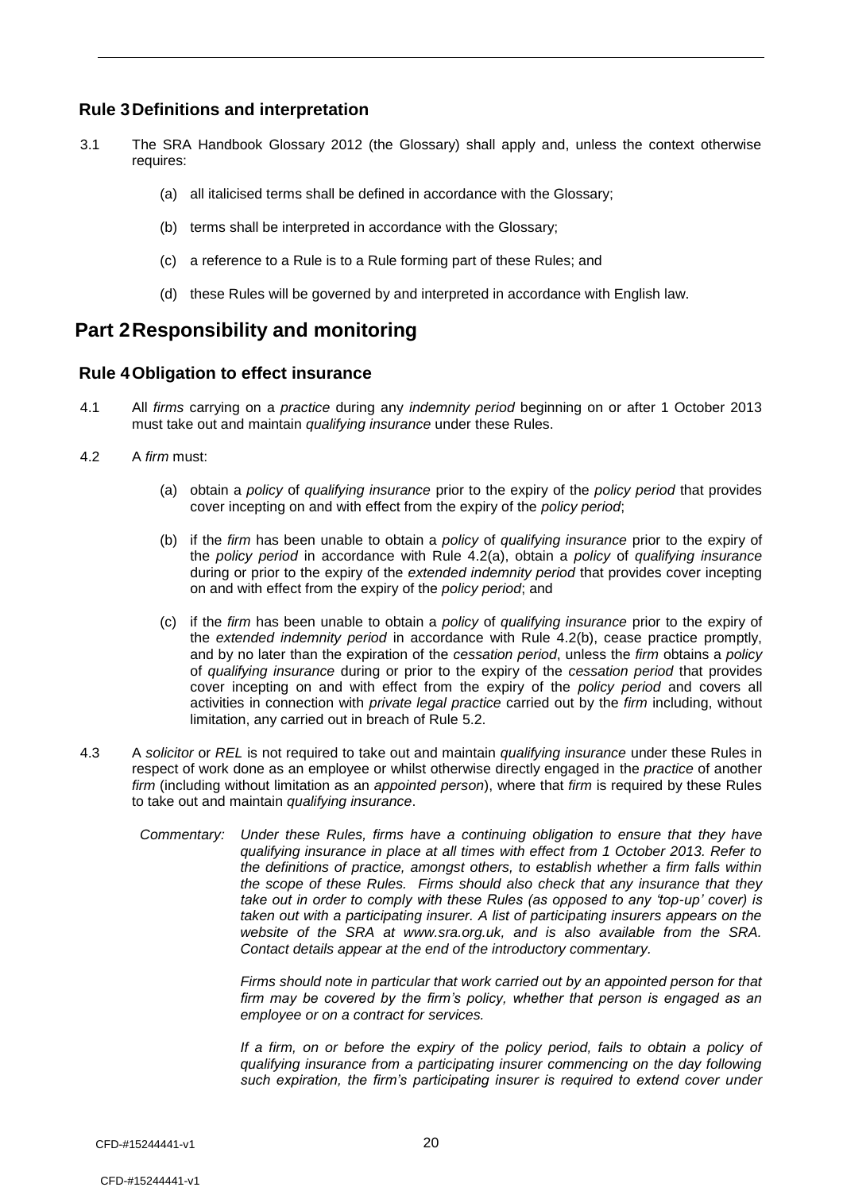## Rule 3 Definitions and interpretation

3.1 The SRA Handbook Glossary 2012 (the Glossary) shall apply and, unless the context otherwise requires:

(a) all italicised terms shall be defined in accordance with the Glossary;

(b) terms shall be interpreted in accordance with the Glossary;

(c) a reference to a Rule is to a Rule forming part of these Rules; and

(d) these Rules will be governed by and interpreted in accordance with English law.

# Part 2 Responsibility and monitoring

## Rule 4 Obligation to effect insurance

4.1 All *firms* carrying on a *practice* during any *indemnity period* beginning on or after 1 October 2013 must take out and maintain *qualifying insurance* under these Rules.

4.2 A *firm* must:

(a) obtain a *policy* of *qualifying insurance* prior to the expiry of the *policy period* that provides cover incepting on and with effect from the expiry of the *policy period*;

(b) if the *firm* has been unable to obtain a *policy* of *qualifying insurance* prior to the expiry of the *policy period* in accordance with Rule 4.2(a), obtain a *policy* of *qualifying insurance* during or prior to the expiry of the *extended indemnity period* that provides cover incepting on and with effect from the expiry of the *policy period*; and

(c) if the *firm* has been unable to obtain a *policy* of *qualifying insurance* prior to the expiry of the *extended indemnity period* in accordance with Rule 4.2(b), cease practice promptly, and by no later than the expiration of the *cessation period*, unless the *firm* obtains a *policy* of *qualifying insurance* during or prior to the expiry of the *cessation period* that provides cover incepting on and with effect from the expiry of the *policy period* and covers all activities in connection with *private legal practice* carried out by the *firm* including, without limitation, any carried out in breach of Rule 5.2.

4.3 A *solicitor* or *REL* is not required to take out and maintain *qualifying insurance* under these Rules in respect of work done as an employee or whilst otherwise directly engaged in the *practice* of another *firm* (including without limitation as an *appointed person*), where that *firm* is required by these Rules to take out and maintain *qualifying insurance*.

*Commentary: Under these Rules, firms have a continuing obligation to ensure that they have qualifying insurance in place at all times with effect from 1 October 2013. Refer to the definitions of practice, amongst others, to establish whether a firm falls within the scope of these Rules. Firms should also check that any insurance that they take out in order to comply with these Rules (as opposed to any 'top-up' cover) is taken out with a participating insurer. A list of participating insurers appears on the website of the SRA at www.sra.org.uk, and is also available from the SRA. Contact details appear at the end of the introductory commentary.*

*Firms should note in particular that work carried out by an appointed person for that firm may be covered by the firm's policy, whether that person is engaged as an employee or on a contract for services.*

*If a firm, on or before the expiry of the policy period, fails to obtain a policy of qualifying insurance from a participating insurer commencing on the day following such expiration, the firm's participating insurer is required to extend cover under*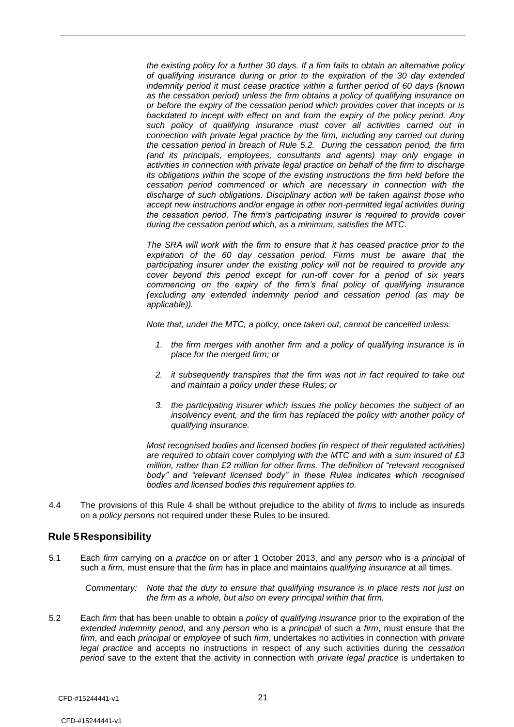*the existing policy for a further 30 days. If a firm fails to obtain an alternative policy of qualifying insurance during or prior to the expiration of the 30 day extended indemnity period it must cease practice within a further period of 60 days (known as the cessation period) unless the firm obtains a policy of qualifying insurance on or before the expiry of the cessation period which provides cover that incepts or is backdated to incept with effect on and from the expiry of the policy period. Any such policy of qualifying insurance must cover all activities carried out in connection with private legal practice by the firm, including any carried out during the cessation period in breach of Rule 5.2. During the cessation period, the firm (and its principals, employees, consultants and agents) may only engage in activities in connection with private legal practice on behalf of the firm to discharge its obligations within the scope of the existing instructions the firm held before the cessation period commenced or which are necessary in connection with the discharge of such obligations. Disciplinary action will be taken against those who accept new instructions and/or engage in other non-permitted legal activities during the cessation period. The firm's participating insurer is required to provide cover during the cessation period which, as a minimum, satisfies the MTC.*

*The SRA will work with the firm to ensure that it has ceased practice prior to the expiration of the 60 day cessation period. Firms must be aware that the participating insurer under the existing policy will not be required to provide any cover beyond this period except for run-off cover for a period of six years commencing on the expiry of the firm's final policy of qualifying insurance (excluding any extended indemnity period and cessation period (as may be applicable)).*

*Note that, under the MTC, a policy, once taken out, cannot be cancelled unless:*

1. *the firm merges with another firm and a policy of qualifying insurance is in place for the merged firm; or*
2. *it subsequently transpires that the firm was not in fact required to take out and maintain a policy under these Rules; or*
3. *the participating insurer which issues the policy becomes the subject of an insolvency event, and the firm has replaced the policy with another policy of qualifying insurance.*

*Most recognised bodies and licensed bodies (in respect of their regulated activities) are required to obtain cover complying with the MTC and with a sum insured of £3 million, rather than £2 million for other firms. The definition of "relevant recognised body" and "relevant licensed body" in these Rules indicates which recognised bodies and licensed bodies this requirement applies to.*

4.4 The provisions of this Rule 4 shall be without prejudice to the ability of *firms* to include as insureds on a *policy persons* not required under these Rules to be insured.

## Rule 5 Responsibility

5.1 Each *firm* carrying on a *practice* on or after 1 October 2013, and any *person* who is a *principal* of such a *firm*, must ensure that the *firm* has in place and maintains *qualifying insurance* at all times.

*Commentary: Note that the duty to ensure that qualifying insurance is in place rests not just on the firm as a whole, but also on every principal within that firm.*

5.2 Each *firm* that has been unable to obtain a *policy* of *qualifying insurance* prior to the expiration of the *extended indemnity period*, and any *person* who is a *principal* of such a *firm*, must ensure that the *firm*, and each *principal* or *employee* of such *firm*, undertakes no activities in connection with *private legal practice* and accepts no instructions in respect of any such activities during the *cessation period* save to the extent that the activity in connection with *private legal practice* is undertaken to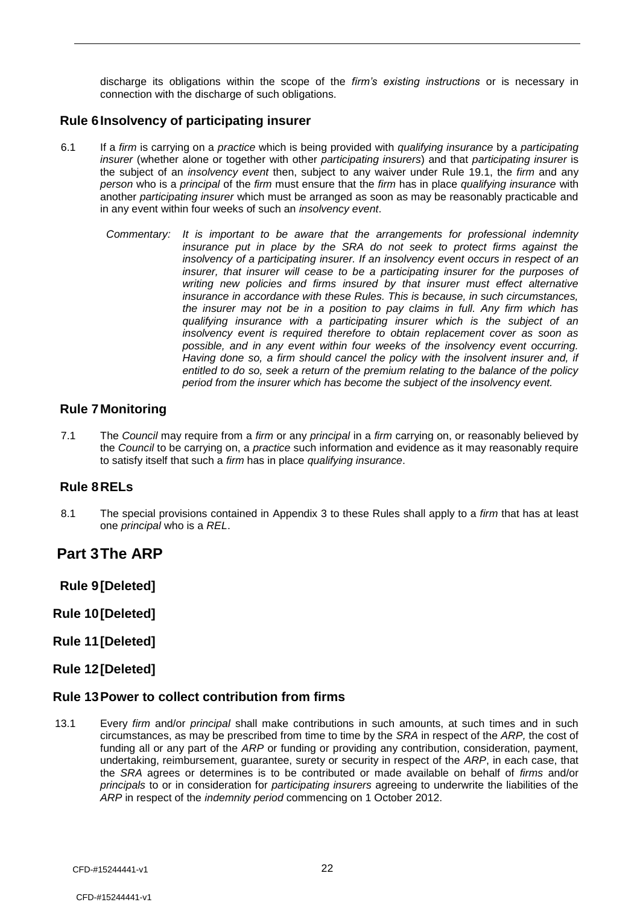discharge its obligations within the scope of the *firm's existing instructions* or is necessary in connection with the discharge of such obligations.

## Rule 6 Insolvency of participating insurer

6.1 If a *firm* is carrying on a *practice* which is being provided with *qualifying insurance* by a *participating insurer* (whether alone or together with other *participating insurers*) and that *participating insurer* is the subject of an *insolvency event* then, subject to any waiver under Rule 19.1, the *firm* and any *person* who is a *principal* of the *firm* must ensure that the *firm* has in place *qualifying insurance* with another *participating insurer* which must be arranged as soon as may be reasonably practicable and in any event within four weeks of such an *insolvency event*.

> *Commentary: It is important to be aware that the arrangements for professional indemnity insurance put in place by the SRA do not seek to protect firms against the insolvency of a participating insurer. If an insolvency event occurs in respect of an insurer, that insurer will cease to be a participating insurer for the purposes of writing new policies and firms insured by that insurer must effect alternative insurance in accordance with these Rules. This is because, in such circumstances, the insurer may not be in a position to pay claims in full. Any firm which has qualifying insurance with a participating insurer which is the subject of an insolvency event is required therefore to obtain replacement cover as soon as possible, and in any event within four weeks of the insolvency event occurring. Having done so, a firm should cancel the policy with the insolvent insurer and, if entitled to do so, seek a return of the premium relating to the balance of the policy period from the insurer which has become the subject of the insolvency event.*

## Rule 7 Monitoring

7.1 The *Council* may require from a *firm* or any *principal* in a *firm* carrying on, or reasonably believed by the *Council* to be carrying on, a *practice* such information and evidence as it may reasonably require to satisfy itself that such a *firm* has in place *qualifying insurance*.

## Rule 8 RELs

8.1 The special provisions contained in Appendix 3 to these Rules shall apply to a *firm* that has at least one *principal* who is a *REL*.

# Part 3 The ARP

## Rule 9 [Deleted]

## Rule 10 [Deleted]

## Rule 11 [Deleted]

## Rule 12 [Deleted]

## Rule 13 Power to collect contribution from firms

13.1 Every *firm* and/or *principal* shall make contributions in such amounts, at such times and in such circumstances, as may be prescribed from time to time by the *SRA* in respect of the *ARP,* the cost of funding all or any part of the *ARP* or funding or providing any contribution, consideration, payment, undertaking, reimbursement, guarantee, surety or security in respect of the *ARP*, in each case, that the *SRA* agrees or determines is to be contributed or made available on behalf of *firms* and/or *principals* to or in consideration for *participating insurers* agreeing to underwrite the liabilities of the *ARP* in respect of the *indemnity period* commencing on 1 October 2012.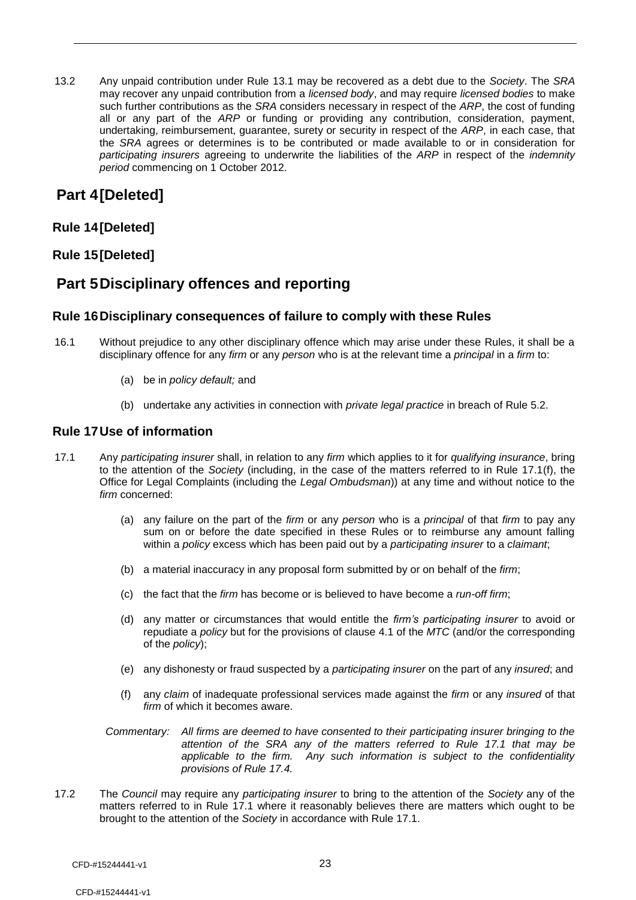13.2 Any unpaid contribution under Rule 13.1 may be recovered as a debt due to the *Society*. The *SRA* may recover any unpaid contribution from a *licensed body*, and may require *licensed bodies* to make such further contributions as the *SRA* considers necessary in respect of the *ARP*, the cost of funding all or any part of the *ARP* or funding or providing any contribution, consideration, payment, undertaking, reimbursement, guarantee, surety or security in respect of the *ARP*, in each case, that the *SRA* agrees or determines is to be contributed or made available to or in consideration for *participating insurers* agreeing to underwrite the liabilities of the *ARP* in respect of the *indemnity period* commencing on 1 October 2012.

# Part 4 [Deleted]

## Rule 14 [Deleted]

## Rule 15 [Deleted]

# Part 5 Disciplinary offences and reporting

## Rule 16 Disciplinary consequences of failure to comply with these Rules

16.1 Without prejudice to any other disciplinary offence which may arise under these Rules, it shall be a disciplinary offence for any *firm* or any *person* who is at the relevant time a *principal* in a *firm* to:

(a) be in *policy default;* and

(b) undertake any activities in connection with *private legal practice* in breach of Rule 5.2.

## Rule 17 Use of information

17.1 Any *participating insurer* shall, in relation to any *firm* which applies to it for *qualifying insurance*, bring to the attention of the *Society* (including, in the case of the matters referred to in Rule 17.1(f), the Office for Legal Complaints (including the *Legal Ombudsman*)) at any time and without notice to the *firm* concerned:

(a) any failure on the part of the *firm* or any *person* who is a *principal* of that *firm* to pay any sum on or before the date specified in these Rules or to reimburse any amount falling within a *policy* excess which has been paid out by a *participating insurer* to a *claimant*;

(b) a material inaccuracy in any proposal form submitted by or on behalf of the *firm*;

(c) the fact that the *firm* has become or is believed to have become a *run-off firm*;

(d) any matter or circumstances that would entitle the *firm's participating insurer* to avoid or repudiate a *policy* but for the provisions of clause 4.1 of the *MTC* (and/or the corresponding of the *policy*);

(e) any dishonesty or fraud suspected by a *participating insurer* on the part of any *insured*; and

(f) any *claim* of inadequate professional services made against the *firm* or any *insured* of that *firm* of which it becomes aware.

Commentary: *All firms are deemed to have consented to their participating insurer bringing to the attention of the SRA any of the matters referred to Rule 17.1 that may be applicable to the firm. Any such information is subject to the confidentiality provisions of Rule 17.4.*

17.2 The *Council* may require any *participating insurer* to bring to the attention of the *Society* any of the matters referred to in Rule 17.1 where it reasonably believes there are matters which ought to be brought to the attention of the *Society* in accordance with Rule 17.1.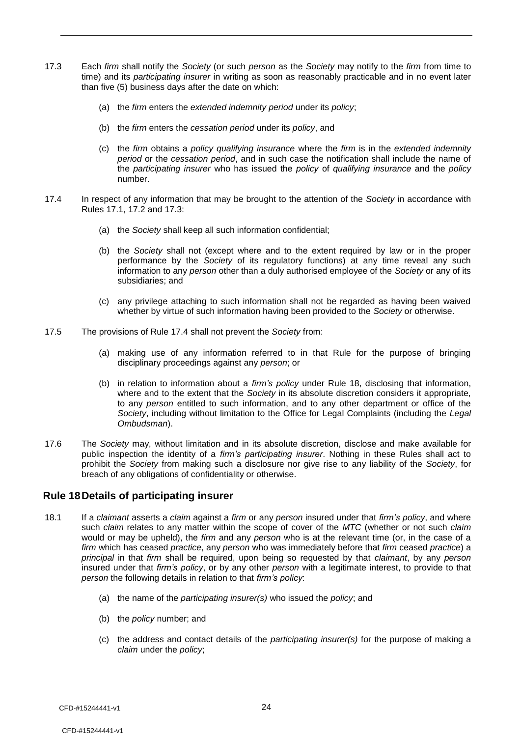17.3 Each *firm* shall notify the *Society* (or such *person* as the *Society* may notify to the *firm* from time to time) and its *participating insurer* in writing as soon as reasonably practicable and in no event later than five (5) business days after the date on which:

(a) the *firm* enters the *extended indemnity period* under its *policy*;

(b) the *firm* enters the *cessation period* under its *policy*, and

(c) the *firm* obtains a *policy qualifying insurance* where the *firm* is in the *extended indemnity period* or the *cessation period*, and in such case the notification shall include the name of the *participating insurer* who has issued the *policy* of *qualifying insurance* and the *policy* number.

17.4 In respect of any information that may be brought to the attention of the *Society* in accordance with Rules 17.1, 17.2 and 17.3:

(a) the *Society* shall keep all such information confidential;

(b) the *Society* shall not (except where and to the extent required by law or in the proper performance by the *Society* of its regulatory functions) at any time reveal any such information to any *person* other than a duly authorised employee of the *Society* or any of its subsidiaries; and

(c) any privilege attaching to such information shall not be regarded as having been waived whether by virtue of such information having been provided to the *Society* or otherwise.

17.5 The provisions of Rule 17.4 shall not prevent the *Society* from:

(a) making use of any information referred to in that Rule for the purpose of bringing disciplinary proceedings against any *person*; or

(b) in relation to information about a *firm's policy* under Rule 18, disclosing that information, where and to the extent that the *Society* in its absolute discretion considers it appropriate, to any *person* entitled to such information, and to any other department or office of the *Society*, including without limitation to the Office for Legal Complaints (including the *Legal Ombudsman*).

17.6 The *Society* may, without limitation and in its absolute discretion, disclose and make available for public inspection the identity of a *firm's participating insurer*. Nothing in these Rules shall act to prohibit the *Society* from making such a disclosure nor give rise to any liability of the *Society*, for breach of any obligations of confidentiality or otherwise.

## Rule 18 Details of participating insurer

18.1 If a *claimant* asserts a *claim* against a *firm* or any *person* insured under that *firm's policy*, and where such *claim* relates to any matter within the scope of cover of the *MTC* (whether or not such *claim* would or may be upheld), the *firm* and any *person* who is at the relevant time (or, in the case of a *firm* which has ceased *practice*, any *person* who was immediately before that *firm* ceased *practice*) a *principal* in that *firm* shall be required, upon being so requested by that *claimant*, by any *person* insured under that *firm's policy*, or by any other *person* with a legitimate interest, to provide to that *person* the following details in relation to that *firm's policy*:

(a) the name of the *participating insurer(s)* who issued the *policy*; and

(b) the *policy* number; and

(c) the address and contact details of the *participating insurer(s)* for the purpose of making a *claim* under the *policy*;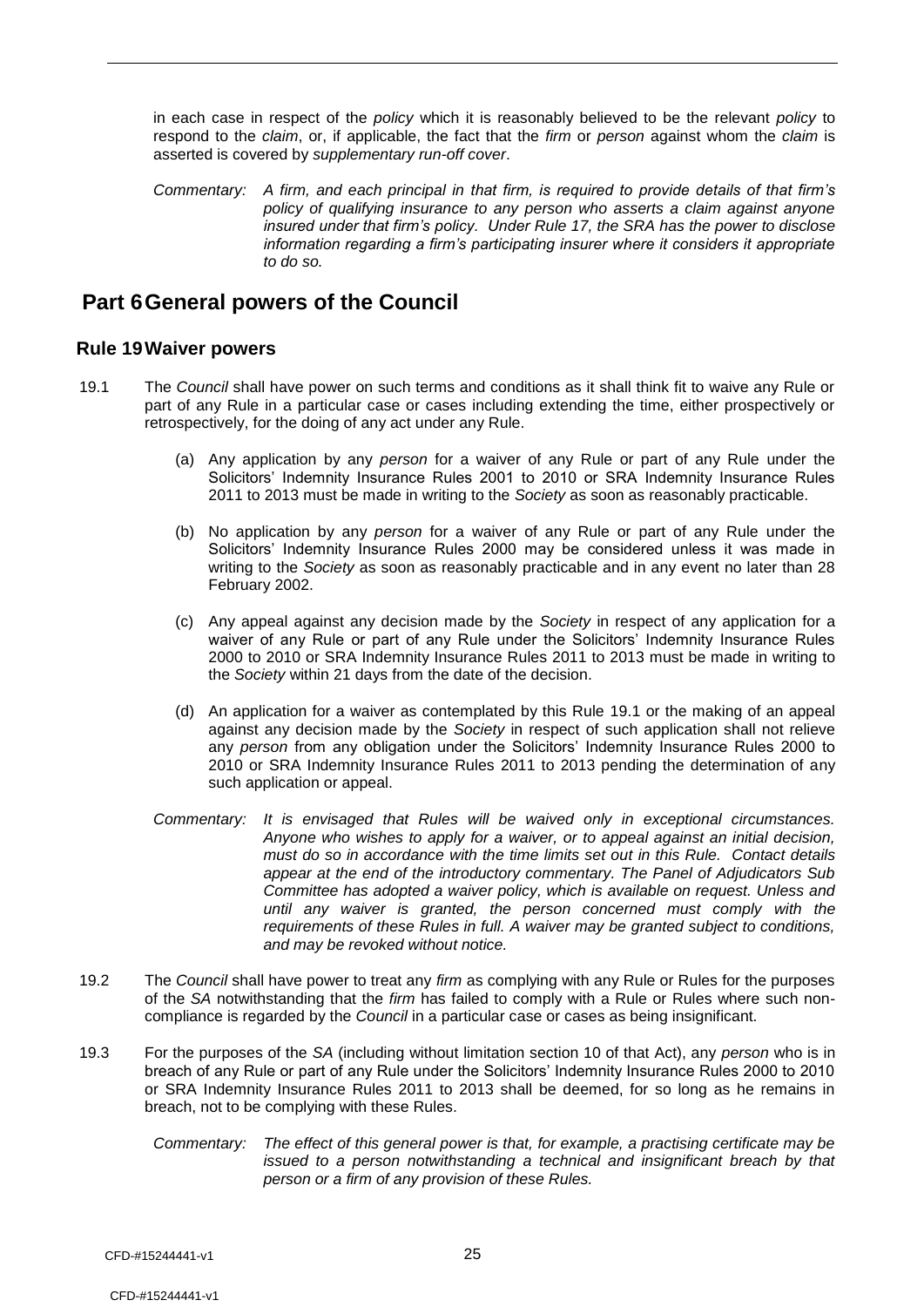in each case in respect of the *policy* which it is reasonably believed to be the relevant *policy* to respond to the *claim*, or, if applicable, the fact that the *firm* or *person* against whom the *claim* is asserted is covered by *supplementary run-off cover*.

*Commentary: A firm, and each principal in that firm, is required to provide details of that firm's policy of qualifying insurance to any person who asserts a claim against anyone insured under that firm's policy. Under Rule 17, the SRA has the power to disclose information regarding a firm's participating insurer where it considers it appropriate to do so.*

# Part 6 General powers of the Council

## Rule 19 Waiver powers

19.1 The *Council* shall have power on such terms and conditions as it shall think fit to waive any Rule or part of any Rule in a particular case or cases including extending the time, either prospectively or retrospectively, for the doing of any act under any Rule.

(a) Any application by any *person* for a waiver of any Rule or part of any Rule under the Solicitors' Indemnity Insurance Rules 2001 to 2010 or SRA Indemnity Insurance Rules 2011 to 2013 must be made in writing to the *Society* as soon as reasonably practicable.

(b) No application by any *person* for a waiver of any Rule or part of any Rule under the Solicitors' Indemnity Insurance Rules 2000 may be considered unless it was made in writing to the *Society* as soon as reasonably practicable and in any event no later than 28 February 2002.

(c) Any appeal against any decision made by the *Society* in respect of any application for a waiver of any Rule or part of any Rule under the Solicitors' Indemnity Insurance Rules 2000 to 2010 or SRA Indemnity Insurance Rules 2011 to 2013 must be made in writing to the *Society* within 21 days from the date of the decision.

(d) An application for a waiver as contemplated by this Rule 19.1 or the making of an appeal against any decision made by the *Society* in respect of such application shall not relieve any *person* from any obligation under the Solicitors' Indemnity Insurance Rules 2000 to 2010 or SRA Indemnity Insurance Rules 2011 to 2013 pending the determination of any such application or appeal.

*Commentary: It is envisaged that Rules will be waived only in exceptional circumstances. Anyone who wishes to apply for a waiver, or to appeal against an initial decision, must do so in accordance with the time limits set out in this Rule. Contact details appear at the end of the introductory commentary. The Panel of Adjudicators Sub Committee has adopted a waiver policy, which is available on request. Unless and until any waiver is granted, the person concerned must comply with the requirements of these Rules in full. A waiver may be granted subject to conditions, and may be revoked without notice.*

19.2 The *Council* shall have power to treat any *firm* as complying with any Rule or Rules for the purposes of the *SA* notwithstanding that the *firm* has failed to comply with a Rule or Rules where such non-compliance is regarded by the *Council* in a particular case or cases as being insignificant.

19.3 For the purposes of the *SA* (including without limitation section 10 of that Act), any *person* who is in breach of any Rule or part of any Rule under the Solicitors' Indemnity Insurance Rules 2000 to 2010 or SRA Indemnity Insurance Rules 2011 to 2013 shall be deemed, for so long as he remains in breach, not to be complying with these Rules.

*Commentary: The effect of this general power is that, for example, a practising certificate may be issued to a person notwithstanding a technical and insignificant breach by that person or a firm of any provision of these Rules.*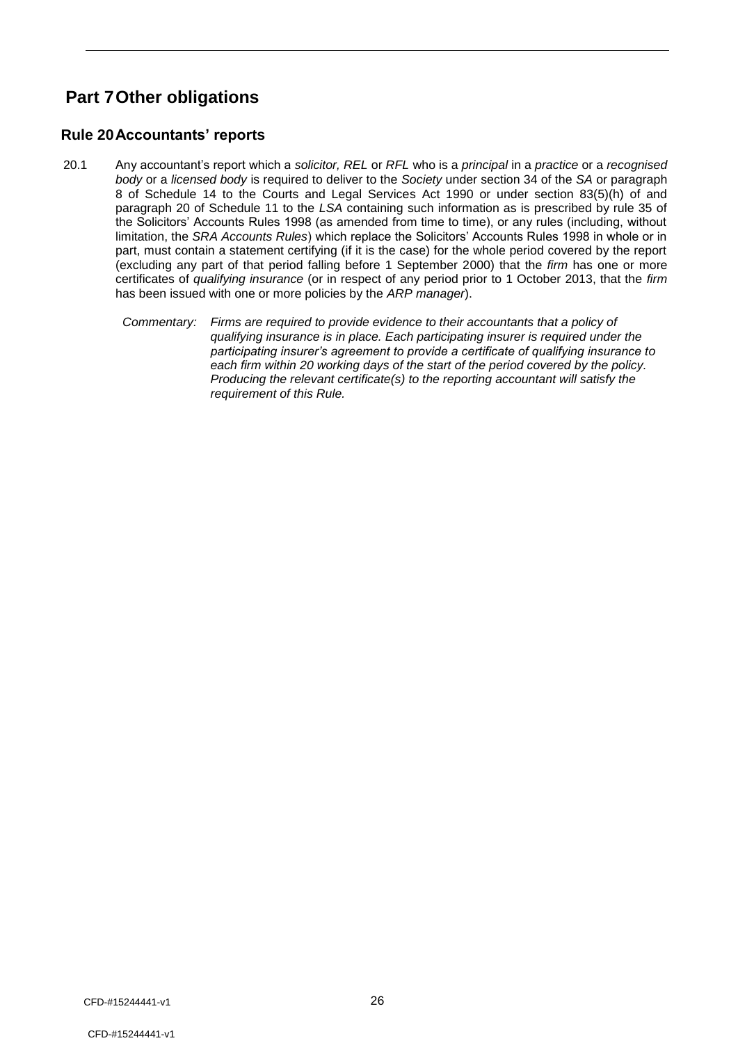# Part 7 Other obligations

## Rule 20 Accountants' reports

20.1 Any accountant's report which a *solicitor, REL* or *RFL* who is a *principal* in a *practice* or a *recognised body* or a *licensed body* is required to deliver to the *Society* under section 34 of the *SA* or paragraph 8 of Schedule 14 to the Courts and Legal Services Act 1990 or under section 83(5)(h) of and paragraph 20 of Schedule 11 to the *LSA* containing such information as is prescribed by rule 35 of the Solicitors' Accounts Rules 1998 (as amended from time to time), or any rules (including, without limitation, the *SRA Accounts Rules*) which replace the Solicitors' Accounts Rules 1998 in whole or in part, must contain a statement certifying (if it is the case) for the whole period covered by the report (excluding any part of that period falling before 1 September 2000) that the *firm* has one or more certificates of *qualifying insurance* (or in respect of any period prior to 1 October 2013, that the *firm* has been issued with one or more policies by the *ARP manager*).

*Commentary: Firms are required to provide evidence to their accountants that a policy of qualifying insurance is in place. Each participating insurer is required under the participating insurer's agreement to provide a certificate of qualifying insurance to each firm within 20 working days of the start of the period covered by the policy. Producing the relevant certificate(s) to the reporting accountant will satisfy the requirement of this Rule.*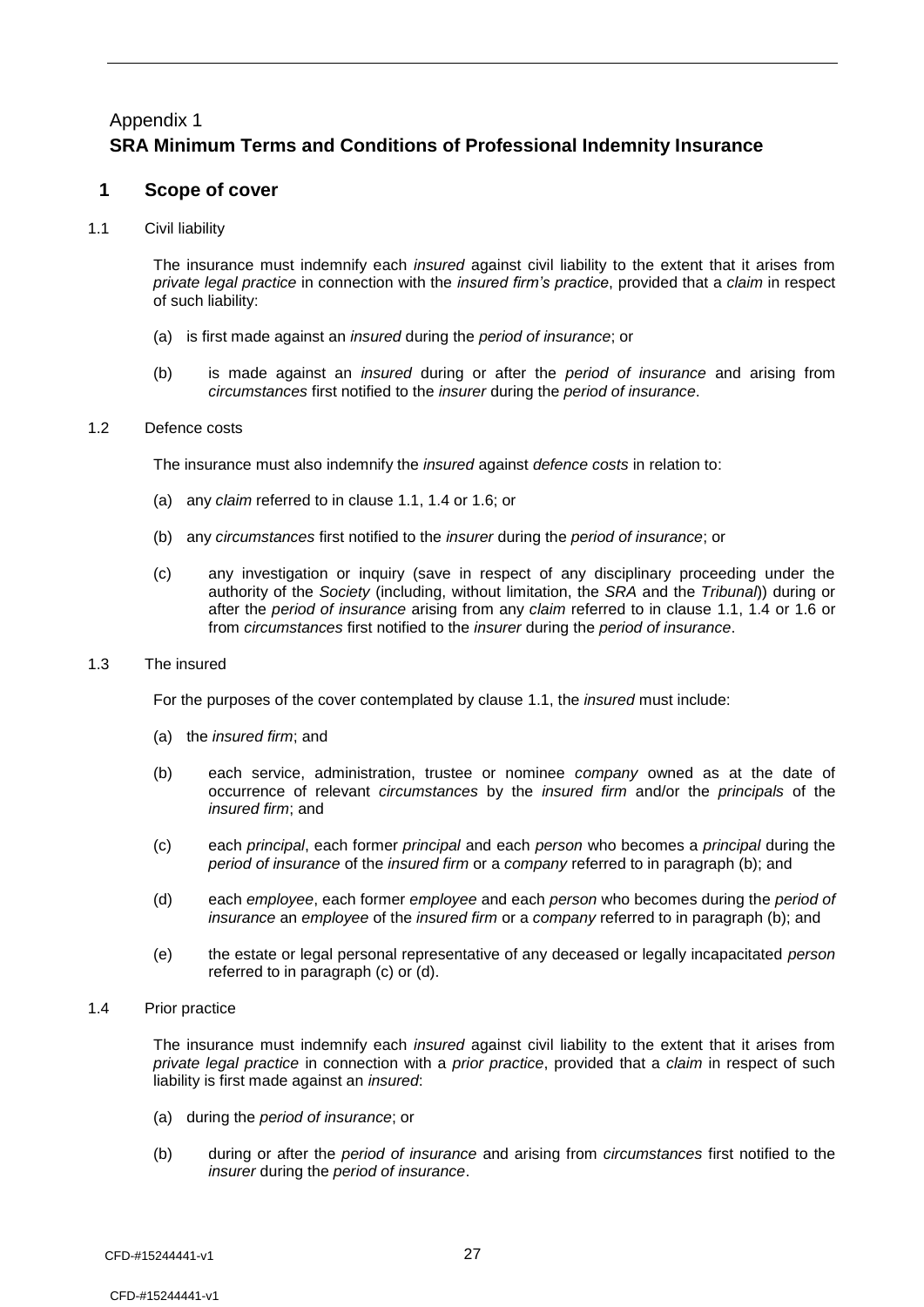Appendix 1

## SRA Minimum Terms and Conditions of Professional Indemnity Insurance

### 1 Scope of cover

1.1 Civil liability

The insurance must indemnify each *insured* against civil liability to the extent that it arises from *private legal practice* in connection with the *insured firm's practice*, provided that a *claim* in respect of such liability:

(a) is first made against an *insured* during the *period of insurance*; or

(b) is made against an *insured* during or after the *period of insurance* and arising from *circumstances* first notified to the *insurer* during the *period of insurance*.

1.2 Defence costs

The insurance must also indemnify the *insured* against *defence costs* in relation to:

(a) any *claim* referred to in clause 1.1, 1.4 or 1.6; or

(b) any *circumstances* first notified to the *insurer* during the *period of insurance*; or

(c) any investigation or inquiry (save in respect of any disciplinary proceeding under the authority of the *Society* (including, without limitation, the *SRA* and the *Tribunal*)) during or after the *period of insurance* arising from any *claim* referred to in clause 1.1, 1.4 or 1.6 or from *circumstances* first notified to the *insurer* during the *period of insurance*.

1.3 The insured

For the purposes of the cover contemplated by clause 1.1, the *insured* must include:

(a) the *insured firm*; and

(b) each service, administration, trustee or nominee *company* owned as at the date of occurrence of relevant *circumstances* by the *insured firm* and/or the *principals* of the *insured firm*; and

(c) each *principal*, each former *principal* and each *person* who becomes a *principal* during the *period of insurance* of the *insured firm* or a *company* referred to in paragraph (b); and

(d) each *employee*, each former *employee* and each *person* who becomes during the *period of insurance* an *employee* of the *insured firm* or a *company* referred to in paragraph (b); and

(e) the estate or legal personal representative of any deceased or legally incapacitated *person* referred to in paragraph (c) or (d).

1.4 Prior practice

The insurance must indemnify each *insured* against civil liability to the extent that it arises from *private legal practice* in connection with a *prior practice*, provided that a *claim* in respect of such liability is first made against an *insured*:

(a) during the *period of insurance*; or

(b) during or after the *period of insurance* and arising from *circumstances* first notified to the *insurer* during the *period of insurance*.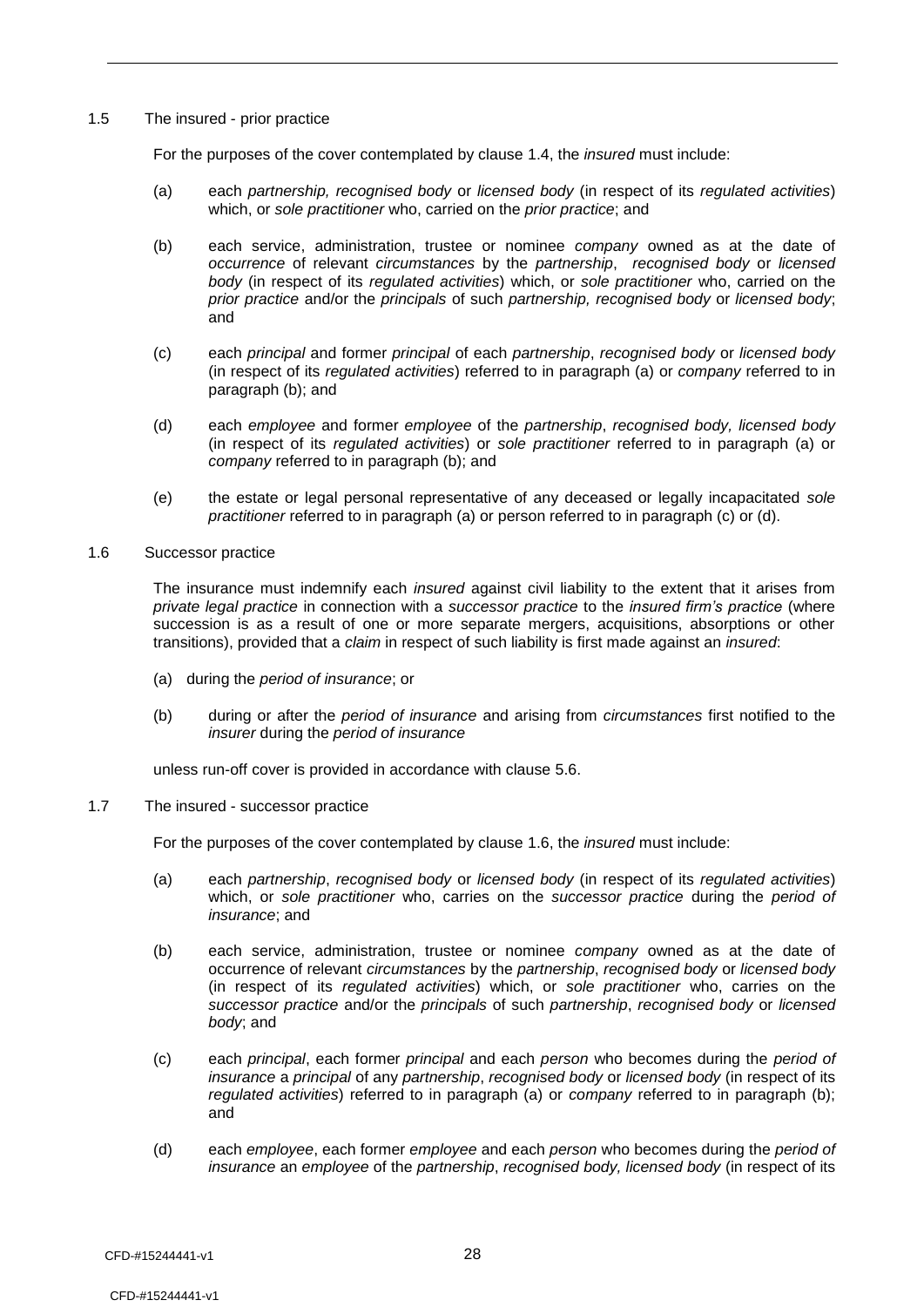1.5 The insured - prior practice

For the purposes of the cover contemplated by clause 1.4, the *insured* must include:

(a) each *partnership, recognised body* or *licensed body* (in respect of its *regulated activities*) which, or *sole practitioner* who, carried on the *prior practice*; and

(b) each service, administration, trustee or nominee *company* owned as at the date of *occurrence* of relevant *circumstances* by the *partnership*, *recognised body* or *licensed body* (in respect of its *regulated activities*) which, or *sole practitioner* who, carried on the *prior practice* and/or the *principals* of such *partnership, recognised body* or *licensed body*; and

(c) each *principal* and former *principal* of each *partnership*, *recognised body* or *licensed body* (in respect of its *regulated activities*) referred to in paragraph (a) or *company* referred to in paragraph (b); and

(d) each *employee* and former *employee* of the *partnership*, *recognised body, licensed body* (in respect of its *regulated activities*) or *sole practitioner* referred to in paragraph (a) or *company* referred to in paragraph (b); and

(e) the estate or legal personal representative of any deceased or legally incapacitated *sole practitioner* referred to in paragraph (a) or person referred to in paragraph (c) or (d).

1.6 Successor practice

The insurance must indemnify each *insured* against civil liability to the extent that it arises from *private legal practice* in connection with a *successor practice* to the *insured firm's practice* (where succession is as a result of one or more separate mergers, acquisitions, absorptions or other transitions), provided that a *claim* in respect of such liability is first made against an *insured*:

(a) during the *period of insurance*; or

(b) during or after the *period of insurance* and arising from *circumstances* first notified to the *insurer* during the *period of insurance*

unless run-off cover is provided in accordance with clause 5.6.

1.7 The insured - successor practice

For the purposes of the cover contemplated by clause 1.6, the *insured* must include:

(a) each *partnership*, *recognised body* or *licensed body* (in respect of its *regulated activities*) which, or *sole practitioner* who, carries on the *successor practice* during the *period of insurance*; and

(b) each service, administration, trustee or nominee *company* owned as at the date of occurrence of relevant *circumstances* by the *partnership*, *recognised body* or *licensed body* (in respect of its *regulated activities*) which, or *sole practitioner* who, carries on the *successor practice* and/or the *principals* of such *partnership*, *recognised body* or *licensed body*; and

(c) each *principal*, each former *principal* and each *person* who becomes during the *period of insurance* a *principal* of any *partnership*, *recognised body* or *licensed body* (in respect of its *regulated activities*) referred to in paragraph (a) or *company* referred to in paragraph (b); and

(d) each *employee*, each former *employee* and each *person* who becomes during the *period of insurance* an *employee* of the *partnership*, *recognised body, licensed body* (in respect of its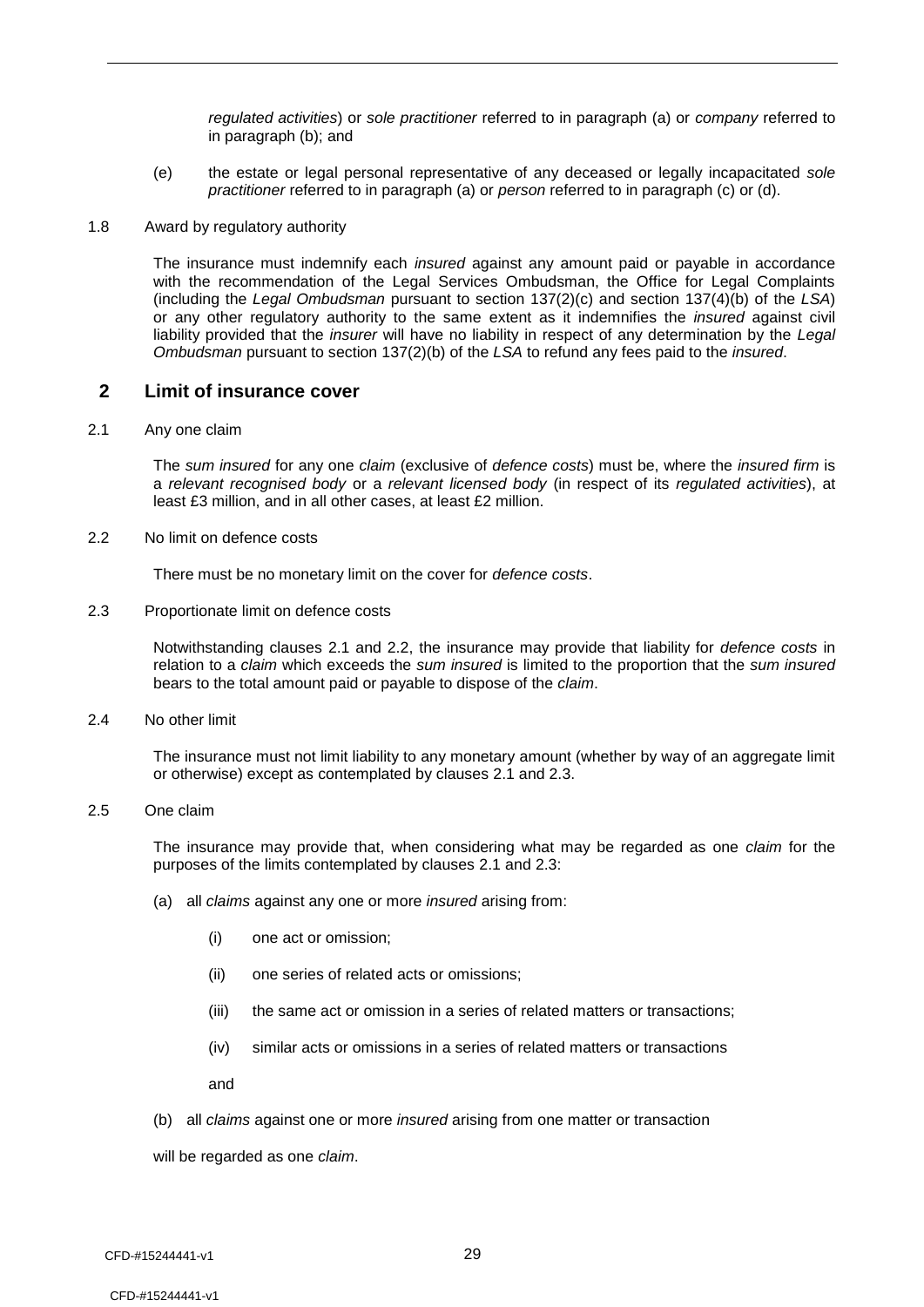*regulated activities*) or *sole practitioner* referred to in paragraph (a) or *company* referred to in paragraph (b); and

(e) the estate or legal personal representative of any deceased or legally incapacitated *sole practitioner* referred to in paragraph (a) or *person* referred to in paragraph (c) or (d).

1.8 Award by regulatory authority

The insurance must indemnify each *insured* against any amount paid or payable in accordance with the recommendation of the Legal Services Ombudsman, the Office for Legal Complaints (including the *Legal Ombudsman* pursuant to section 137(2)(c) and section 137(4)(b) of the *LSA*) or any other regulatory authority to the same extent as it indemnifies the *insured* against civil liability provided that the *insurer* will have no liability in respect of any determination by the *Legal Ombudsman* pursuant to section 137(2)(b) of the *LSA* to refund any fees paid to the *insured*.

## 2 Limit of insurance cover

2.1 Any one claim

The *sum insured* for any one *claim* (exclusive of *defence costs*) must be, where the *insured firm* is a *relevant recognised body* or a *relevant licensed body* (in respect of its *regulated activities*), at least £3 million, and in all other cases, at least £2 million.

2.2 No limit on defence costs

There must be no monetary limit on the cover for *defence costs*.

2.3 Proportionate limit on defence costs

Notwithstanding clauses 2.1 and 2.2, the insurance may provide that liability for *defence costs* in relation to a *claim* which exceeds the *sum insured* is limited to the proportion that the *sum insured* bears to the total amount paid or payable to dispose of the *claim*.

2.4 No other limit

The insurance must not limit liability to any monetary amount (whether by way of an aggregate limit or otherwise) except as contemplated by clauses 2.1 and 2.3.

2.5 One claim

The insurance may provide that, when considering what may be regarded as one *claim* for the purposes of the limits contemplated by clauses 2.1 and 2.3:

(a) all *claims* against any one or more *insured* arising from:

(i) one act or omission;

(ii) one series of related acts or omissions;

(iii) the same act or omission in a series of related matters or transactions;

(iv) similar acts or omissions in a series of related matters or transactions

and

(b) all *claims* against one or more *insured* arising from one matter or transaction

will be regarded as one *claim*.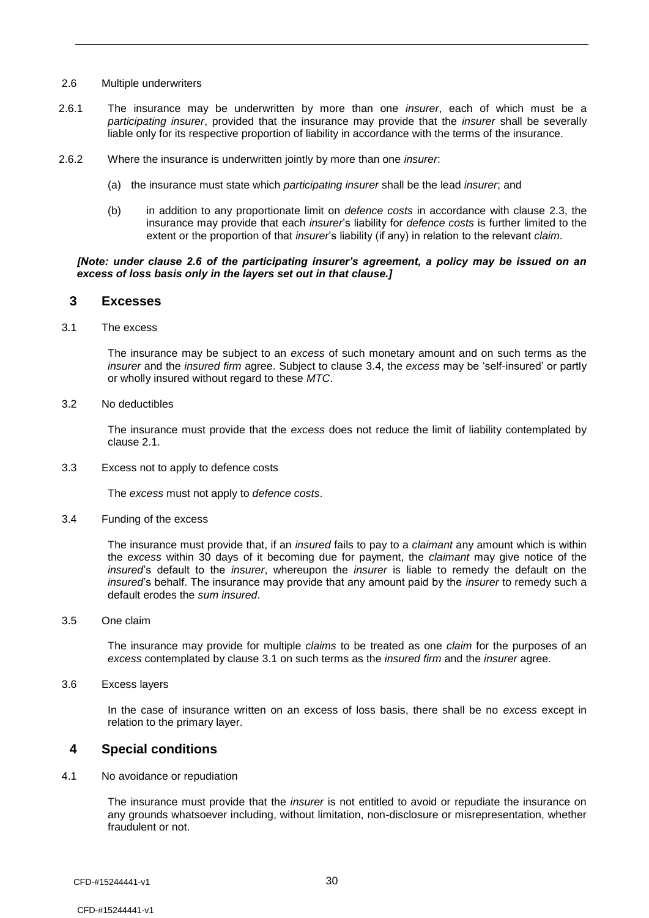2.6 Multiple underwriters

2.6.1 The insurance may be underwritten by more than one *insurer*, each of which must be a *participating insurer*, provided that the insurance may provide that the *insurer* shall be severally liable only for its respective proportion of liability in accordance with the terms of the insurance.

2.6.2 Where the insurance is underwritten jointly by more than one *insurer*:

(a) the insurance must state which *participating insurer* shall be the lead *insurer*; and

(b) in addition to any proportionate limit on *defence costs* in accordance with clause 2.3, the insurance may provide that each *insurer*'s liability for *defence costs* is further limited to the extent or the proportion of that *insurer*'s liability (if any) in relation to the relevant *claim*.

***[Note: under clause 2.6 of the participating insurer's agreement, a policy may be issued on an excess of loss basis only in the layers set out in that clause.]***

## 3 Excesses

3.1 The excess

The insurance may be subject to an *excess* of such monetary amount and on such terms as the *insurer* and the *insured firm* agree. Subject to clause 3.4, the *excess* may be 'self-insured' or partly or wholly insured without regard to these *MTC*.

3.2 No deductibles

The insurance must provide that the *excess* does not reduce the limit of liability contemplated by clause 2.1.

3.3 Excess not to apply to defence costs

The *excess* must not apply to *defence costs*.

3.4 Funding of the excess

The insurance must provide that, if an *insured* fails to pay to a *claimant* any amount which is within the *excess* within 30 days of it becoming due for payment, the *claimant* may give notice of the *insured*'s default to the *insurer*, whereupon the *insurer* is liable to remedy the default on the *insured*'s behalf. The insurance may provide that any amount paid by the *insurer* to remedy such a default erodes the *sum insured*.

3.5 One claim

The insurance may provide for multiple *claims* to be treated as one *claim* for the purposes of an *excess* contemplated by clause 3.1 on such terms as the *insured firm* and the *insurer* agree.

3.6 Excess layers

In the case of insurance written on an excess of loss basis, there shall be no *excess* except in relation to the primary layer.

## 4 Special conditions

4.1 No avoidance or repudiation

The insurance must provide that the *insurer* is not entitled to avoid or repudiate the insurance on any grounds whatsoever including, without limitation, non-disclosure or misrepresentation, whether fraudulent or not.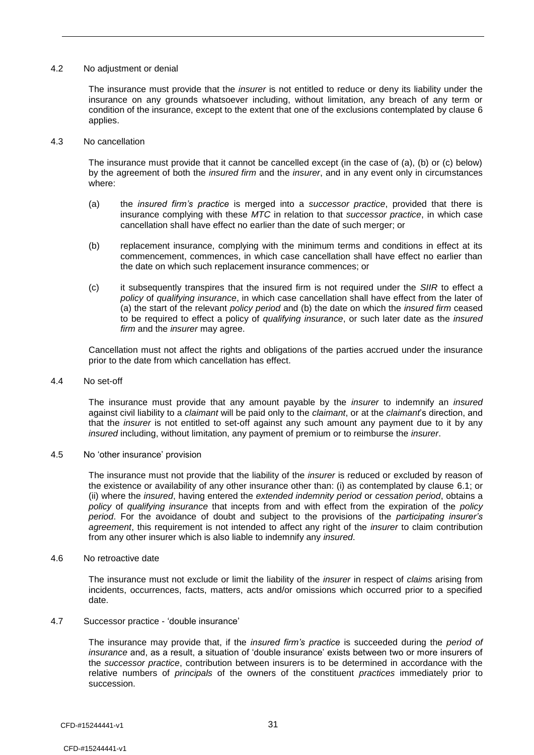### 4.2 No adjustment or denial

The insurance must provide that the *insurer* is not entitled to reduce or deny its liability under the insurance on any grounds whatsoever including, without limitation, any breach of any term or condition of the insurance, except to the extent that one of the exclusions contemplated by clause 6 applies.

### 4.3 No cancellation

The insurance must provide that it cannot be cancelled except (in the case of (a), (b) or (c) below) by the agreement of both the *insured firm* and the *insurer*, and in any event only in circumstances where:

(a) the *insured firm's practice* is merged into a *successor practice*, provided that there is insurance complying with these *MTC* in relation to that *successor practice*, in which case cancellation shall have effect no earlier than the date of such merger; or

(b) replacement insurance, complying with the minimum terms and conditions in effect at its commencement, commences, in which case cancellation shall have effect no earlier than the date on which such replacement insurance commences; or

(c) it subsequently transpires that the insured firm is not required under the *SIIR* to effect a *policy* of *qualifying insurance*, in which case cancellation shall have effect from the later of (a) the start of the relevant *policy period* and (b) the date on which the *insured firm* ceased to be required to effect a policy of *qualifying insurance*, or such later date as the *insured firm* and the *insurer* may agree.

Cancellation must not affect the rights and obligations of the parties accrued under the insurance prior to the date from which cancellation has effect.

### 4.4 No set-off

The insurance must provide that any amount payable by the *insurer* to indemnify an *insured* against civil liability to a *claimant* will be paid only to the *claimant*, or at the *claimant*'s direction, and that the *insurer* is not entitled to set-off against any such amount any payment due to it by any *insured* including, without limitation, any payment of premium or to reimburse the *insurer*.

### 4.5 No 'other insurance' provision

The insurance must not provide that the liability of the *insurer* is reduced or excluded by reason of the existence or availability of any other insurance other than: (i) as contemplated by clause 6.1; or (ii) where the *insured*, having entered the *extended indemnity period* or *cessation period*, obtains a *policy* of *qualifying insurance* that incepts from and with effect from the expiration of the *policy period*. For the avoidance of doubt and subject to the provisions of the *participating insurer's agreement*, this requirement is not intended to affect any right of the *insurer* to claim contribution from any other insurer which is also liable to indemnify any *insured*.

### 4.6 No retroactive date

The insurance must not exclude or limit the liability of the *insurer* in respect of *claims* arising from incidents, occurrences, facts, matters, acts and/or omissions which occurred prior to a specified date.

### 4.7 Successor practice - 'double insurance'

The insurance may provide that, if the *insured firm's practice* is succeeded during the *period of insurance* and, as a result, a situation of 'double insurance' exists between two or more insurers of the *successor practice*, contribution between insurers is to be determined in accordance with the relative numbers of *principals* of the owners of the constituent *practices* immediately prior to succession.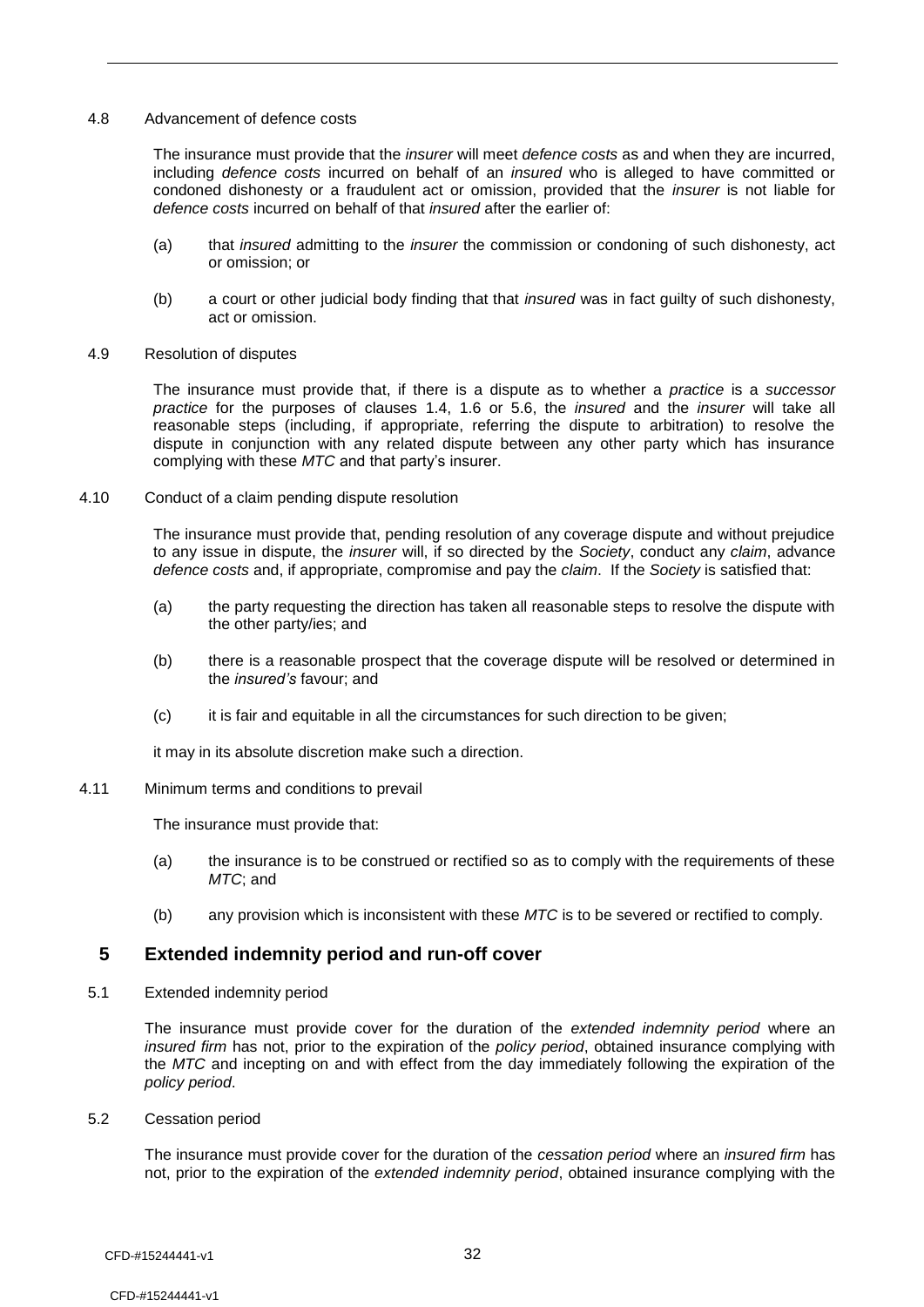4.8 Advancement of defence costs

The insurance must provide that the *insurer* will meet *defence costs* as and when they are incurred, including *defence costs* incurred on behalf of an *insured* who is alleged to have committed or condoned dishonesty or a fraudulent act or omission, provided that the *insurer* is not liable for *defence costs* incurred on behalf of that *insured* after the earlier of:

(a) that *insured* admitting to the *insurer* the commission or condoning of such dishonesty, act or omission; or

(b) a court or other judicial body finding that that *insured* was in fact guilty of such dishonesty, act or omission.

4.9 Resolution of disputes

The insurance must provide that, if there is a dispute as to whether a *practice* is a *successor practice* for the purposes of clauses 1.4, 1.6 or 5.6, the *insured* and the *insurer* will take all reasonable steps (including, if appropriate, referring the dispute to arbitration) to resolve the dispute in conjunction with any related dispute between any other party which has insurance complying with these *MTC* and that party's insurer.

4.10 Conduct of a claim pending dispute resolution

The insurance must provide that, pending resolution of any coverage dispute and without prejudice to any issue in dispute, the *insurer* will, if so directed by the *Society*, conduct any *claim*, advance *defence costs* and, if appropriate, compromise and pay the *claim*. If the *Society* is satisfied that:

(a) the party requesting the direction has taken all reasonable steps to resolve the dispute with the other party/ies; and

(b) there is a reasonable prospect that the coverage dispute will be resolved or determined in the *insured's* favour; and

(c) it is fair and equitable in all the circumstances for such direction to be given;

it may in its absolute discretion make such a direction.

4.11 Minimum terms and conditions to prevail

The insurance must provide that:

(a) the insurance is to be construed or rectified so as to comply with the requirements of these *MTC*; and

(b) any provision which is inconsistent with these *MTC* is to be severed or rectified to comply.

## 5 Extended indemnity period and run-off cover

5.1 Extended indemnity period

The insurance must provide cover for the duration of the *extended indemnity period* where an *insured firm* has not, prior to the expiration of the *policy period*, obtained insurance complying with the *MTC* and incepting on and with effect from the day immediately following the expiration of the *policy period*.

5.2 Cessation period

The insurance must provide cover for the duration of the *cessation period* where an *insured firm* has not, prior to the expiration of the *extended indemnity period*, obtained insurance complying with the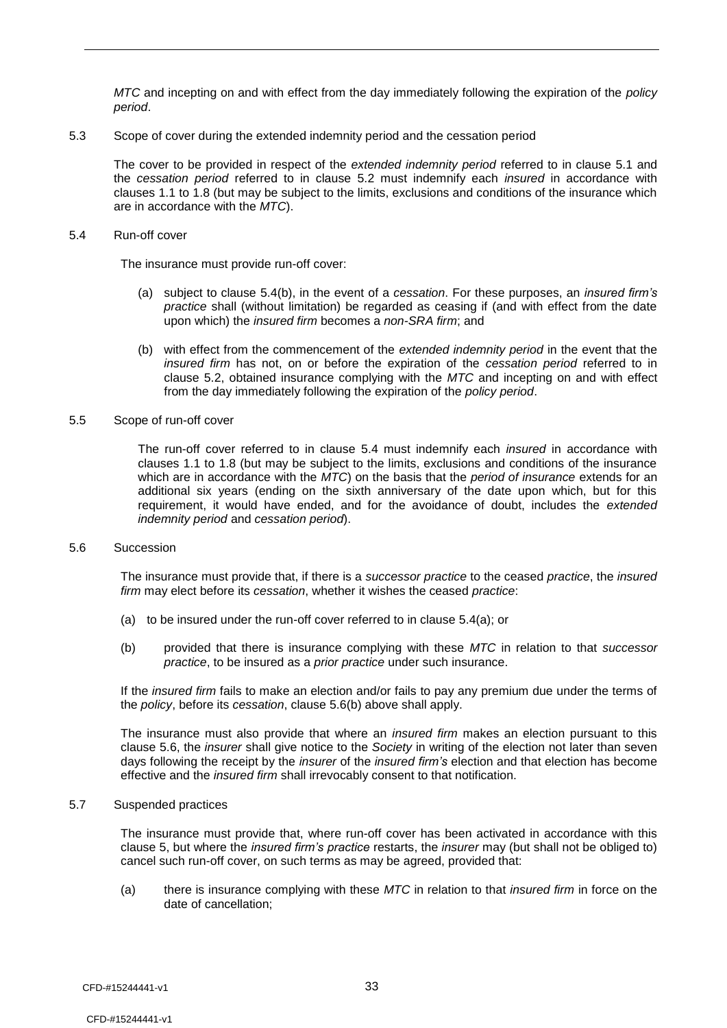*MTC* and incepting on and with effect from the day immediately following the expiration of the *policy period*.

5.3 Scope of cover during the extended indemnity period and the cessation period

The cover to be provided in respect of the *extended indemnity period* referred to in clause 5.1 and the *cessation period* referred to in clause 5.2 must indemnify each *insured* in accordance with clauses 1.1 to 1.8 (but may be subject to the limits, exclusions and conditions of the insurance which are in accordance with the *MTC*).

5.4 Run-off cover

The insurance must provide run-off cover:

(a) subject to clause 5.4(b), in the event of a *cessation*. For these purposes, an *insured firm's practice* shall (without limitation) be regarded as ceasing if (and with effect from the date upon which) the *insured firm* becomes a *non-SRA firm*; and

(b) with effect from the commencement of the *extended indemnity period* in the event that the *insured firm* has not, on or before the expiration of the *cessation period* referred to in clause 5.2, obtained insurance complying with the *MTC* and incepting on and with effect from the day immediately following the expiration of the *policy period*.

5.5 Scope of run-off cover

The run-off cover referred to in clause 5.4 must indemnify each *insured* in accordance with clauses 1.1 to 1.8 (but may be subject to the limits, exclusions and conditions of the insurance which are in accordance with the *MTC*) on the basis that the *period of insurance* extends for an additional six years (ending on the sixth anniversary of the date upon which, but for this requirement, it would have ended, and for the avoidance of doubt, includes the *extended indemnity period* and *cessation period*).

5.6 Succession

The insurance must provide that, if there is a *successor practice* to the ceased *practice*, the *insured firm* may elect before its *cessation*, whether it wishes the ceased *practice*:

(a) to be insured under the run-off cover referred to in clause 5.4(a); or

(b) provided that there is insurance complying with these *MTC* in relation to that *successor practice*, to be insured as a *prior practice* under such insurance.

If the *insured firm* fails to make an election and/or fails to pay any premium due under the terms of the *policy*, before its *cessation*, clause 5.6(b) above shall apply.

The insurance must also provide that where an *insured firm* makes an election pursuant to this clause 5.6, the *insurer* shall give notice to the *Society* in writing of the election not later than seven days following the receipt by the *insurer* of the *insured firm's* election and that election has become effective and the *insured firm* shall irrevocably consent to that notification.

5.7 Suspended practices

The insurance must provide that, where run-off cover has been activated in accordance with this clause 5, but where the *insured firm's practice* restarts, the *insurer* may (but shall not be obliged to) cancel such run-off cover, on such terms as may be agreed, provided that:

(a) there is insurance complying with these *MTC* in relation to that *insured firm* in force on the date of cancellation;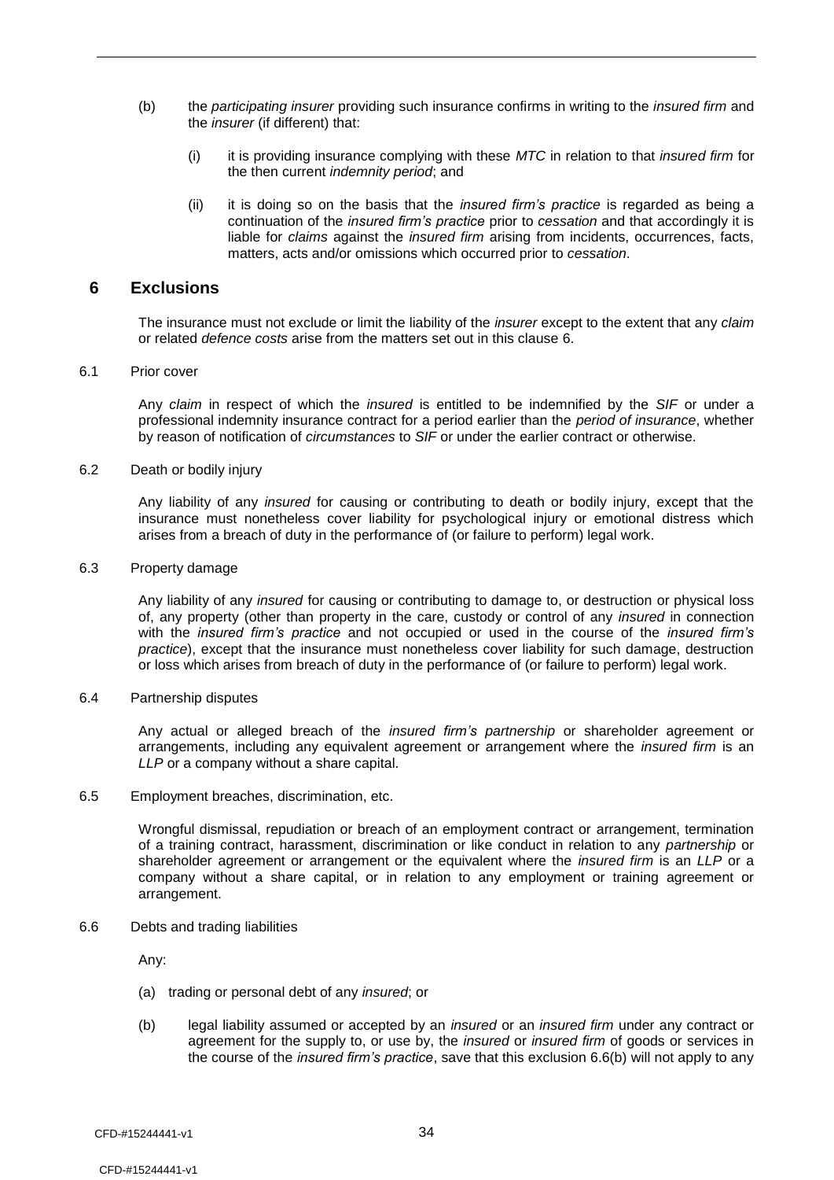(b) the *participating insurer* providing such insurance confirms in writing to the *insured firm* and the *insurer* (if different) that:

(i) it is providing insurance complying with these *MTC* in relation to that *insured firm* for the then current *indemnity period*; and

(ii) it is doing so on the basis that the *insured firm's practice* is regarded as being a continuation of the *insured firm's practice* prior to *cessation* and that accordingly it is liable for *claims* against the *insured firm* arising from incidents, occurrences, facts, matters, acts and/or omissions which occurred prior to *cessation*.

## 6 Exclusions

The insurance must not exclude or limit the liability of the *insurer* except to the extent that any *claim* or related *defence costs* arise from the matters set out in this clause 6.

6.1 Prior cover

Any *claim* in respect of which the *insured* is entitled to be indemnified by the *SIF* or under a professional indemnity insurance contract for a period earlier than the *period of insurance*, whether by reason of notification of *circumstances* to *SIF* or under the earlier contract or otherwise.

6.2 Death or bodily injury

Any liability of any *insured* for causing or contributing to death or bodily injury, except that the insurance must nonetheless cover liability for psychological injury or emotional distress which arises from a breach of duty in the performance of (or failure to perform) legal work.

6.3 Property damage

Any liability of any *insured* for causing or contributing to damage to, or destruction or physical loss of, any property (other than property in the care, custody or control of any *insured* in connection with the *insured firm's practice* and not occupied or used in the course of the *insured firm's practice*), except that the insurance must nonetheless cover liability for such damage, destruction or loss which arises from breach of duty in the performance of (or failure to perform) legal work.

6.4 Partnership disputes

Any actual or alleged breach of the *insured firm's partnership* or shareholder agreement or arrangements, including any equivalent agreement or arrangement where the *insured firm* is an *LLP* or a company without a share capital.

6.5 Employment breaches, discrimination, etc.

Wrongful dismissal, repudiation or breach of an employment contract or arrangement, termination of a training contract, harassment, discrimination or like conduct in relation to any *partnership* or shareholder agreement or arrangement or the equivalent where the *insured firm* is an *LLP* or a company without a share capital, or in relation to any employment or training agreement or arrangement.

6.6 Debts and trading liabilities

Any:

(a) trading or personal debt of any *insured*; or

(b) legal liability assumed or accepted by an *insured* or an *insured firm* under any contract or agreement for the supply to, or use by, the *insured* or *insured firm* of goods or services in the course of the *insured firm's practice*, save that this exclusion 6.6(b) will not apply to any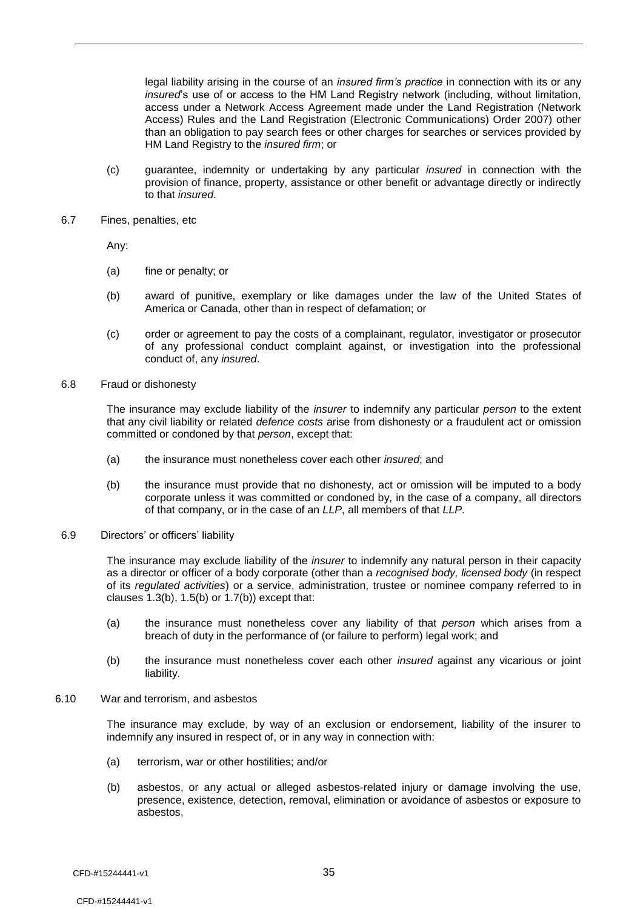legal liability arising in the course of an *insured firm's practice* in connection with its or any *insured*'s use of or access to the HM Land Registry network (including, without limitation, access under a Network Access Agreement made under the Land Registration (Network Access) Rules and the Land Registration (Electronic Communications) Order 2007) other than an obligation to pay search fees or other charges for searches or services provided by HM Land Registry to the *insured firm*; or

(c) guarantee, indemnity or undertaking by any particular *insured* in connection with the provision of finance, property, assistance or other benefit or advantage directly or indirectly to that *insured*.

6.7 Fines, penalties, etc

Any:

(a) fine or penalty; or

(b) award of punitive, exemplary or like damages under the law of the United States of America or Canada, other than in respect of defamation; or

(c) order or agreement to pay the costs of a complainant, regulator, investigator or prosecutor of any professional conduct complaint against, or investigation into the professional conduct of, any *insured*.

6.8 Fraud or dishonesty

The insurance may exclude liability of the *insurer* to indemnify any particular *person* to the extent that any civil liability or related *defence costs* arise from dishonesty or a fraudulent act or omission committed or condoned by that *person*, except that:

(a) the insurance must nonetheless cover each other *insured*; and

(b) the insurance must provide that no dishonesty, act or omission will be imputed to a body corporate unless it was committed or condoned by, in the case of a company, all directors of that company, or in the case of an *LLP*, all members of that *LLP*.

6.9 Directors' or officers' liability

The insurance may exclude liability of the *insurer* to indemnify any natural person in their capacity as a director or officer of a body corporate (other than a *recognised body, licensed body* (in respect of its *regulated activities*) or a service, administration, trustee or nominee company referred to in clauses 1.3(b), 1.5(b) or 1.7(b)) except that:

(a) the insurance must nonetheless cover any liability of that *person* which arises from a breach of duty in the performance of (or failure to perform) legal work; and

(b) the insurance must nonetheless cover each other *insured* against any vicarious or joint liability.

6.10 War and terrorism, and asbestos

The insurance may exclude, by way of an exclusion or endorsement, liability of the insurer to indemnify any insured in respect of, or in any way in connection with:

(a) terrorism, war or other hostilities; and/or

(b) asbestos, or any actual or alleged asbestos-related injury or damage involving the use, presence, existence, detection, removal, elimination or avoidance of asbestos or exposure to asbestos,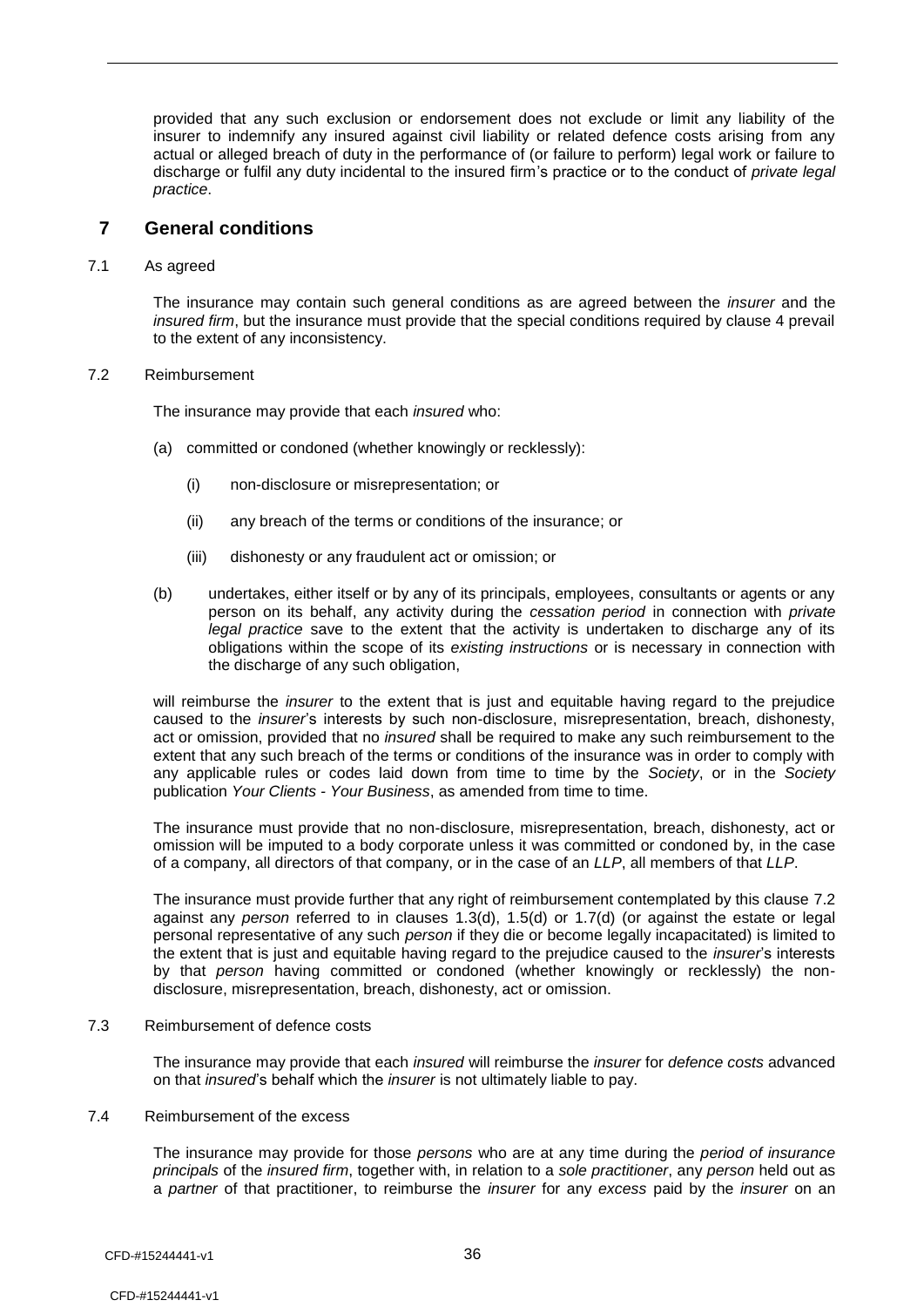provided that any such exclusion or endorsement does not exclude or limit any liability of the insurer to indemnify any insured against civil liability or related defence costs arising from any actual or alleged breach of duty in the performance of (or failure to perform) legal work or failure to discharge or fulfil any duty incidental to the insured firm's practice or to the conduct of *private legal practice*.

## 7 General conditions

7.1 As agreed

The insurance may contain such general conditions as are agreed between the *insurer* and the *insured firm*, but the insurance must provide that the special conditions required by clause 4 prevail to the extent of any inconsistency.

7.2 Reimbursement

The insurance may provide that each *insured* who:

(a) committed or condoned (whether knowingly or recklessly):

 (i) non-disclosure or misrepresentation; or

 (ii) any breach of the terms or conditions of the insurance; or

 (iii) dishonesty or any fraudulent act or omission; or

(b) undertakes, either itself or by any of its principals, employees, consultants or agents or any person on its behalf, any activity during the *cessation period* in connection with *private legal practice* save to the extent that the activity is undertaken to discharge any of its obligations within the scope of its *existing instructions* or is necessary in connection with the discharge of any such obligation,

will reimburse the *insurer* to the extent that is just and equitable having regard to the prejudice caused to the *insurer*'s interests by such non-disclosure, misrepresentation, breach, dishonesty, act or omission, provided that no *insured* shall be required to make any such reimbursement to the extent that any such breach of the terms or conditions of the insurance was in order to comply with any applicable rules or codes laid down from time to time by the *Society*, or in the *Society* publication *Your Clients - Your Business*, as amended from time to time.

The insurance must provide that no non-disclosure, misrepresentation, breach, dishonesty, act or omission will be imputed to a body corporate unless it was committed or condoned by, in the case of a company, all directors of that company, or in the case of an *LLP*, all members of that *LLP*.

The insurance must provide further that any right of reimbursement contemplated by this clause 7.2 against any *person* referred to in clauses 1.3(d), 1.5(d) or 1.7(d) (or against the estate or legal personal representative of any such *person* if they die or become legally incapacitated) is limited to the extent that is just and equitable having regard to the prejudice caused to the *insurer*'s interests by that *person* having committed or condoned (whether knowingly or recklessly) the non-disclosure, misrepresentation, breach, dishonesty, act or omission.

7.3 Reimbursement of defence costs

The insurance may provide that each *insured* will reimburse the *insurer* for *defence costs* advanced on that *insured*'s behalf which the *insurer* is not ultimately liable to pay.

7.4 Reimbursement of the excess

The insurance may provide for those *persons* who are at any time during the *period of insurance principals* of the *insured firm*, together with, in relation to a *sole practitioner*, any *person* held out as a *partner* of that practitioner, to reimburse the *insurer* for any *excess* paid by the *insurer* on an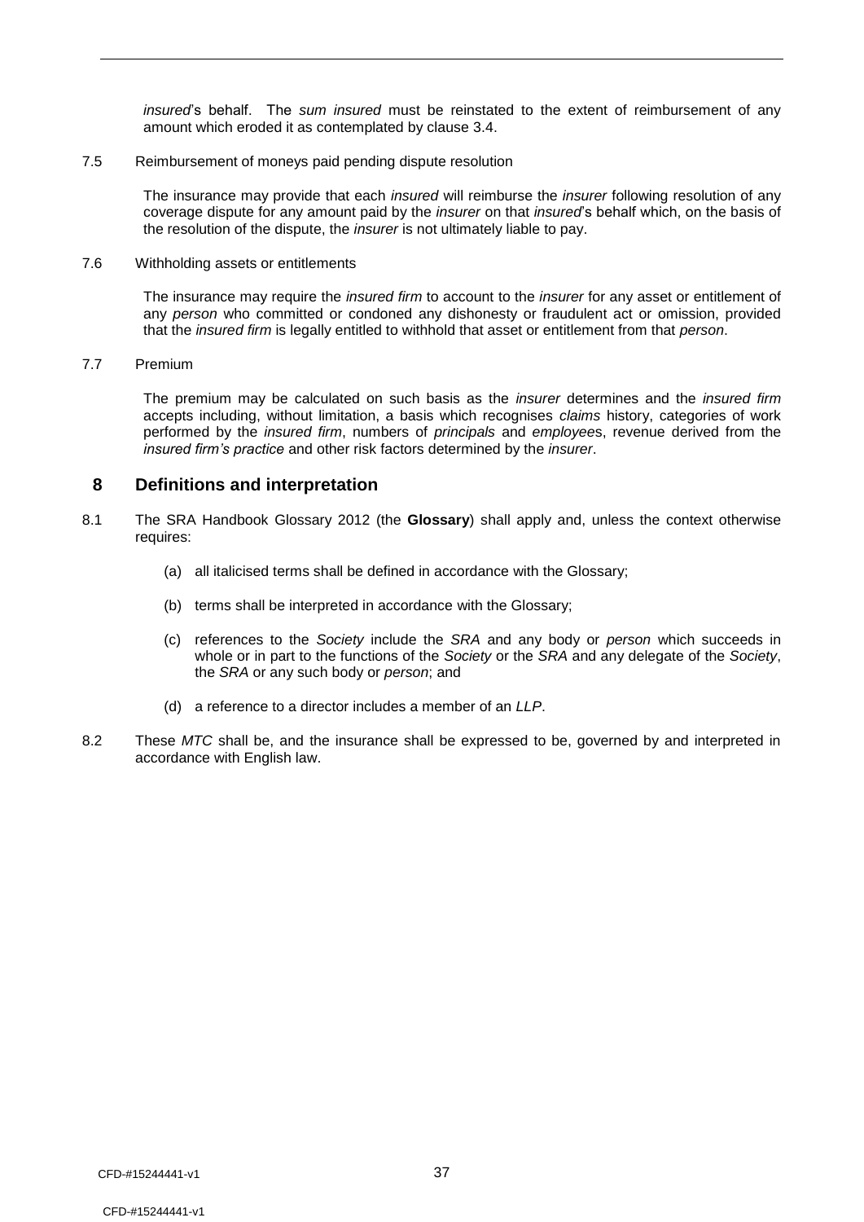*insured*'s behalf. The *sum insured* must be reinstated to the extent of reimbursement of any amount which eroded it as contemplated by clause 3.4.

7.5 Reimbursement of moneys paid pending dispute resolution

The insurance may provide that each *insured* will reimburse the *insurer* following resolution of any coverage dispute for any amount paid by the *insurer* on that *insured*'s behalf which, on the basis of the resolution of the dispute, the *insurer* is not ultimately liable to pay.

7.6 Withholding assets or entitlements

The insurance may require the *insured firm* to account to the *insurer* for any asset or entitlement of any *person* who committed or condoned any dishonesty or fraudulent act or omission, provided that the *insured firm* is legally entitled to withhold that asset or entitlement from that *person*.

7.7 Premium

The premium may be calculated on such basis as the *insurer* determines and the *insured firm* accepts including, without limitation, a basis which recognises *claims* history, categories of work performed by the *insured firm*, numbers of *principals* and *employee*s, revenue derived from the *insured firm's practice* and other risk factors determined by the *insurer*.

## 8 Definitions and interpretation

8.1 The SRA Handbook Glossary 2012 (the **Glossary**) shall apply and, unless the context otherwise requires:

(a) all italicised terms shall be defined in accordance with the Glossary;

(b) terms shall be interpreted in accordance with the Glossary;

(c) references to the *Society* include the *SRA* and any body or *person* which succeeds in whole or in part to the functions of the *Society* or the *SRA* and any delegate of the *Society*, the *SRA* or any such body or *person*; and

(d) a reference to a director includes a member of an *LLP*.

8.2 These *MTC* shall be, and the insurance shall be expressed to be, governed by and interpreted in accordance with English law.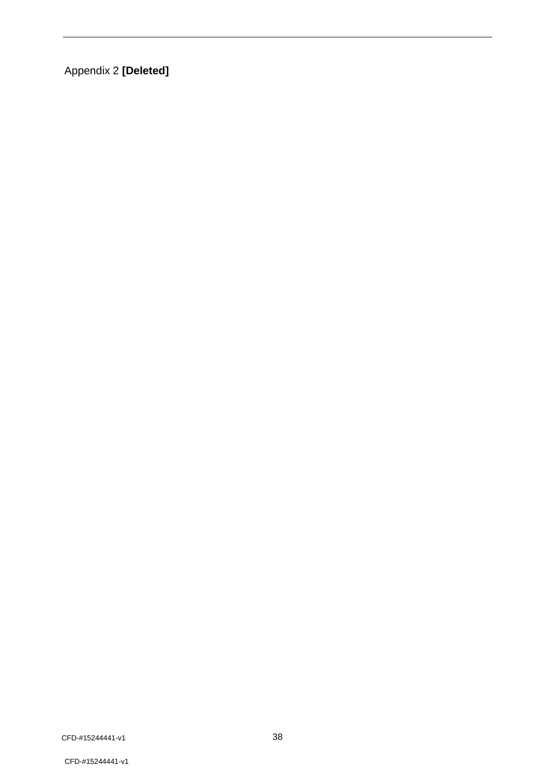Appendix 2 **[Deleted]**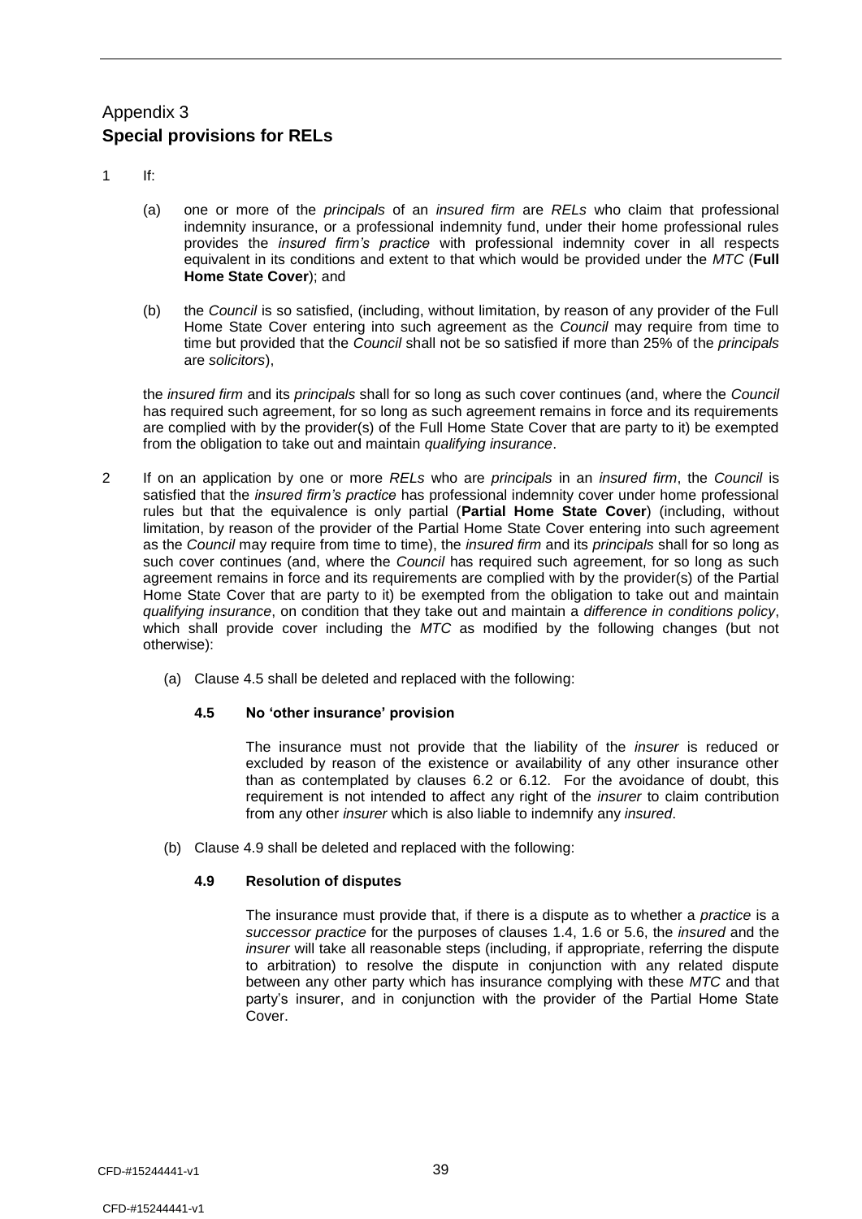## Appendix 3
## **Special provisions for RELs**

1 If:

   (a) one or more of the *principals* of an *insured firm* are *RELs* who claim that professional indemnity insurance, or a professional indemnity fund, under their home professional rules provides the *insured firm's practice* with professional indemnity cover in all respects equivalent in its conditions and extent to that which would be provided under the *MTC* (**Full Home State Cover**); and

   (b) the *Council* is so satisfied, (including, without limitation, by reason of any provider of the Full Home State Cover entering into such agreement as the *Council* may require from time to time but provided that the *Council* shall not be so satisfied if more than 25% of the *principals* are *solicitors*),

   the *insured firm* and its *principals* shall for so long as such cover continues (and, where the *Council* has required such agreement, for so long as such agreement remains in force and its requirements are complied with by the provider(s) of the Full Home State Cover that are party to it) be exempted from the obligation to take out and maintain *qualifying insurance*.

2 If on an application by one or more *RELs* who are *principals* in an *insured firm*, the *Council* is satisfied that the *insured firm's practice* has professional indemnity cover under home professional rules but that the equivalence is only partial (**Partial Home State Cover**) (including, without limitation, by reason of the provider of the Partial Home State Cover entering into such agreement as the *Council* may require from time to time), the *insured firm* and its *principals* shall for so long as such cover continues (and, where the *Council* has required such agreement, for so long as such agreement remains in force and its requirements are complied with by the provider(s) of the Partial Home State Cover that are party to it) be exempted from the obligation to take out and maintain *qualifying insurance*, on condition that they take out and maintain a *difference in conditions policy*, which shall provide cover including the *MTC* as modified by the following changes (but not otherwise):

   (a) Clause 4.5 shall be deleted and replaced with the following:

   **4.5 No 'other insurance' provision**

   The insurance must not provide that the liability of the *insurer* is reduced or excluded by reason of the existence or availability of any other insurance other than as contemplated by clauses 6.2 or 6.12. For the avoidance of doubt, this requirement is not intended to affect any right of the *insurer* to claim contribution from any other *insurer* which is also liable to indemnify any *insured*.

   (b) Clause 4.9 shall be deleted and replaced with the following:

   **4.9 Resolution of disputes**

   The insurance must provide that, if there is a dispute as to whether a *practice* is a *successor practice* for the purposes of clauses 1.4, 1.6 or 5.6, the *insured* and the *insurer* will take all reasonable steps (including, if appropriate, referring the dispute to arbitration) to resolve the dispute in conjunction with any related dispute between any other party which has insurance complying with these *MTC* and that party's insurer, and in conjunction with the provider of the Partial Home State Cover.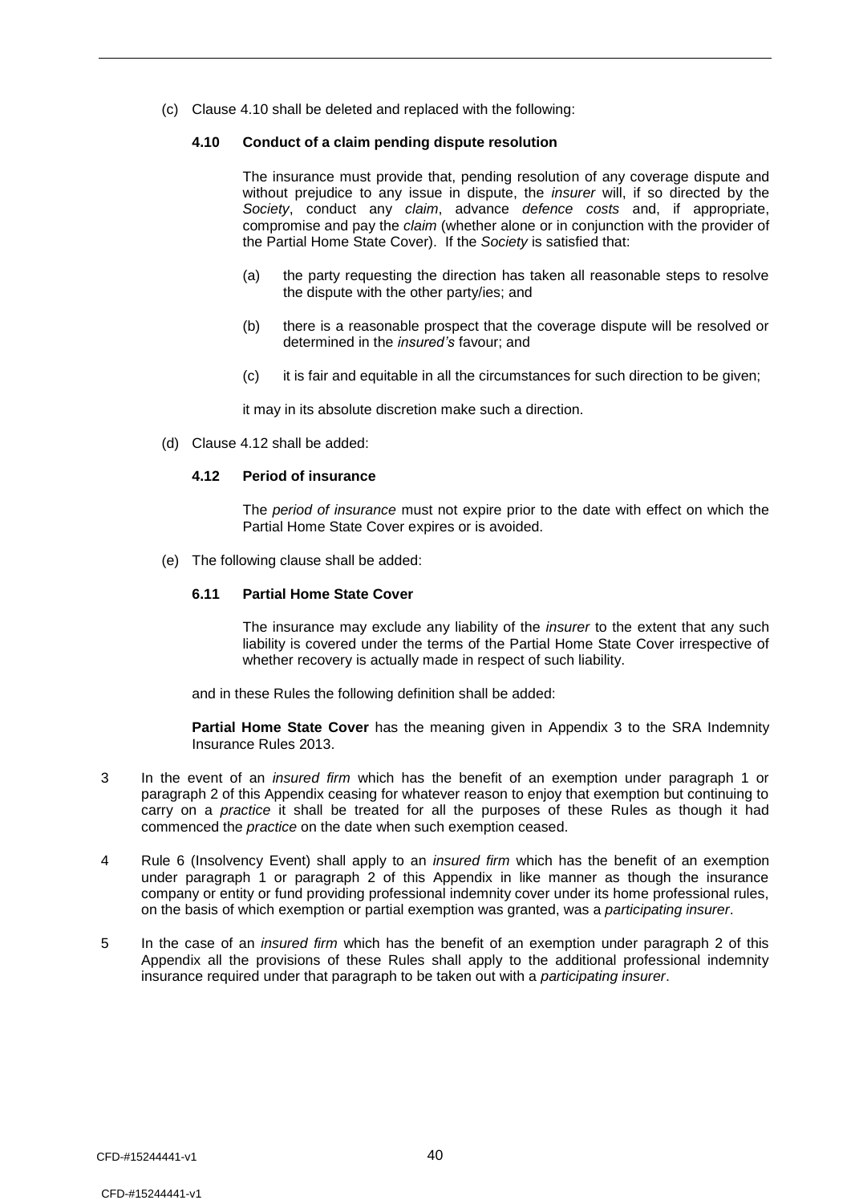(c) Clause 4.10 shall be deleted and replaced with the following:

**4.10 Conduct of a claim pending dispute resolution**

The insurance must provide that, pending resolution of any coverage dispute and without prejudice to any issue in dispute, the *insurer* will, if so directed by the *Society*, conduct any *claim*, advance *defence costs* and, if appropriate, compromise and pay the *claim* (whether alone or in conjunction with the provider of the Partial Home State Cover). If the *Society* is satisfied that:

(a) the party requesting the direction has taken all reasonable steps to resolve the dispute with the other party/ies; and

(b) there is a reasonable prospect that the coverage dispute will be resolved or determined in the *insured's* favour; and

(c) it is fair and equitable in all the circumstances for such direction to be given;

it may in its absolute discretion make such a direction.

(d) Clause 4.12 shall be added:

**4.12 Period of insurance**

The *period of insurance* must not expire prior to the date with effect on which the Partial Home State Cover expires or is avoided.

(e) The following clause shall be added:

**6.11 Partial Home State Cover**

The insurance may exclude any liability of the *insurer* to the extent that any such liability is covered under the terms of the Partial Home State Cover irrespective of whether recovery is actually made in respect of such liability.

and in these Rules the following definition shall be added:

**Partial Home State Cover** has the meaning given in Appendix 3 to the SRA Indemnity Insurance Rules 2013.

3 In the event of an *insured firm* which has the benefit of an exemption under paragraph 1 or paragraph 2 of this Appendix ceasing for whatever reason to enjoy that exemption but continuing to carry on a *practice* it shall be treated for all the purposes of these Rules as though it had commenced the *practice* on the date when such exemption ceased.

4 Rule 6 (Insolvency Event) shall apply to an *insured firm* which has the benefit of an exemption under paragraph 1 or paragraph 2 of this Appendix in like manner as though the insurance company or entity or fund providing professional indemnity cover under its home professional rules, on the basis of which exemption or partial exemption was granted, was a *participating insurer*.

5 In the case of an *insured firm* which has the benefit of an exemption under paragraph 2 of this Appendix all the provisions of these Rules shall apply to the additional professional indemnity insurance required under that paragraph to be taken out with a *participating insurer*.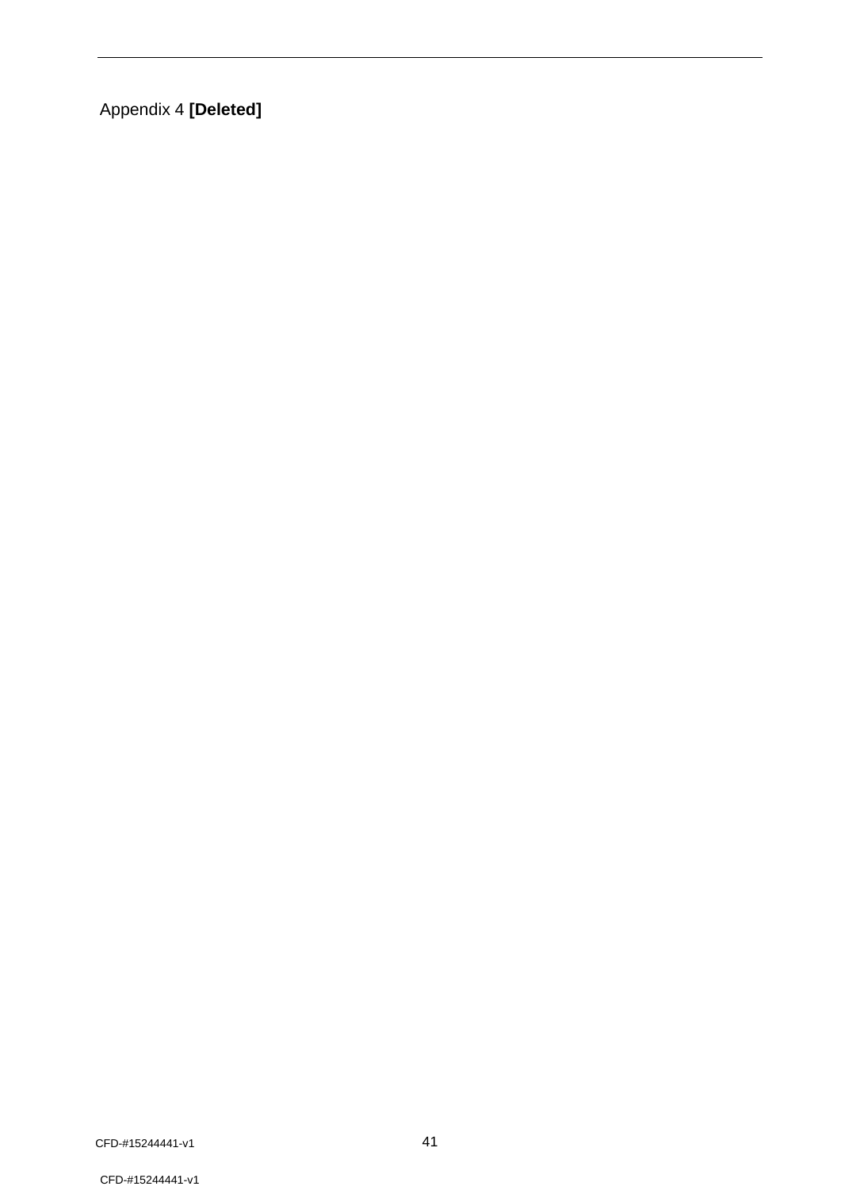Appendix 4 **[Deleted]**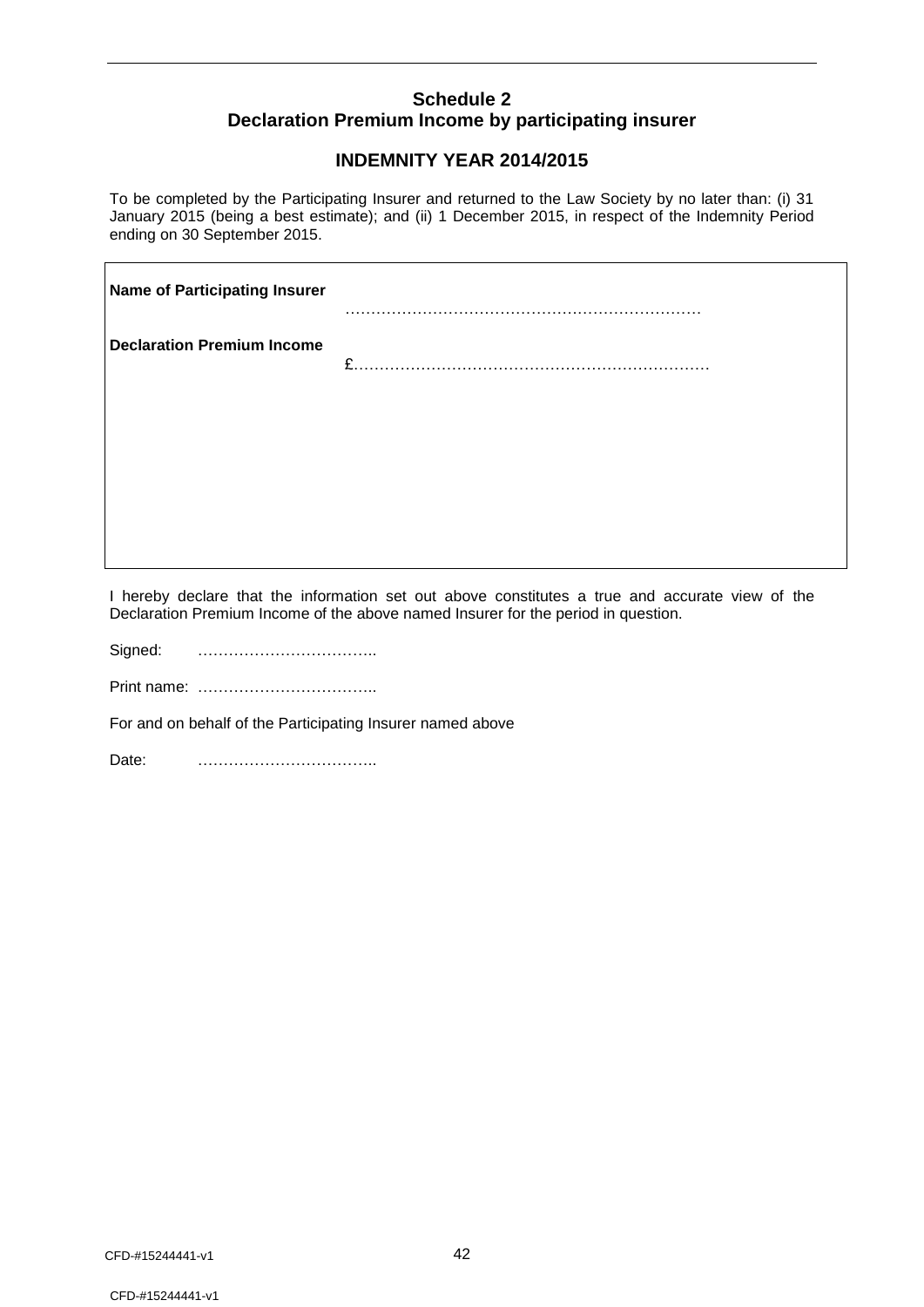## Schedule 2
## Declaration Premium Income by participating insurer

### INDEMNITY YEAR 2014/2015

To be completed by the Participating Insurer and returned to the Law Society by no later than: (i) 31 January 2015 (being a best estimate); and (ii) 1 December 2015, in respect of the Indemnity Period ending on 30 September 2015.

| | |
|---|---|
| **Name of Participating Insurer** | …………………………………………………………… |
| **Declaration Premium Income** | £…………………………………………………………… |

I hereby declare that the information set out above constitutes a true and accurate view of the Declaration Premium Income of the above named Insurer for the period in question.

Signed: ……………………………..

Print name: ……………………………..

For and on behalf of the Participating Insurer named above

Date: ……………………………..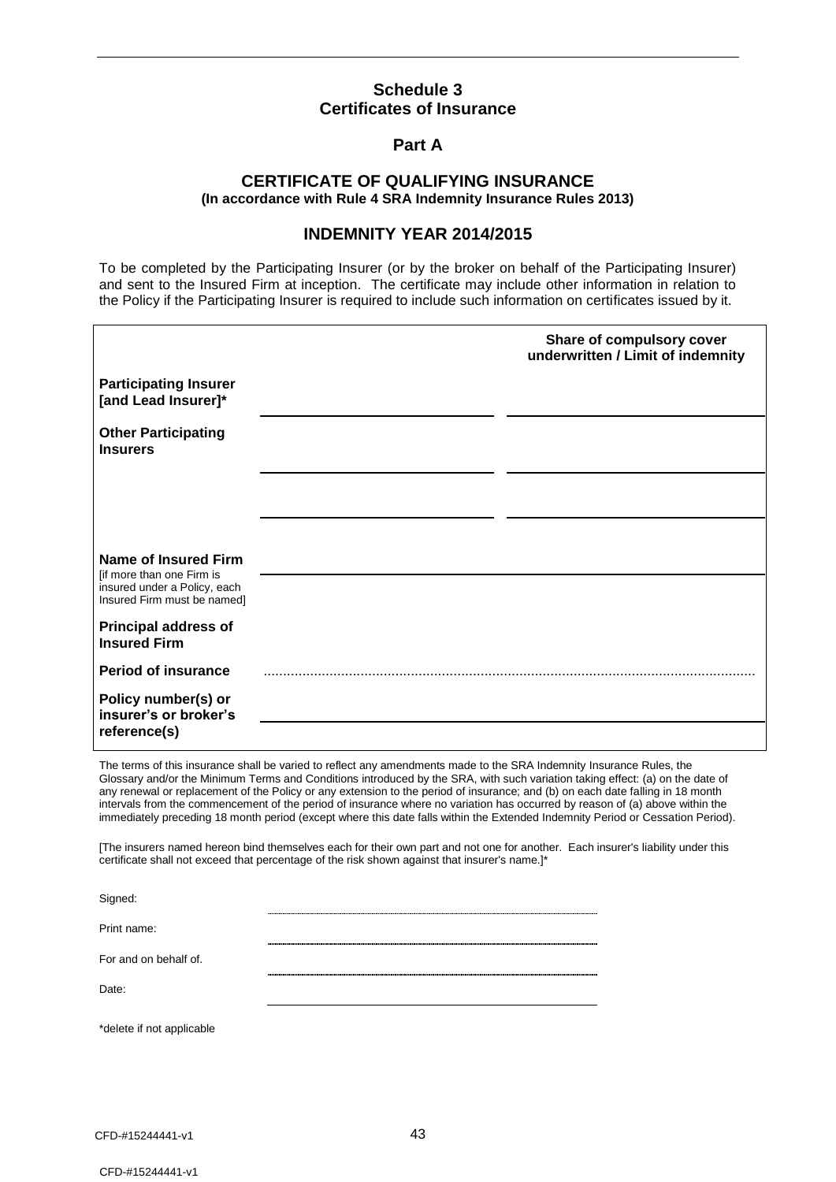## Schedule 3
## Certificates of Insurance

### Part A

### CERTIFICATE OF QUALIFYING INSURANCE
**(In accordance with Rule 4 SRA Indemnity Insurance Rules 2013)**

### INDEMNITY YEAR 2014/2015

To be completed by the Participating Insurer (or by the broker on behalf of the Participating Insurer) and sent to the Insured Firm at inception. The certificate may include other information in relation to the Policy if the Participating Insurer is required to include such information on certificates issued by it.

| | | **Share of compulsory cover underwritten / Limit of indemnity** |
|---|---|---|
| **Participating Insurer [and Lead Insurer]*** | | |
| **Other Participating Insurers** | | |
| | | |
| **Name of Insured Firm** [if more than one Firm is insured under a Policy, each Insured Firm must be named] | | |
| **Principal address of Insured Firm** | | |
| **Period of insurance** | | |
| **Policy number(s) or insurer's or broker's reference(s)** | | |

The terms of this insurance shall be varied to reflect any amendments made to the SRA Indemnity Insurance Rules, the Glossary and/or the Minimum Terms and Conditions introduced by the SRA, with such variation taking effect: (a) on the date of any renewal or replacement of the Policy or any extension to the period of insurance; and (b) on each date falling in 18 month intervals from the commencement of the period of insurance where no variation has occurred by reason of (a) above within the immediately preceding 18 month period (except where this date falls within the Extended Indemnity Period or Cessation Period).

[The insurers named hereon bind themselves each for their own part and not one for another. Each insurer's liability under this certificate shall not exceed that percentage of the risk shown against that insurer's name.]*

Signed: ..................................................

Print name: ..................................................

For and on behalf of. ..................................................

Date: ..................................................

*delete if not applicable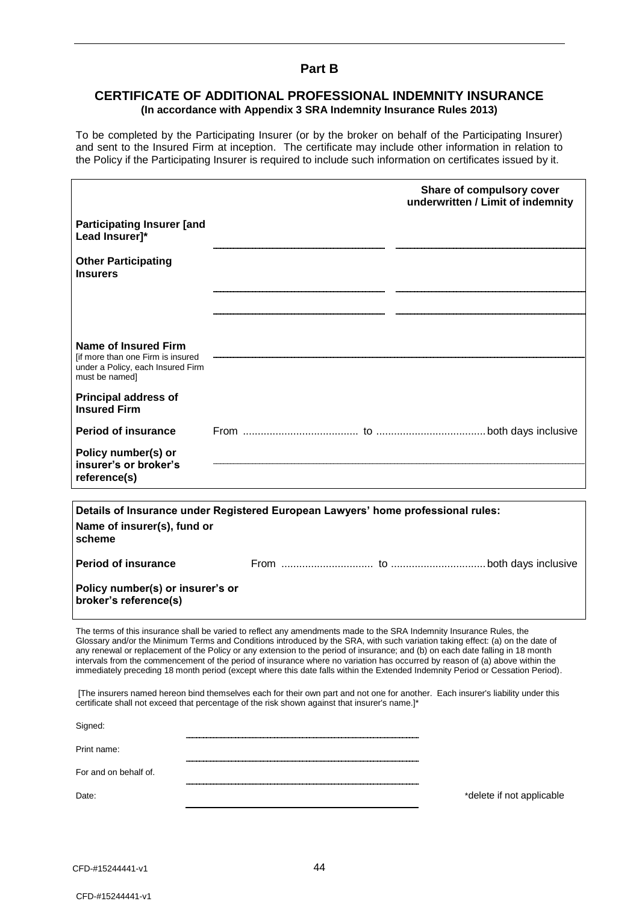## Part B

### CERTIFICATE OF ADDITIONAL PROFESSIONAL INDEMNITY INSURANCE

**(In accordance with Appendix 3 SRA Indemnity Insurance Rules 2013)**

To be completed by the Participating Insurer (or by the broker on behalf of the Participating Insurer) and sent to the Insured Firm at inception. The certificate may include other information in relation to the Policy if the Participating Insurer is required to include such information on certificates issued by it.

| | | **Share of compulsory cover underwritten / Limit of indemnity** |
|---|---|---|
| **Participating Insurer [and Lead Insurer]*** | ............................ | ............................ |
| **Other Participating Insurers** | ............................ | ............................ |
| | ............................ | ............................ |
| **Name of Insured Firm** [if more than one Firm is insured under a Policy, each Insured Firm must be named] | ............................ | |
| **Principal address of Insured Firm** | | |
| **Period of insurance** | From ...................................... to .................................... both days inclusive | |
| **Policy number(s) or insurer's or broker's reference(s)** | ............................ | |

**Details of Insurance under Registered European Lawyers' home professional rules:**

| | |
|---|---|
| **Name of insurer(s), fund or scheme** | |
| **Period of insurance** | From .............................. to ............................... both days inclusive |
| **Policy number(s) or insurer's or broker's reference(s)** | |

The terms of this insurance shall be varied to reflect any amendments made to the SRA Indemnity Insurance Rules, the Glossary and/or the Minimum Terms and Conditions introduced by the SRA, with such variation taking effect: (a) on the date of any renewal or replacement of the Policy or any extension to the period of insurance; and (b) on each date falling in 18 month intervals from the commencement of the period of insurance where no variation has occurred by reason of (a) above within the immediately preceding 18 month period (except where this date falls within the Extended Indemnity Period or Cessation Period).

[The insurers named hereon bind themselves each for their own part and not one for another. Each insurer's liability under this certificate shall not exceed that percentage of the risk shown against that insurer's name.]*

Signed: ............................

Print name: ............................

For and on behalf of. ............................

Date: ............................

*delete if not applicable

CFD-#15244441-v1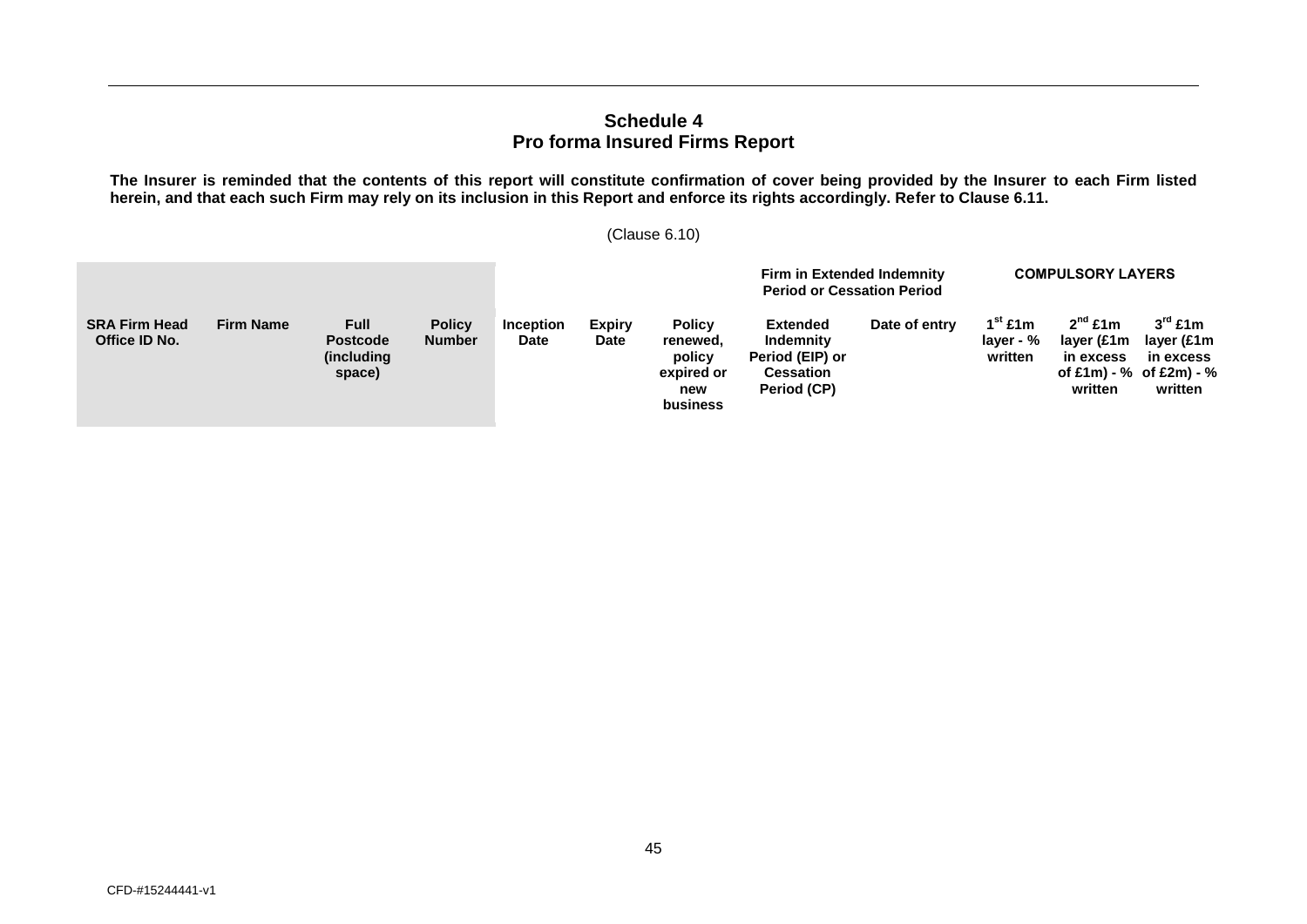## Schedule 4
## Pro forma Insured Firms Report

**The Insurer is reminded that the contents of this report will constitute confirmation of cover being provided by the Insurer to each Firm listed herein, and that each such Firm may rely on its inclusion in this Report and enforce its rights accordingly. Refer to Clause 6.11.**

(Clause 6.10)

| | | | | | | | **Firm in Extended Indemnity Period or Cessation Period** | | **COMPULSORY LAYERS** | | |
|---|---|---|---|---|---|---|---|---|---|---|---|
| **SRA Firm Head Office ID No.** | **Firm Name** | **Full Postcode (including space)** | **Policy Number** | **Inception Date** | **Expiry Date** | **Policy renewed, policy expired or new business** | **Extended Indemnity Period (EIP) or Cessation Period (CP)** | **Date of entry** | **1st £1m layer - % written** | **2nd £1m layer (£1m in excess of £1m) - % written** | **3rd £1m layer (£1m in excess of £2m) - % written** |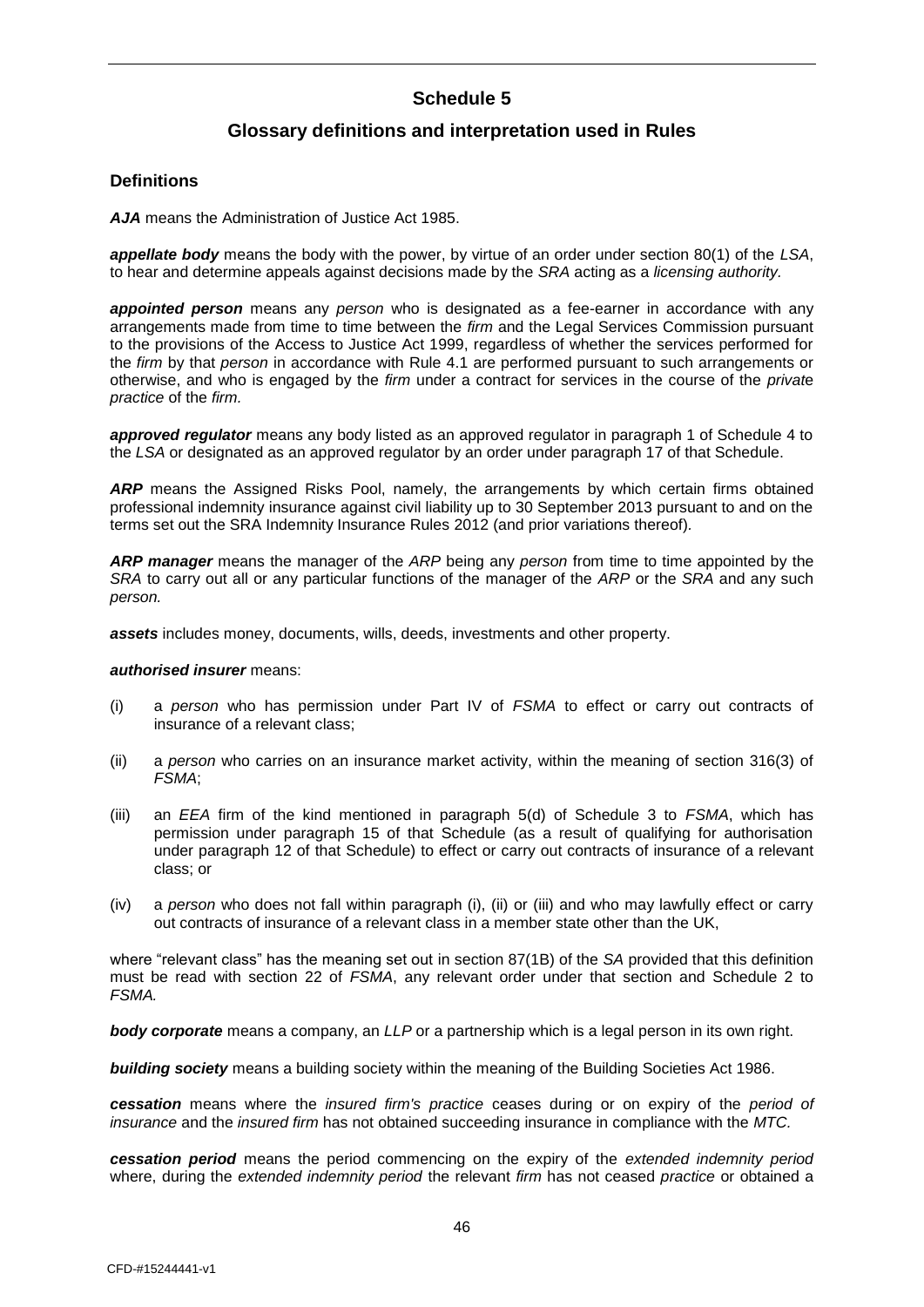# Schedule 5

## Glossary definitions and interpretation used in Rules

### Definitions

***AJA*** means the Administration of Justice Act 1985.

***appellate body*** means the body with the power, by virtue of an order under section 80(1) of the *LSA*, to hear and determine appeals against decisions made by the *SRA* acting as a *licensing authority.*

***appointed person*** means any *person* who is designated as a fee-earner in accordance with any arrangements made from time to time between the *firm* and the Legal Services Commission pursuant to the provisions of the Access to Justice Act 1999, regardless of whether the services performed for the *firm* by that *person* in accordance with Rule 4.1 are performed pursuant to such arrangements or otherwise, and who is engaged by the *firm* under a contract for services in the course of the *private practice* of the *firm.*

***approved regulator*** means any body listed as an approved regulator in paragraph 1 of Schedule 4 to the *LSA* or designated as an approved regulator by an order under paragraph 17 of that Schedule.

***ARP*** means the Assigned Risks Pool, namely, the arrangements by which certain firms obtained professional indemnity insurance against civil liability up to 30 September 2013 pursuant to and on the terms set out the SRA Indemnity Insurance Rules 2012 (and prior variations thereof).

***ARP manager*** means the manager of the *ARP* being any *person* from time to time appointed by the *SRA* to carry out all or any particular functions of the manager of the *ARP* or the *SRA* and any such *person.*

***assets*** includes money, documents, wills, deeds, investments and other property.

***authorised insurer*** means:

(i) a *person* who has permission under Part IV of *FSMA* to effect or carry out contracts of insurance of a relevant class;

(ii) a *person* who carries on an insurance market activity, within the meaning of section 316(3) of *FSMA*;

(iii) an *EEA* firm of the kind mentioned in paragraph 5(d) of Schedule 3 to *FSMA*, which has permission under paragraph 15 of that Schedule (as a result of qualifying for authorisation under paragraph 12 of that Schedule) to effect or carry out contracts of insurance of a relevant class; or

(iv) a *person* who does not fall within paragraph (i), (ii) or (iii) and who may lawfully effect or carry out contracts of insurance of a relevant class in a member state other than the UK,

where "relevant class" has the meaning set out in section 87(1B) of the *SA* provided that this definition must be read with section 22 of *FSMA*, any relevant order under that section and Schedule 2 to *FSMA.*

***body corporate*** means a company, an *LLP* or a partnership which is a legal person in its own right.

***building society*** means a building society within the meaning of the Building Societies Act 1986.

***cessation*** means where the *insured firm's practice* ceases during or on expiry of the *period of insurance* and the *insured firm* has not obtained succeeding insurance in compliance with the *MTC*.

***cessation period*** means the period commencing on the expiry of the *extended indemnity period* where, during the *extended indemnity period* the relevant *firm* has not ceased *practice* or obtained a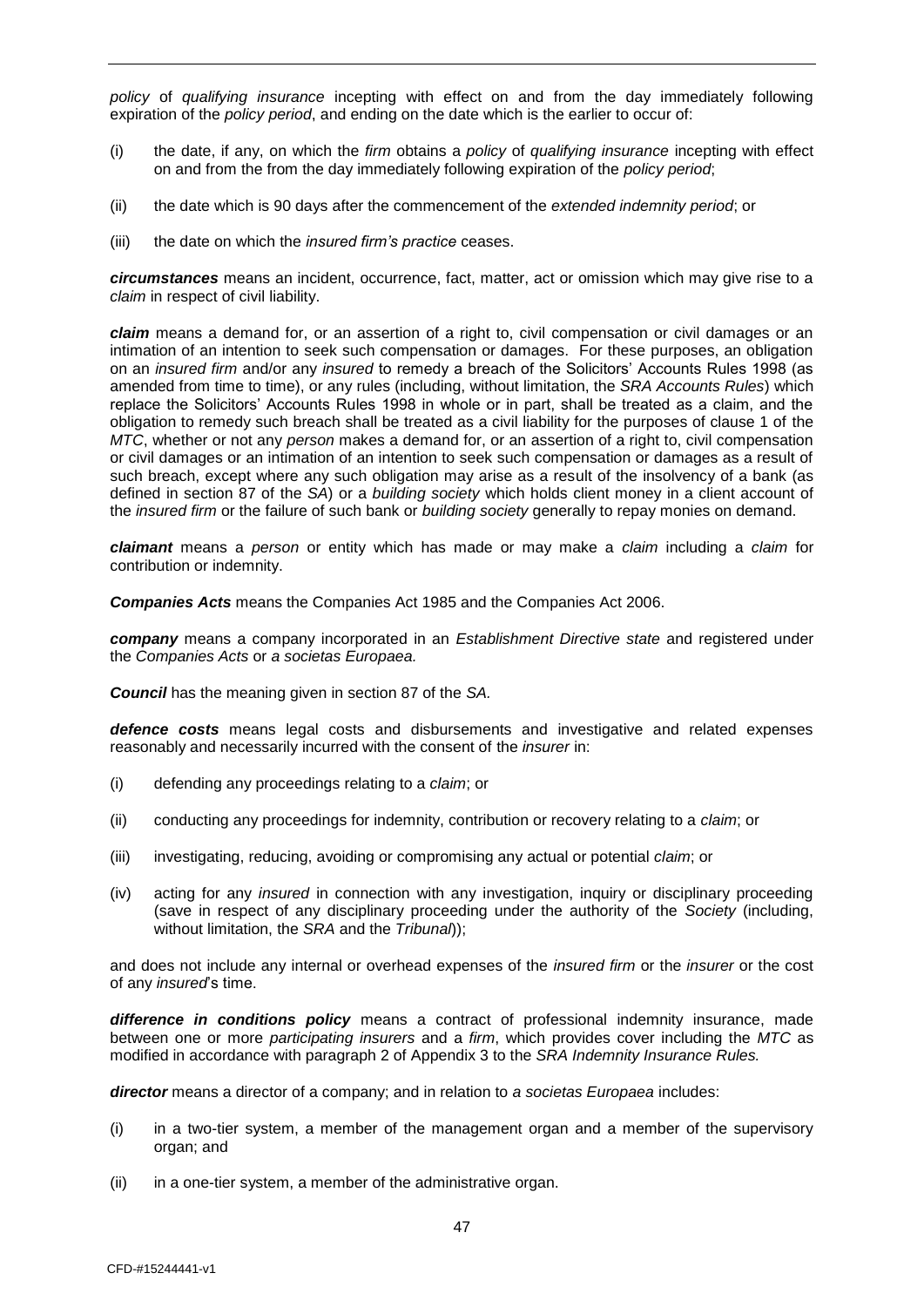*policy* of *qualifying insurance* incepting with effect on and from the day immediately following expiration of the *policy period*, and ending on the date which is the earlier to occur of:

(i) the date, if any, on which the *firm* obtains a *policy* of *qualifying insurance* incepting with effect on and from the from the day immediately following expiration of the *policy period*;

(ii) the date which is 90 days after the commencement of the *extended indemnity period*; or

(iii) the date on which the *insured firm's practice* ceases.

***circumstances*** means an incident, occurrence, fact, matter, act or omission which may give rise to a *claim* in respect of civil liability.

***claim*** means a demand for, or an assertion of a right to, civil compensation or civil damages or an intimation of an intention to seek such compensation or damages. For these purposes, an obligation on an *insured firm* and/or any *insured* to remedy a breach of the Solicitors' Accounts Rules 1998 (as amended from time to time), or any rules (including, without limitation, the *SRA Accounts Rules*) which replace the Solicitors' Accounts Rules 1998 in whole or in part, shall be treated as a claim, and the obligation to remedy such breach shall be treated as a civil liability for the purposes of clause 1 of the *MTC*, whether or not any *person* makes a demand for, or an assertion of a right to, civil compensation or civil damages or an intimation of an intention to seek such compensation or damages as a result of such breach, except where any such obligation may arise as a result of the insolvency of a bank (as defined in section 87 of the *SA*) or a *building society* which holds client money in a client account of the *insured firm* or the failure of such bank or *building society* generally to repay monies on demand.

***claimant*** means a *person* or entity which has made or may make a *claim* including a *claim* for contribution or indemnity.

***Companies Acts*** means the Companies Act 1985 and the Companies Act 2006.

***company*** means a company incorporated in an *Establishment Directive state* and registered under the *Companies Acts* or *a societas Europaea.*

***Council*** has the meaning given in section 87 of the *SA.*

***defence costs*** means legal costs and disbursements and investigative and related expenses reasonably and necessarily incurred with the consent of the *insurer* in:

(i) defending any proceedings relating to a *claim*; or

(ii) conducting any proceedings for indemnity, contribution or recovery relating to a *claim*; or

(iii) investigating, reducing, avoiding or compromising any actual or potential *claim*; or

(iv) acting for any *insured* in connection with any investigation, inquiry or disciplinary proceeding (save in respect of any disciplinary proceeding under the authority of the *Society* (including, without limitation, the *SRA* and the *Tribunal*));

and does not include any internal or overhead expenses of the *insured firm* or the *insurer* or the cost of any *insured*'s time.

***difference in conditions policy*** means a contract of professional indemnity insurance, made between one or more *participating insurers* and a *firm*, which provides cover including the *MTC* as modified in accordance with paragraph 2 of Appendix 3 to the *SRA Indemnity Insurance Rules.*

***director*** means a director of a company; and in relation to *a societas Europaea* includes:

(i) in a two-tier system, a member of the management organ and a member of the supervisory organ; and

(ii) in a one-tier system, a member of the administrative organ.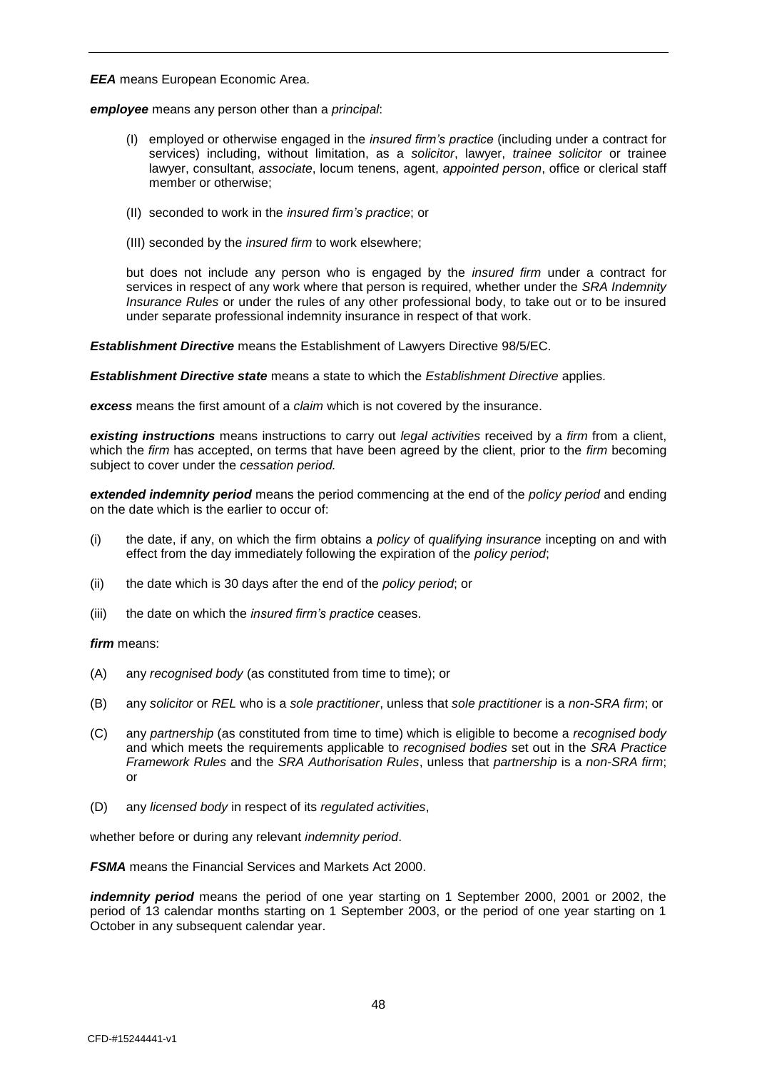***EEA*** means European Economic Area.

***employee*** means any person other than a *principal*:

(I) employed or otherwise engaged in the *insured firm's practice* (including under a contract for services) including, without limitation, as a *solicitor*, lawyer, *trainee solicitor* or trainee lawyer, consultant, *associate*, locum tenens, agent, *appointed person*, office or clerical staff member or otherwise;

(II) seconded to work in the *insured firm's practice*; or

(III) seconded by the *insured firm* to work elsewhere;

but does not include any person who is engaged by the *insured firm* under a contract for services in respect of any work where that person is required, whether under the *SRA Indemnity Insurance Rules* or under the rules of any other professional body, to take out or to be insured under separate professional indemnity insurance in respect of that work.

***Establishment Directive*** means the Establishment of Lawyers Directive 98/5/EC.

***Establishment Directive state*** means a state to which the *Establishment Directive* applies.

***excess*** means the first amount of a *claim* which is not covered by the insurance.

***existing instructions*** means instructions to carry out *legal activities* received by a *firm* from a client, which the *firm* has accepted, on terms that have been agreed by the client, prior to the *firm* becoming subject to cover under the *cessation period.*

***extended indemnity period*** means the period commencing at the end of the *policy period* and ending on the date which is the earlier to occur of:

(i) the date, if any, on which the firm obtains a *policy* of *qualifying insurance* incepting on and with effect from the day immediately following the expiration of the *policy period*;

(ii) the date which is 30 days after the end of the *policy period*; or

(iii) the date on which the *insured firm's practice* ceases.

***firm*** means:

(A) any *recognised body* (as constituted from time to time); or

(B) any *solicitor* or *REL* who is a *sole practitioner*, unless that *sole practitioner* is a *non-SRA firm*; or

(C) any *partnership* (as constituted from time to time) which is eligible to become a *recognised body* and which meets the requirements applicable to *recognised bodies* set out in the *SRA Practice Framework Rules* and the *SRA Authorisation Rules*, unless that *partnership* is a *non-SRA firm*; or

(D) any *licensed body* in respect of its *regulated activities*,

whether before or during any relevant *indemnity period*.

***FSMA*** means the Financial Services and Markets Act 2000.

***indemnity period*** means the period of one year starting on 1 September 2000, 2001 or 2002, the period of 13 calendar months starting on 1 September 2003, or the period of one year starting on 1 October in any subsequent calendar year.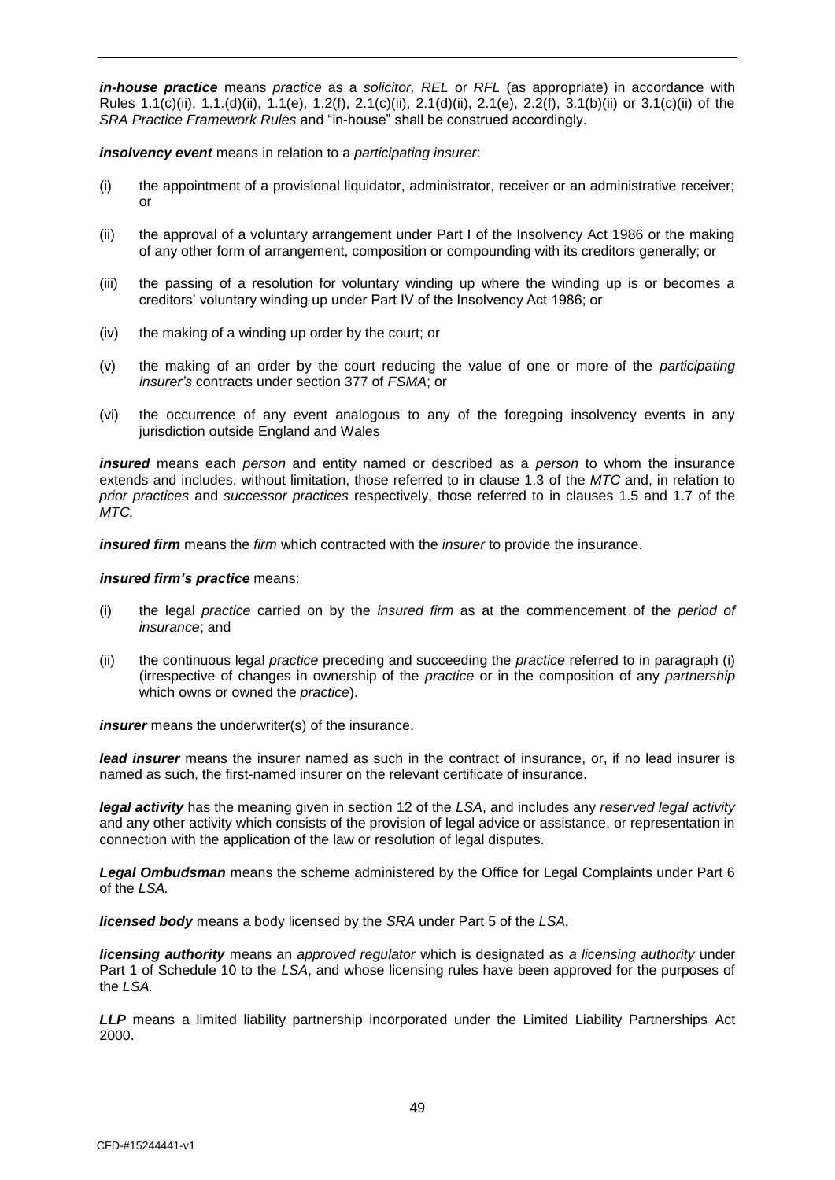***in-house practice*** means *practice* as a *solicitor, REL* or *RFL* (as appropriate) in accordance with Rules 1.1(c)(ii), 1.1.(d)(ii), 1.1(e), 1.2(f), 2.1(c)(ii), 2.1(d)(ii), 2.1(e), 2.2(f), 3.1(b)(ii) or 3.1(c)(ii) of the *SRA Practice Framework Rules* and "in-house" shall be construed accordingly.

***insolvency event*** means in relation to a *participating insurer*:

(i) the appointment of a provisional liquidator, administrator, receiver or an administrative receiver; or

(ii) the approval of a voluntary arrangement under Part I of the Insolvency Act 1986 or the making of any other form of arrangement, composition or compounding with its creditors generally; or

(iii) the passing of a resolution for voluntary winding up where the winding up is or becomes a creditors' voluntary winding up under Part IV of the Insolvency Act 1986; or

(iv) the making of a winding up order by the court; or

(v) the making of an order by the court reducing the value of one or more of the *participating insurer's* contracts under section 377 of *FSMA*; or

(vi) the occurrence of any event analogous to any of the foregoing insolvency events in any jurisdiction outside England and Wales

***insured*** means each *person* and entity named or described as a *person* to whom the insurance extends and includes, without limitation, those referred to in clause 1.3 of the *MTC* and, in relation to *prior practices* and *successor practices* respectively, those referred to in clauses 1.5 and 1.7 of the *MTC.*

***insured firm*** means the *firm* which contracted with the *insurer* to provide the insurance.

***insured firm's practice*** means:

(i) the legal *practice* carried on by the *insured firm* as at the commencement of the *period of insurance*; and

(ii) the continuous legal *practice* preceding and succeeding the *practice* referred to in paragraph (i) (irrespective of changes in ownership of the *practice* or in the composition of any *partnership* which owns or owned the *practice*).

***insurer*** means the underwriter(s) of the insurance.

***lead insurer*** means the insurer named as such in the contract of insurance, or, if no lead insurer is named as such, the first-named insurer on the relevant certificate of insurance.

***legal activity*** has the meaning given in section 12 of the *LSA*, and includes any *reserved legal activity* and any other activity which consists of the provision of legal advice or assistance, or representation in connection with the application of the law or resolution of legal disputes.

***Legal Ombudsman*** means the scheme administered by the Office for Legal Complaints under Part 6 of the *LSA.*

***licensed body*** means a body licensed by the *SRA* under Part 5 of the *LSA.*

***licensing authority*** means an *approved regulator* which is designated as *a licensing authority* under Part 1 of Schedule 10 to the *LSA*, and whose licensing rules have been approved for the purposes of the *LSA.*

***LLP*** means a limited liability partnership incorporated under the Limited Liability Partnerships Act 2000.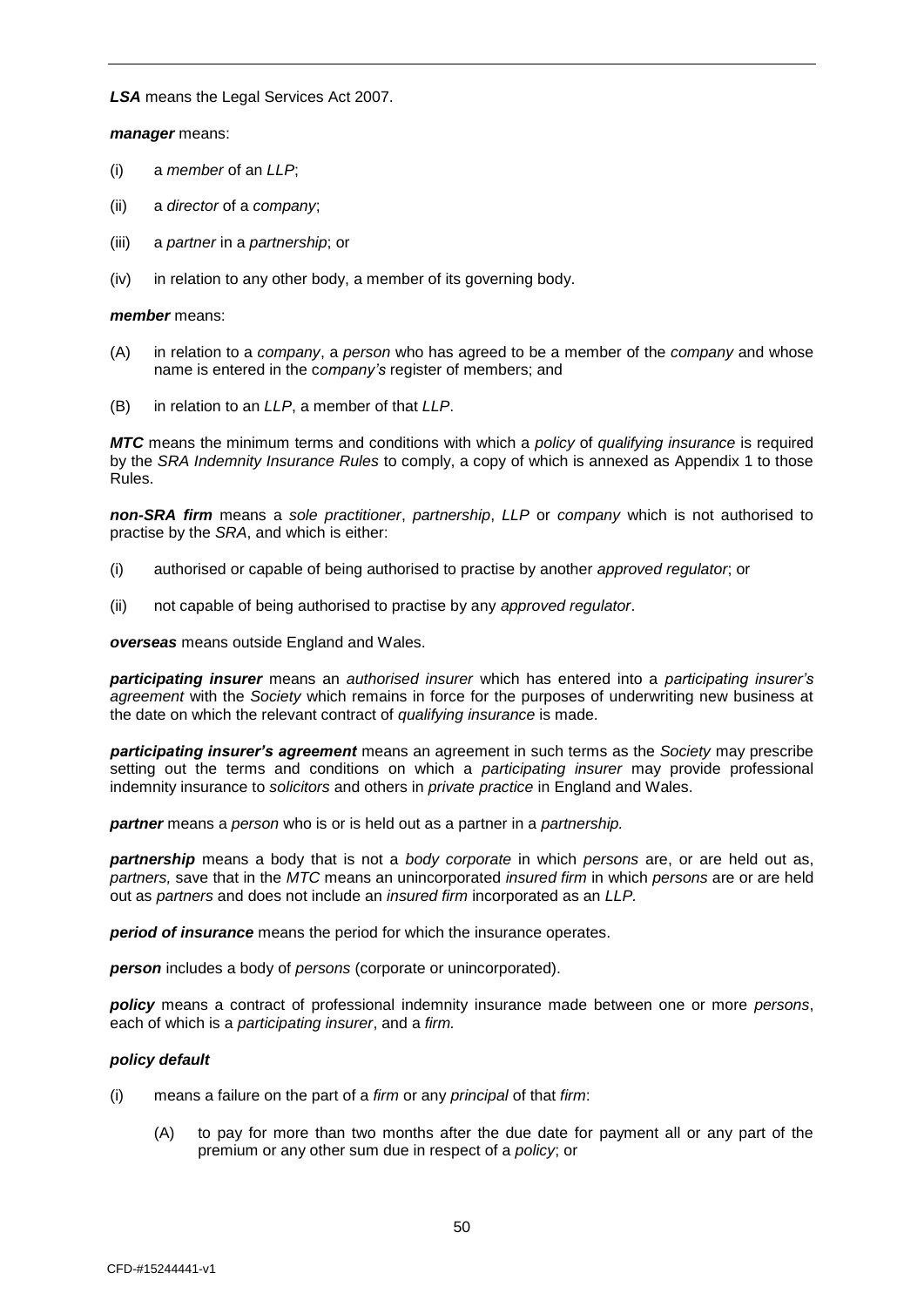***LSA*** means the Legal Services Act 2007.

***manager*** means:

(i) a *member* of an *LLP*;

(ii) a *director* of a *company*;

(iii) a *partner* in a *partnership*; or

(iv) in relation to any other body, a member of its governing body.

***member*** means:

(A) in relation to a *company*, a *person* who has agreed to be a member of the *company* and whose name is entered in the c*ompany's* register of members; and

(B) in relation to an *LLP*, a member of that *LLP*.

***MTC*** means the minimum terms and conditions with which a *policy* of *qualifying insurance* is required by the *SRA Indemnity Insurance Rules* to comply, a copy of which is annexed as Appendix 1 to those Rules.

***non-SRA firm*** means a *sole practitioner*, *partnership*, *LLP* or *company* which is not authorised to practise by the *SRA*, and which is either:

(i) authorised or capable of being authorised to practise by another *approved regulator*; or

(ii) not capable of being authorised to practise by any *approved regulator*.

***overseas*** means outside England and Wales.

***participating insurer*** means an *authorised insurer* which has entered into a *participating insurer's agreement* with the *Society* which remains in force for the purposes of underwriting new business at the date on which the relevant contract of *qualifying insurance* is made.

***participating insurer's agreement*** means an agreement in such terms as the *Society* may prescribe setting out the terms and conditions on which a *participating insurer* may provide professional indemnity insurance to *solicitors* and others in *private practice* in England and Wales.

***partner*** means a *person* who is or is held out as a partner in a *partnership.*

***partnership*** means a body that is not a *body corporate* in which *persons* are, or are held out as, *partners,* save that in the *MTC* means an unincorporated *insured firm* in which *persons* are or are held out as *partners* and does not include an *insured firm* incorporated as an *LLP.*

***period of insurance*** means the period for which the insurance operates.

***person*** includes a body of *persons* (corporate or unincorporated).

***policy*** means a contract of professional indemnity insurance made between one or more *persons*, each of which is a *participating insurer*, and a *firm.*

***policy default***

(i) means a failure on the part of a *firm* or any *principal* of that *firm*:

(A) to pay for more than two months after the due date for payment all or any part of the premium or any other sum due in respect of a *policy*; or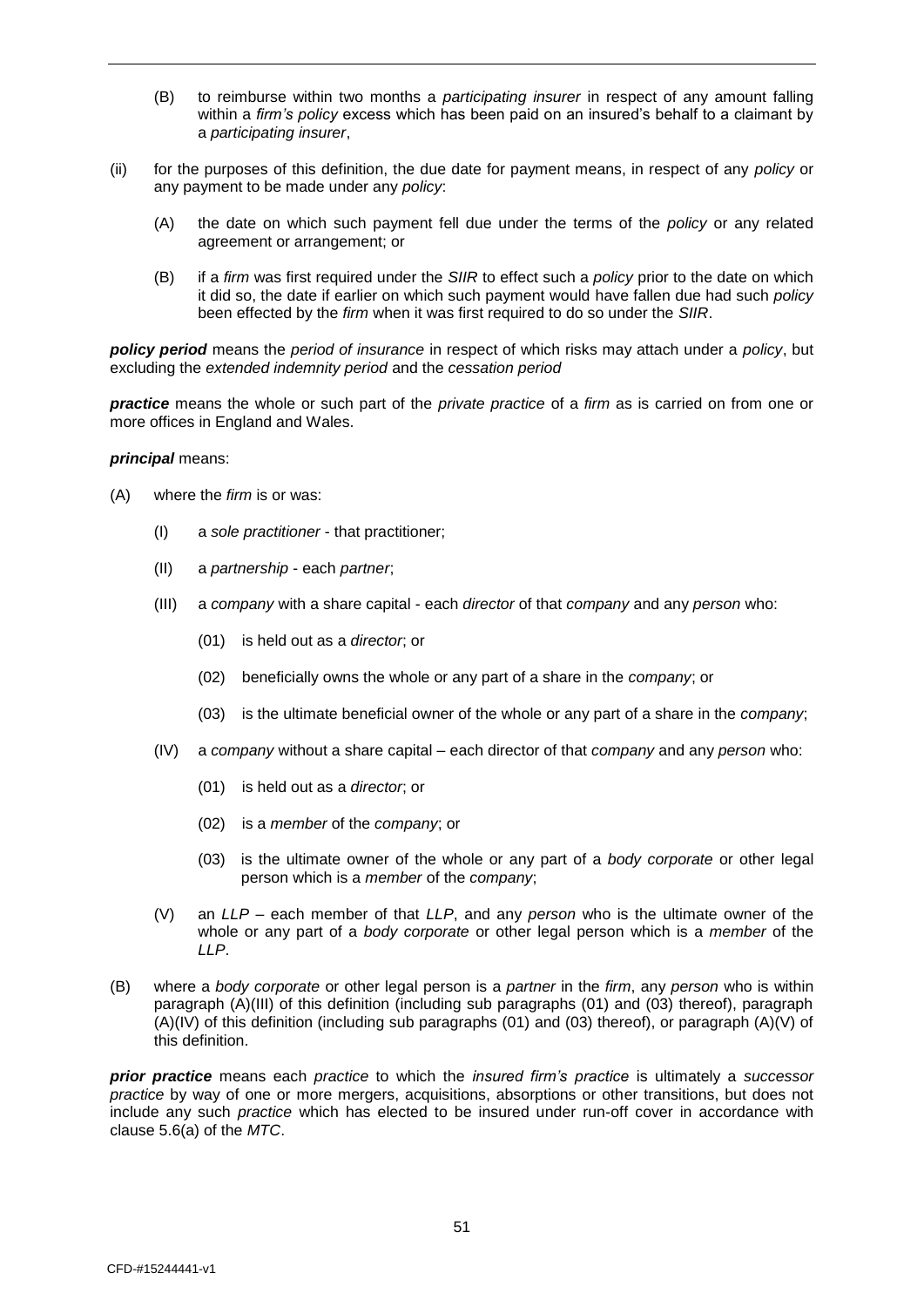(B) to reimburse within two months a *participating insurer* in respect of any amount falling within a *firm's policy* excess which has been paid on an insured's behalf to a claimant by a *participating insurer*,

(ii) for the purposes of this definition, the due date for payment means, in respect of any *policy* or any payment to be made under any *policy*:

(A) the date on which such payment fell due under the terms of the *policy* or any related agreement or arrangement; or

(B) if a *firm* was first required under the *SIIR* to effect such a *policy* prior to the date on which it did so, the date if earlier on which such payment would have fallen due had such *policy* been effected by the *firm* when it was first required to do so under the *SIIR*.

***policy period*** means the *period of insurance* in respect of which risks may attach under a *policy*, but excluding the *extended indemnity period* and the *cessation period*

***practice*** means the whole or such part of the *private practice* of a *firm* as is carried on from one or more offices in England and Wales.

***principal*** means:

(A) where the *firm* is or was:

(I) a *sole practitioner* - that practitioner;

(II) a *partnership* - each *partner*;

(III) a *company* with a share capital - each *director* of that *company* and any *person* who:

(01) is held out as a *director*; or

(02) beneficially owns the whole or any part of a share in the *company*; or

(03) is the ultimate beneficial owner of the whole or any part of a share in the *company*;

(IV) a *company* without a share capital – each director of that *company* and any *person* who:

(01) is held out as a *director*; or

(02) is a *member* of the *company*; or

(03) is the ultimate owner of the whole or any part of a *body corporate* or other legal person which is a *member* of the *company*;

(V) an *LLP* – each member of that *LLP*, and any *person* who is the ultimate owner of the whole or any part of a *body corporate* or other legal person which is a *member* of the *LLP*.

(B) where a *body corporate* or other legal person is a *partner* in the *firm*, any *person* who is within paragraph (A)(III) of this definition (including sub paragraphs (01) and (03) thereof), paragraph (A)(IV) of this definition (including sub paragraphs (01) and (03) thereof), or paragraph (A)(V) of this definition.

***prior practice*** means each *practice* to which the *insured firm's practice* is ultimately a *successor practice* by way of one or more mergers, acquisitions, absorptions or other transitions, but does not include any such *practice* which has elected to be insured under run-off cover in accordance with clause 5.6(a) of the *MTC*.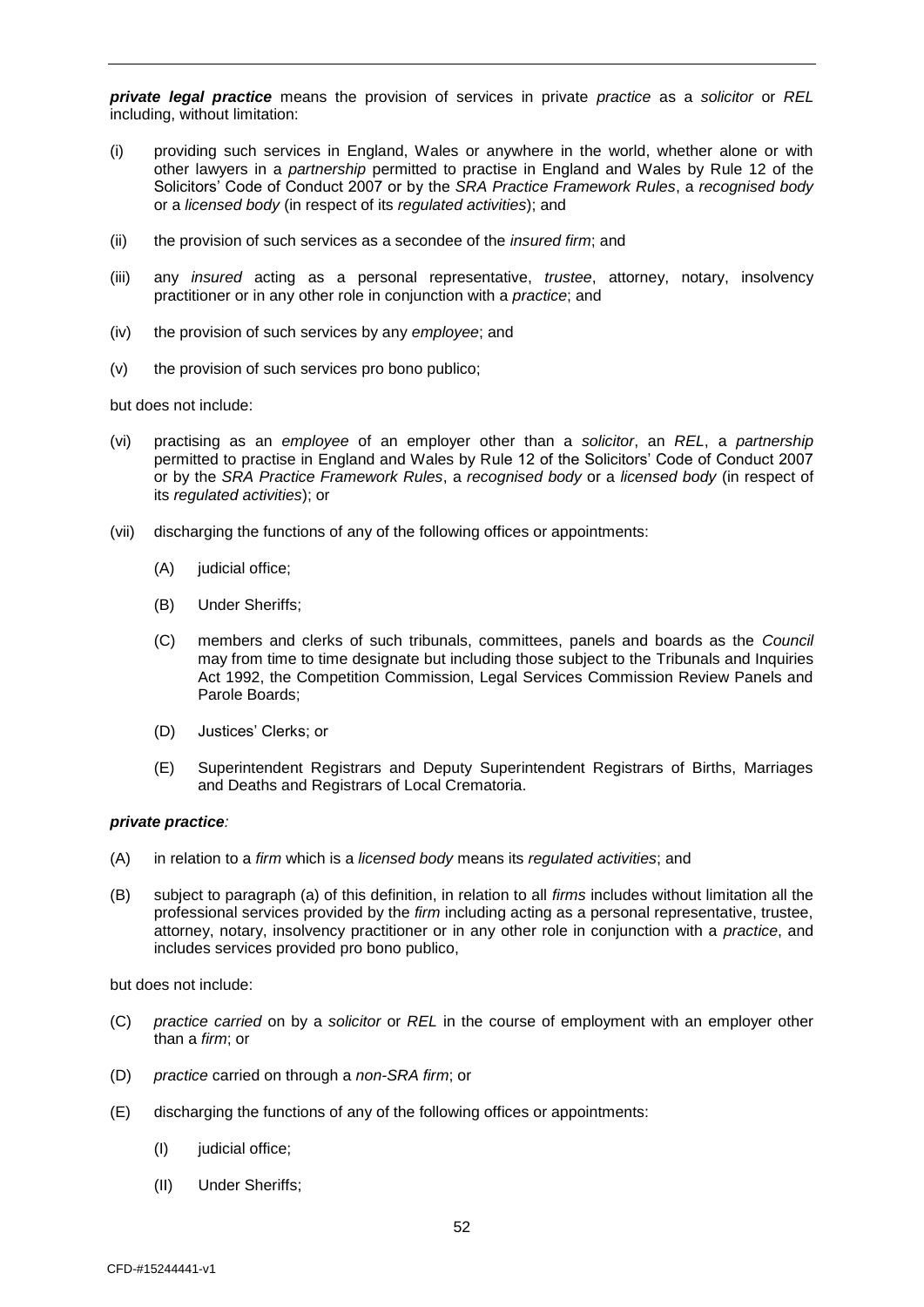***private legal practice*** means the provision of services in private *practice* as a *solicitor* or *REL* including, without limitation:

(i) providing such services in England, Wales or anywhere in the world, whether alone or with other lawyers in a *partnership* permitted to practise in England and Wales by Rule 12 of the Solicitors' Code of Conduct 2007 or by the *SRA Practice Framework Rules*, a *recognised body* or a *licensed body* (in respect of its *regulated activities*); and

(ii) the provision of such services as a secondee of the *insured firm*; and

(iii) any *insured* acting as a personal representative, *trustee*, attorney, notary, insolvency practitioner or in any other role in conjunction with a *practice*; and

(iv) the provision of such services by any *employee*; and

(v) the provision of such services pro bono publico;

but does not include:

(vi) practising as an *employee* of an employer other than a *solicitor*, an *REL*, a *partnership* permitted to practise in England and Wales by Rule 12 of the Solicitors' Code of Conduct 2007 or by the *SRA Practice Framework Rules*, a *recognised body* or a *licensed body* (in respect of its *regulated activities*); or

(vii) discharging the functions of any of the following offices or appointments:

(A) judicial office;

(B) Under Sheriffs;

(C) members and clerks of such tribunals, committees, panels and boards as the *Council* may from time to time designate but including those subject to the Tribunals and Inquiries Act 1992, the Competition Commission, Legal Services Commission Review Panels and Parole Boards;

(D) Justices' Clerks; or

(E) Superintendent Registrars and Deputy Superintendent Registrars of Births, Marriages and Deaths and Registrars of Local Crematoria.

***private practice****:*

(A) in relation to a *firm* which is a *licensed body* means its *regulated activities*; and

(B) subject to paragraph (a) of this definition, in relation to all *firms* includes without limitation all the professional services provided by the *firm* including acting as a personal representative, trustee, attorney, notary, insolvency practitioner or in any other role in conjunction with a *practice*, and includes services provided pro bono publico,

but does not include:

(C) *practice carried* on by a *solicitor* or *REL* in the course of employment with an employer other than a *firm*; or

(D) *practice* carried on through a *non-SRA firm*; or

(E) discharging the functions of any of the following offices or appointments:

(I) judicial office;

(II) Under Sheriffs;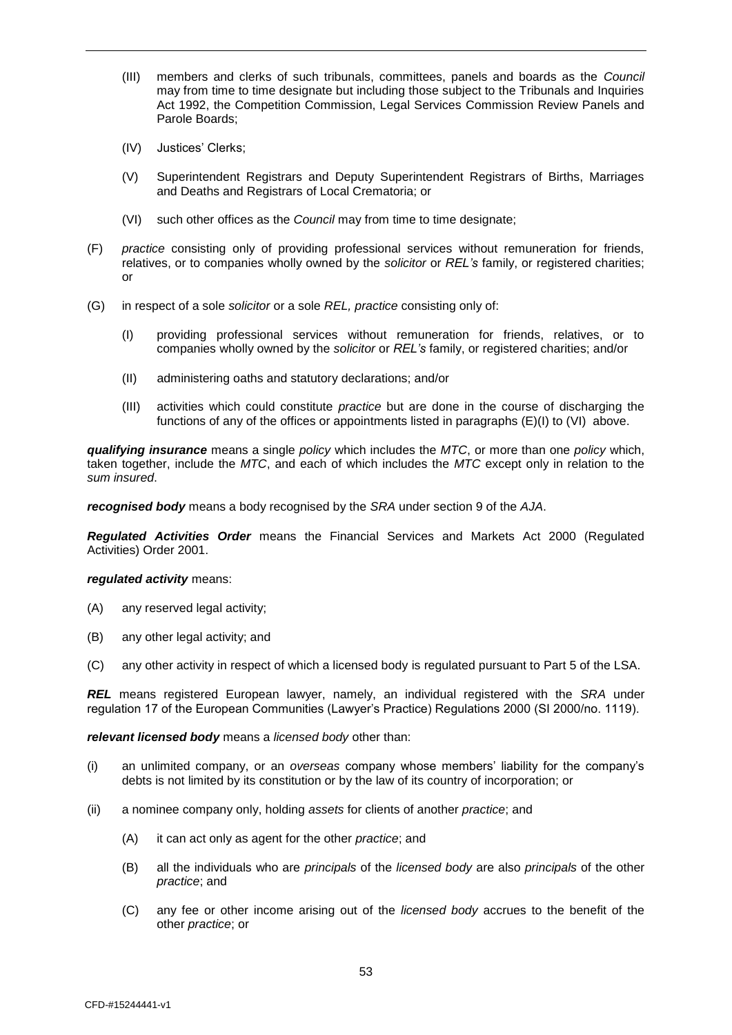(III) members and clerks of such tribunals, committees, panels and boards as the *Council* may from time to time designate but including those subject to the Tribunals and Inquiries Act 1992, the Competition Commission, Legal Services Commission Review Panels and Parole Boards;

(IV) Justices' Clerks;

(V) Superintendent Registrars and Deputy Superintendent Registrars of Births, Marriages and Deaths and Registrars of Local Crematoria; or

(VI) such other offices as the *Council* may from time to time designate;

(F) *practice* consisting only of providing professional services without remuneration for friends, relatives, or to companies wholly owned by the *solicitor* or *REL's* family, or registered charities; or

(G) in respect of a sole *solicitor* or a sole *REL*, *practice* consisting only of:

(I) providing professional services without remuneration for friends, relatives, or to companies wholly owned by the *solicitor* or *REL's* family, or registered charities; and/or

(II) administering oaths and statutory declarations; and/or

(III) activities which could constitute *practice* but are done in the course of discharging the functions of any of the offices or appointments listed in paragraphs (E)(I) to (VI) above.

***qualifying insurance*** means a single *policy* which includes the *MTC*, or more than one *policy* which, taken together, include the *MTC*, and each of which includes the *MTC* except only in relation to the *sum insured*.

***recognised body*** means a body recognised by the *SRA* under section 9 of the *AJA*.

***Regulated Activities Order*** means the Financial Services and Markets Act 2000 (Regulated Activities) Order 2001.

***regulated activity*** means:

(A) any reserved legal activity;

(B) any other legal activity; and

(C) any other activity in respect of which a licensed body is regulated pursuant to Part 5 of the LSA.

***REL*** means registered European lawyer, namely, an individual registered with the *SRA* under regulation 17 of the European Communities (Lawyer's Practice) Regulations 2000 (SI 2000/no. 1119).

***relevant licensed body*** means a *licensed body* other than:

(i) an unlimited company, or an *overseas* company whose members' liability for the company's debts is not limited by its constitution or by the law of its country of incorporation; or

(ii) a nominee company only, holding *assets* for clients of another *practice*; and

(A) it can act only as agent for the other *practice*; and

(B) all the individuals who are *principals* of the *licensed body* are also *principals* of the other *practice*; and

(C) any fee or other income arising out of the *licensed body* accrues to the benefit of the other *practice*; or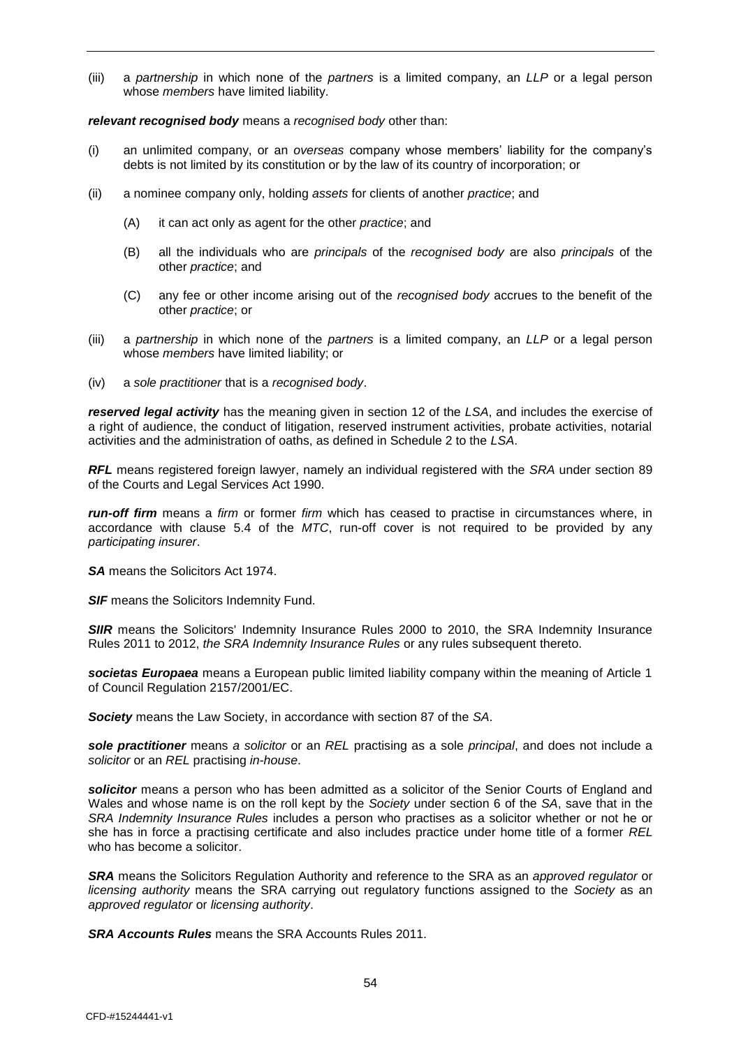(iii) a *partnership* in which none of the *partners* is a limited company, an *LLP* or a legal person whose *members* have limited liability.

***relevant recognised body*** means a *recognised body* other than:

(i) an unlimited company, or an *overseas* company whose members' liability for the company's debts is not limited by its constitution or by the law of its country of incorporation; or

(ii) a nominee company only, holding *assets* for clients of another *practice*; and

   (A) it can act only as agent for the other *practice*; and

   (B) all the individuals who are *principals* of the *recognised body* are also *principals* of the other *practice*; and

   (C) any fee or other income arising out of the *recognised body* accrues to the benefit of the other *practice*; or

(iii) a *partnership* in which none of the *partners* is a limited company, an *LLP* or a legal person whose *members* have limited liability; or

(iv) a *sole practitioner* that is a *recognised body*.

***reserved legal activity*** has the meaning given in section 12 of the *LSA*, and includes the exercise of a right of audience, the conduct of litigation, reserved instrument activities, probate activities, notarial activities and the administration of oaths, as defined in Schedule 2 to the *LSA*.

***RFL*** means registered foreign lawyer, namely an individual registered with the *SRA* under section 89 of the Courts and Legal Services Act 1990.

***run-off firm*** means a *firm* or former *firm* which has ceased to practise in circumstances where, in accordance with clause 5.4 of the *MTC*, run-off cover is not required to be provided by any *participating insurer*.

***SA*** means the Solicitors Act 1974.

***SIF*** means the Solicitors Indemnity Fund.

***SIIR*** means the Solicitors' Indemnity Insurance Rules 2000 to 2010, the SRA Indemnity Insurance Rules 2011 to 2012, *the SRA Indemnity Insurance Rules* or any rules subsequent thereto.

***societas Europaea*** means a European public limited liability company within the meaning of Article 1 of Council Regulation 2157/2001/EC.

***Society*** means the Law Society, in accordance with section 87 of the *SA*.

***sole practitioner*** means *a solicitor* or an *REL* practising as a sole *principal*, and does not include a *solicitor* or an *REL* practising *in-house*.

***solicitor*** means a person who has been admitted as a solicitor of the Senior Courts of England and Wales and whose name is on the roll kept by the *Society* under section 6 of the *SA*, save that in the *SRA Indemnity Insurance Rules* includes a person who practises as a solicitor whether or not he or she has in force a practising certificate and also includes practice under home title of a former *REL* who has become a solicitor.

***SRA*** means the Solicitors Regulation Authority and reference to the SRA as an *approved regulator* or *licensing authority* means the SRA carrying out regulatory functions assigned to the *Society* as an *approved regulator* or *licensing authority*.

***SRA Accounts Rules*** means the SRA Accounts Rules 2011.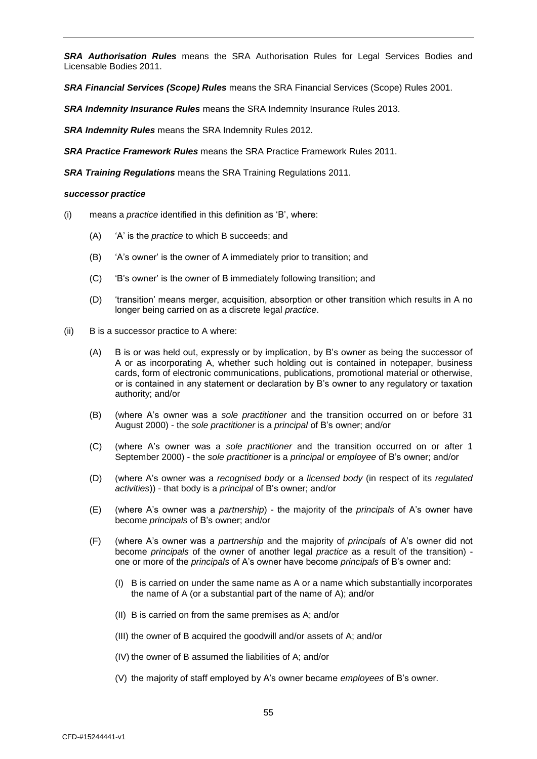***SRA Authorisation Rules*** means the SRA Authorisation Rules for Legal Services Bodies and Licensable Bodies 2011.

***SRA Financial Services (Scope) Rules*** means the SRA Financial Services (Scope) Rules 2001.

***SRA Indemnity Insurance Rules*** means the SRA Indemnity Insurance Rules 2013.

***SRA Indemnity Rules*** means the SRA Indemnity Rules 2012.

***SRA Practice Framework Rules*** means the SRA Practice Framework Rules 2011.

***SRA Training Regulations*** means the SRA Training Regulations 2011.

***successor practice***

(i) means a *practice* identified in this definition as 'B', where:

  (A) 'A' is the *practice* to which B succeeds; and

  (B) 'A's owner' is the owner of A immediately prior to transition; and

  (C) 'B's owner' is the owner of B immediately following transition; and

  (D) 'transition' means merger, acquisition, absorption or other transition which results in A no longer being carried on as a discrete legal *practice*.

(ii) B is a successor practice to A where:

  (A) B is or was held out, expressly or by implication, by B's owner as being the successor of A or as incorporating A, whether such holding out is contained in notepaper, business cards, form of electronic communications, publications, promotional material or otherwise, or is contained in any statement or declaration by B's owner to any regulatory or taxation authority; and/or

  (B) (where A's owner was a *sole practitioner* and the transition occurred on or before 31 August 2000) - the *sole practitioner* is a *principal* of B's owner; and/or

  (C) (where A's owner was a *sole practitioner* and the transition occurred on or after 1 September 2000) - the *sole practitioner* is a *principal* or *employee* of B's owner; and/or

  (D) (where A's owner was a *recognised body* or a *licensed body* (in respect of its *regulated activities*)) - that body is a *principal* of B's owner; and/or

  (E) (where A's owner was a *partnership*) - the majority of the *principals* of A's owner have become *principals* of B's owner; and/or

  (F) (where A's owner was a *partnership* and the majority of *principals* of A's owner did not become *principals* of the owner of another legal *practice* as a result of the transition) - one or more of the *principals* of A's owner have become *principals* of B's owner and:

    (I) B is carried on under the same name as A or a name which substantially incorporates the name of A (or a substantial part of the name of A); and/or

    (II) B is carried on from the same premises as A; and/or

    (III) the owner of B acquired the goodwill and/or assets of A; and/or

    (IV) the owner of B assumed the liabilities of A; and/or

    (V) the majority of staff employed by A's owner became *employees* of B's owner.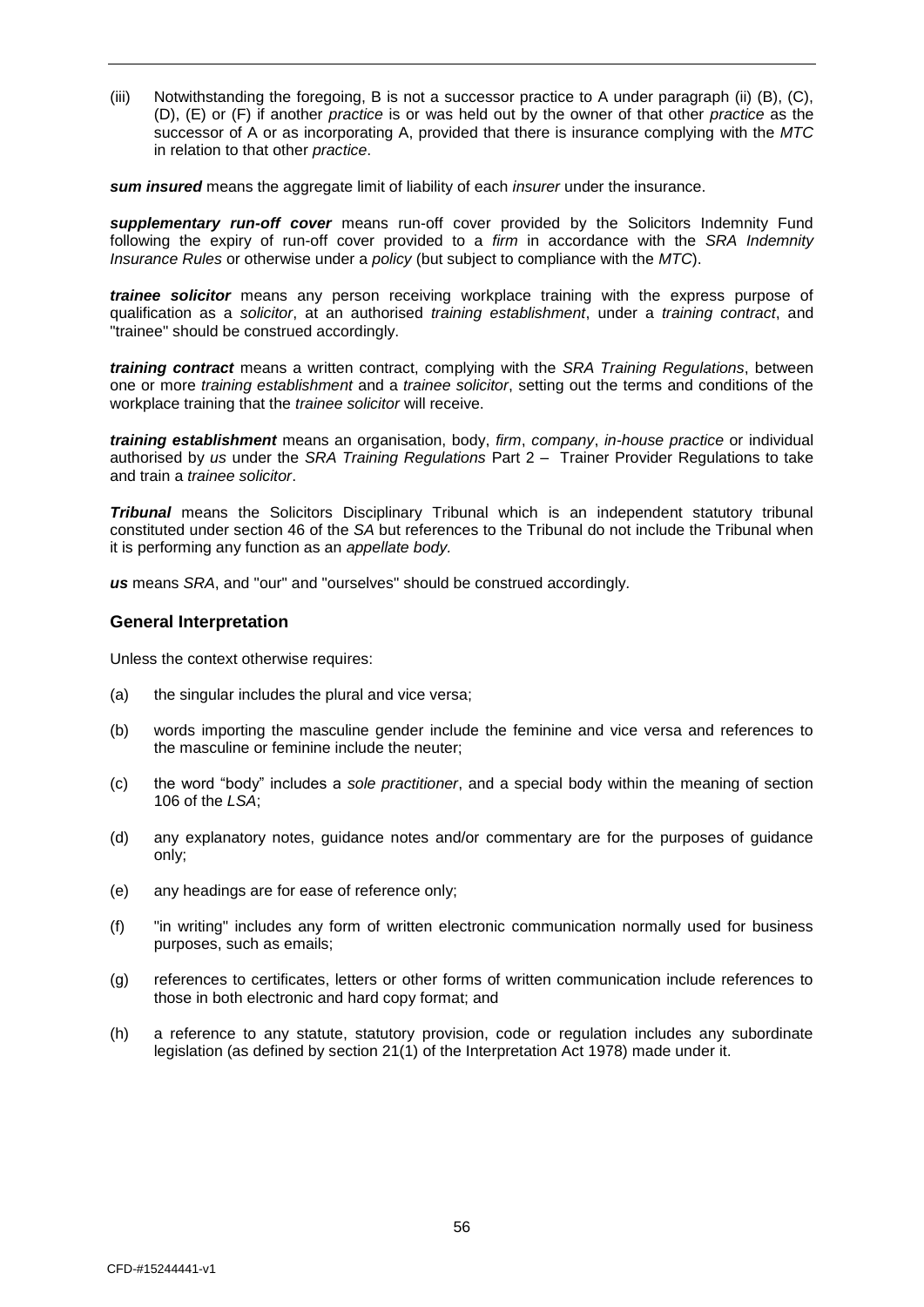(iii) Notwithstanding the foregoing, B is not a successor practice to A under paragraph (ii) (B), (C), (D), (E) or (F) if another *practice* is or was held out by the owner of that other *practice* as the successor of A or as incorporating A, provided that there is insurance complying with the *MTC* in relation to that other *practice*.

***sum insured*** means the aggregate limit of liability of each *insurer* under the insurance.

***supplementary run-off cover*** means run-off cover provided by the Solicitors Indemnity Fund following the expiry of run-off cover provided to a *firm* in accordance with the *SRA Indemnity Insurance Rules* or otherwise under a *policy* (but subject to compliance with the *MTC*).

***trainee solicitor*** means any person receiving workplace training with the express purpose of qualification as a *solicitor*, at an authorised *training establishment*, under a *training contract*, and "trainee" should be construed accordingly.

***training contract*** means a written contract, complying with the *SRA Training Regulations*, between one or more *training establishment* and a *trainee solicitor*, setting out the terms and conditions of the workplace training that the *trainee solicitor* will receive.

***training establishment*** means an organisation, body, *firm*, *company*, *in-house practice* or individual authorised by *us* under the *SRA Training Regulations* Part 2 – Trainer Provider Regulations to take and train a *trainee solicitor*.

***Tribunal*** means the Solicitors Disciplinary Tribunal which is an independent statutory tribunal constituted under section 46 of the *SA* but references to the Tribunal do not include the Tribunal when it is performing any function as an *appellate body.*

***us*** means *SRA*, and "our" and "ourselves" should be construed accordingly.

## General Interpretation

Unless the context otherwise requires:

(a) the singular includes the plural and vice versa;

(b) words importing the masculine gender include the feminine and vice versa and references to the masculine or feminine include the neuter;

(c) the word "body" includes a *sole practitioner*, and a special body within the meaning of section 106 of the *LSA*;

(d) any explanatory notes, guidance notes and/or commentary are for the purposes of guidance only;

(e) any headings are for ease of reference only;

(f) "in writing" includes any form of written electronic communication normally used for business purposes, such as emails;

(g) references to certificates, letters or other forms of written communication include references to those in both electronic and hard copy format; and

(h) a reference to any statute, statutory provision, code or regulation includes any subordinate legislation (as defined by section 21(1) of the Interpretation Act 1978) made under it.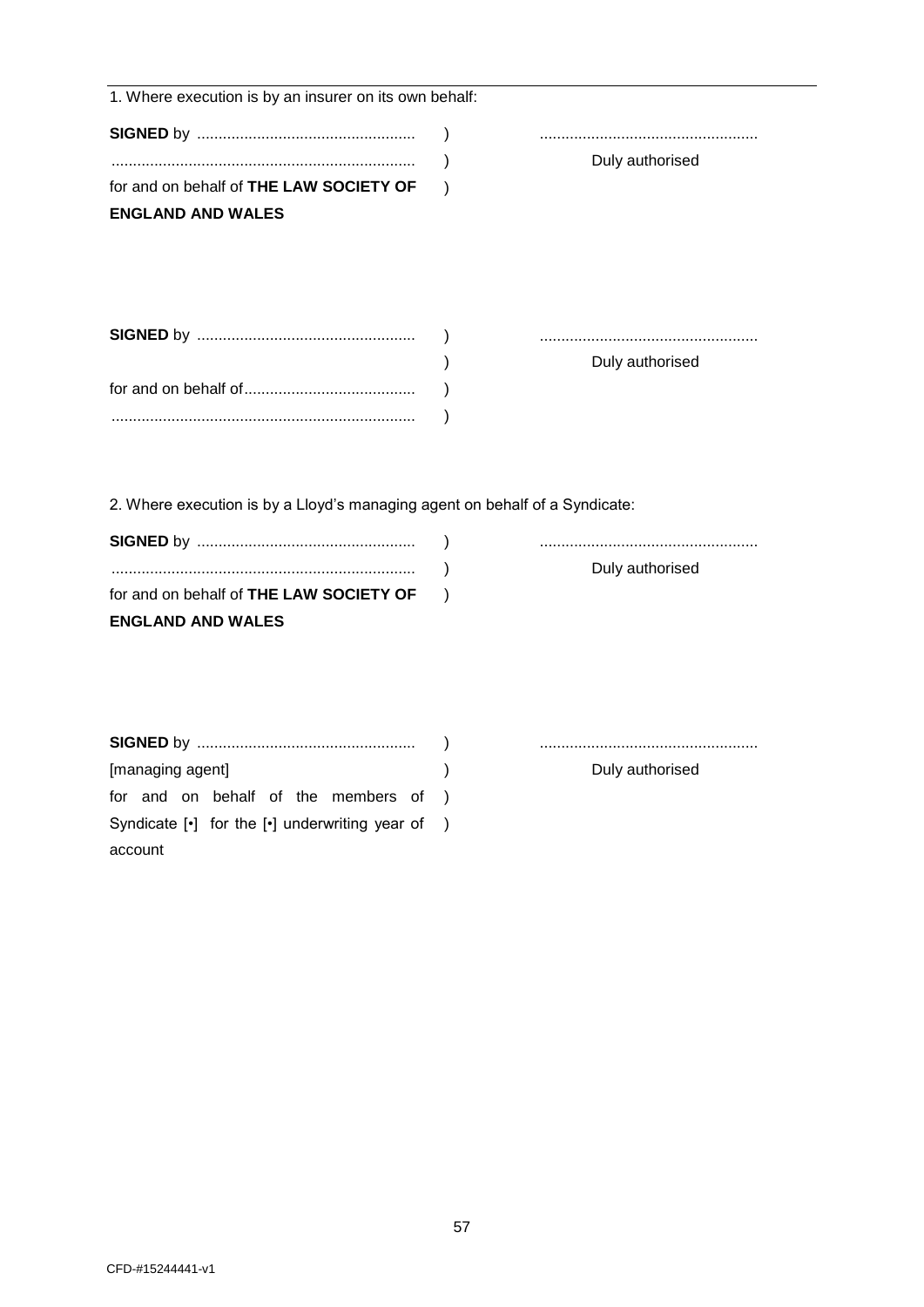1. Where execution is by an insurer on its own behalf:

| | | |
|---|---|---|
| **SIGNED** by .................................................. | ) | .................................................. |
| ...................................................................... | ) | Duly authorised |
| for and on behalf of **THE LAW SOCIETY OF ENGLAND AND WALES** | ) | |

| | | |
|---|---|---|
| **SIGNED** by .................................................. | ) | .................................................. |
| | ) | Duly authorised |
| for and on behalf of....................................... | ) | |
| ...................................................................... | ) | |

2. Where execution is by a Lloyd's managing agent on behalf of a Syndicate:

| | | |
|---|---|---|
| **SIGNED** by .................................................. | ) | .................................................. |
| ...................................................................... | ) | Duly authorised |
| for and on behalf of **THE LAW SOCIETY OF ENGLAND AND WALES** | ) | |

| | | |
|---|---|---|
| **SIGNED** by .................................................. | ) | .................................................. |
| [managing agent] | ) | Duly authorised |
| for and on behalf of the members of | ) | |
| Syndicate [•] for the [•] underwriting year of account | ) | |

CFD-#15244441-v1